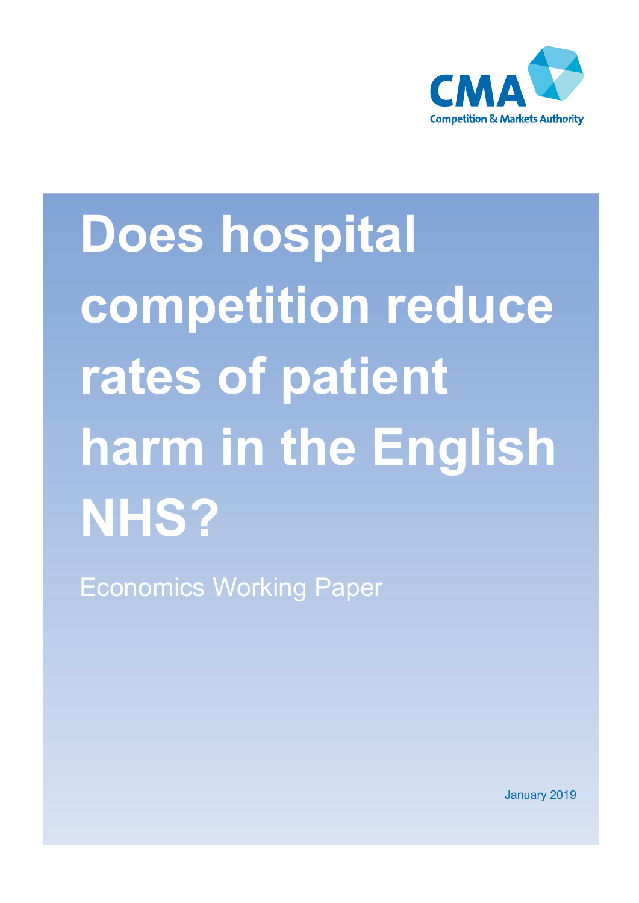CMA

Competition & Markets Authority

# Does hospital competition reduce rates of patient harm in the English NHS?

Economics Working Paper

January 2019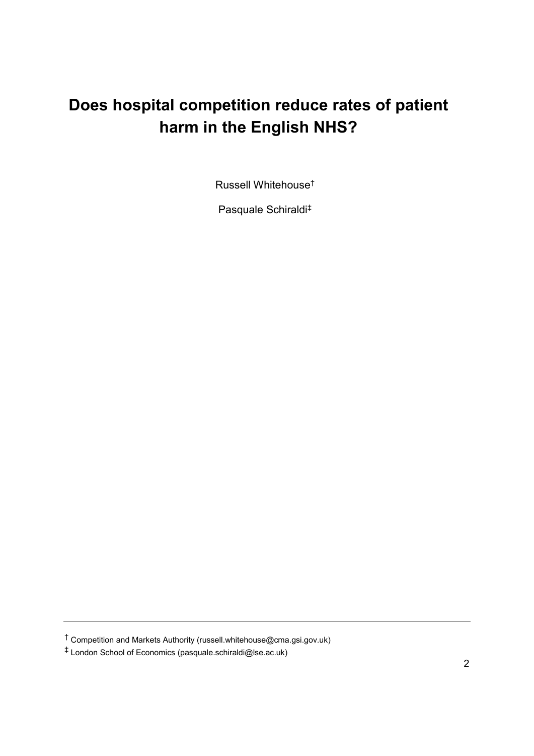# Does hospital competition reduce rates of patient harm in the English NHS?

Russell Whitehouse†

Pasquale Schiraldi‡

---

† Competition and Markets Authority (russell.whitehouse@cma.gsi.gov.uk)

‡ London School of Economics (pasquale.schiraldi@lse.ac.uk)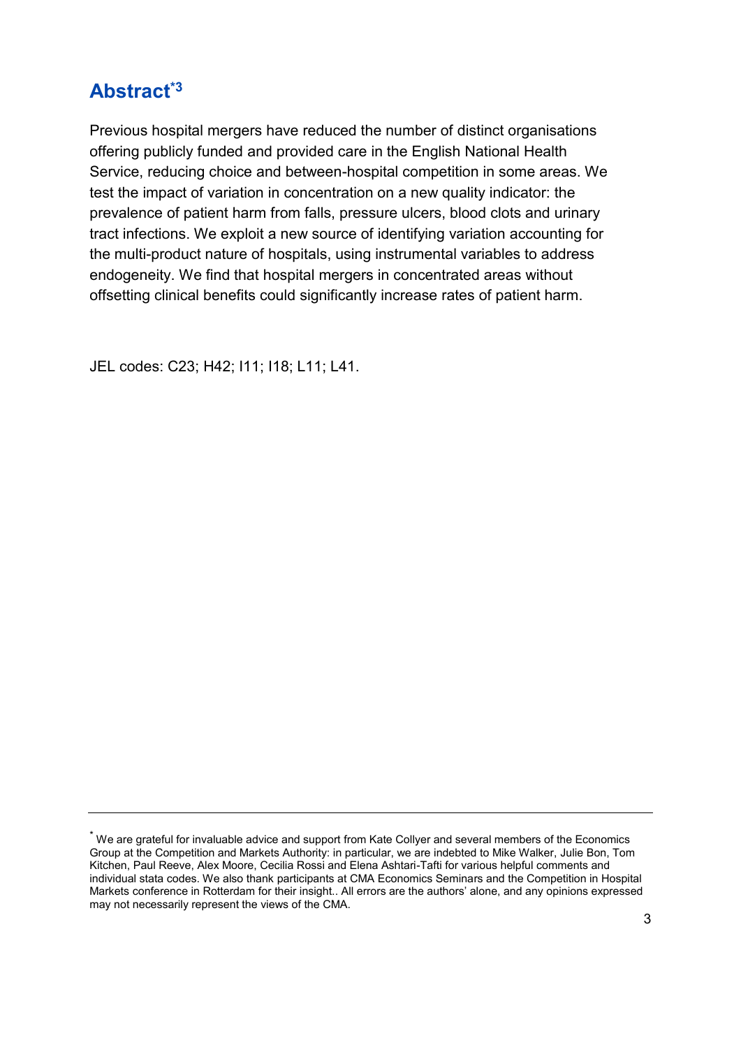## Abstract[*3]

Previous hospital mergers have reduced the number of distinct organisations offering publicly funded and provided care in the English National Health Service, reducing choice and between-hospital competition in some areas. We test the impact of variation in concentration on a new quality indicator: the prevalence of patient harm from falls, pressure ulcers, blood clots and urinary tract infections. We exploit a new source of identifying variation accounting for the multi-product nature of hospitals, using instrumental variables to address endogeneity. We find that hospital mergers in concentrated areas without offsetting clinical benefits could significantly increase rates of patient harm.

JEL codes: C23; H42; I11; I18; L11; L41.

---

[*] We are grateful for invaluable advice and support from Kate Collyer and several members of the Economics Group at the Competition and Markets Authority: in particular, we are indebted to Mike Walker, Julie Bon, Tom Kitchen, Paul Reeve, Alex Moore, Cecilia Rossi and Elena Ashtari-Tafti for various helpful comments and individual stata codes. We also thank participants at CMA Economics Seminars and the Competition in Hospital Markets conference in Rotterdam for their insight.. All errors are the authors' alone, and any opinions expressed may not necessarily represent the views of the CMA.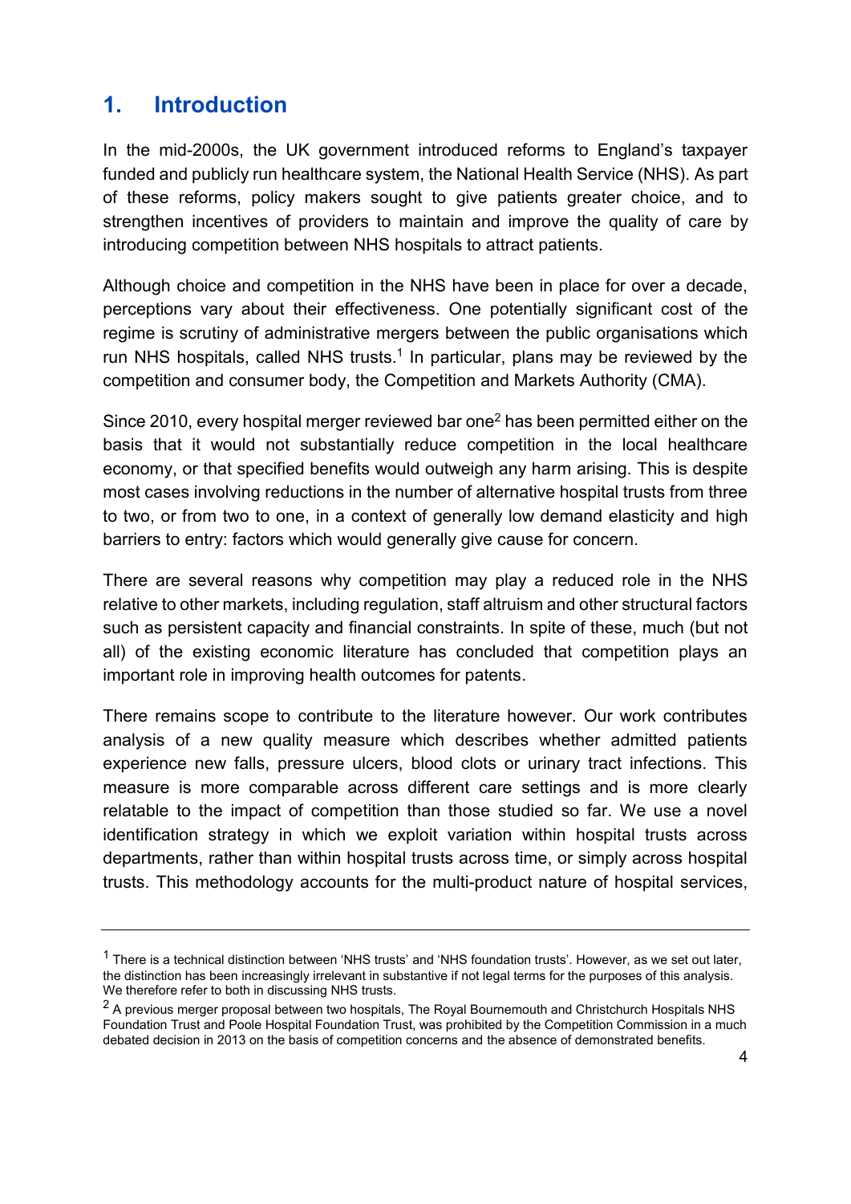## 1. Introduction

In the mid-2000s, the UK government introduced reforms to England's taxpayer funded and publicly run healthcare system, the National Health Service (NHS). As part of these reforms, policy makers sought to give patients greater choice, and to strengthen incentives of providers to maintain and improve the quality of care by introducing competition between NHS hospitals to attract patients.

Although choice and competition in the NHS have been in place for over a decade, perceptions vary about their effectiveness. One potentially significant cost of the regime is scrutiny of administrative mergers between the public organisations which run NHS hospitals, called NHS trusts.[1] In particular, plans may be reviewed by the competition and consumer body, the Competition and Markets Authority (CMA).

Since 2010, every hospital merger reviewed bar one[2] has been permitted either on the basis that it would not substantially reduce competition in the local healthcare economy, or that specified benefits would outweigh any harm arising. This is despite most cases involving reductions in the number of alternative hospital trusts from three to two, or from two to one, in a context of generally low demand elasticity and high barriers to entry: factors which would generally give cause for concern.

There are several reasons why competition may play a reduced role in the NHS relative to other markets, including regulation, staff altruism and other structural factors such as persistent capacity and financial constraints. In spite of these, much (but not all) of the existing economic literature has concluded that competition plays an important role in improving health outcomes for patents.

There remains scope to contribute to the literature however. Our work contributes analysis of a new quality measure which describes whether admitted patients experience new falls, pressure ulcers, blood clots or urinary tract infections. This measure is more comparable across different care settings and is more clearly relatable to the impact of competition than those studied so far. We use a novel identification strategy in which we exploit variation within hospital trusts across departments, rather than within hospital trusts across time, or simply across hospital trusts. This methodology accounts for the multi-product nature of hospital services,

---

[1] There is a technical distinction between 'NHS trusts' and 'NHS foundation trusts'. However, as we set out later, the distinction has been increasingly irrelevant in substantive if not legal terms for the purposes of this analysis. We therefore refer to both in discussing NHS trusts.

[2] A previous merger proposal between two hospitals, The Royal Bournemouth and Christchurch Hospitals NHS Foundation Trust and Poole Hospital Foundation Trust, was prohibited by the Competition Commission in a much debated decision in 2013 on the basis of competition concerns and the absence of demonstrated benefits.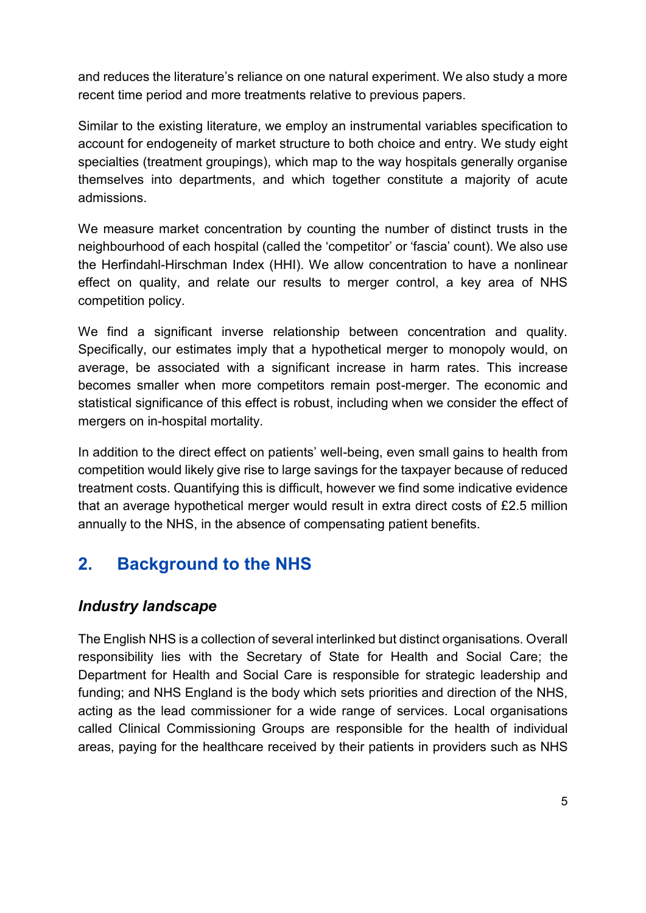and reduces the literature's reliance on one natural experiment. We also study a more recent time period and more treatments relative to previous papers.

Similar to the existing literature, we employ an instrumental variables specification to account for endogeneity of market structure to both choice and entry. We study eight specialties (treatment groupings), which map to the way hospitals generally organise themselves into departments, and which together constitute a majority of acute admissions.

We measure market concentration by counting the number of distinct trusts in the neighbourhood of each hospital (called the 'competitor' or 'fascia' count). We also use the Herfindahl-Hirschman Index (HHI). We allow concentration to have a nonlinear effect on quality, and relate our results to merger control, a key area of NHS competition policy.

We find a significant inverse relationship between concentration and quality. Specifically, our estimates imply that a hypothetical merger to monopoly would, on average, be associated with a significant increase in harm rates. This increase becomes smaller when more competitors remain post-merger. The economic and statistical significance of this effect is robust, including when we consider the effect of mergers on in-hospital mortality.

In addition to the direct effect on patients' well-being, even small gains to health from competition would likely give rise to large savings for the taxpayer because of reduced treatment costs. Quantifying this is difficult, however we find some indicative evidence that an average hypothetical merger would result in extra direct costs of £2.5 million annually to the NHS, in the absence of compensating patient benefits.

## 2. Background to the NHS

### *Industry landscape*

The English NHS is a collection of several interlinked but distinct organisations. Overall responsibility lies with the Secretary of State for Health and Social Care; the Department for Health and Social Care is responsible for strategic leadership and funding; and NHS England is the body which sets priorities and direction of the NHS, acting as the lead commissioner for a wide range of services. Local organisations called Clinical Commissioning Groups are responsible for the health of individual areas, paying for the healthcare received by their patients in providers such as NHS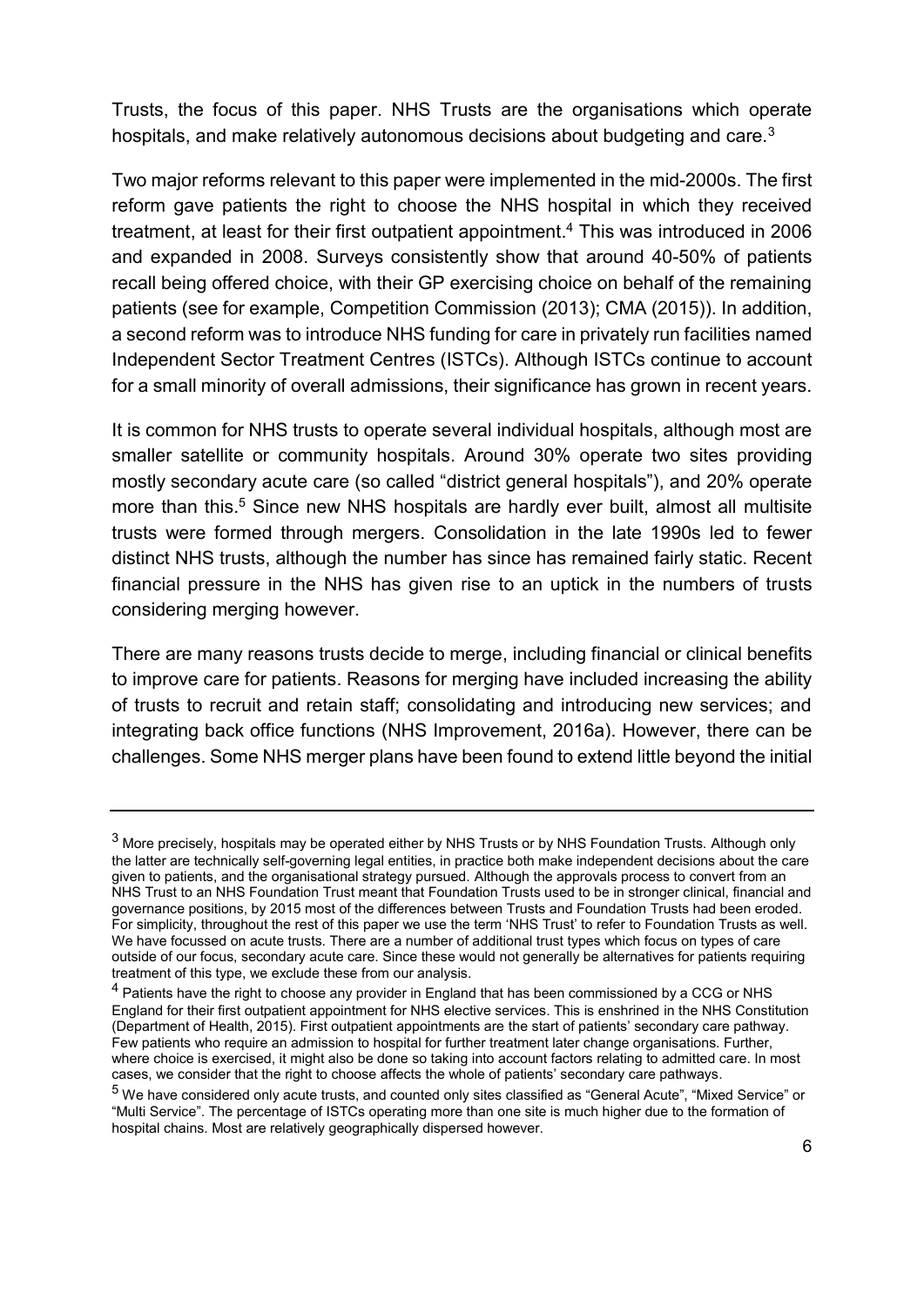Trusts, the focus of this paper. NHS Trusts are the organisations which operate hospitals, and make relatively autonomous decisions about budgeting and care.[3]

Two major reforms relevant to this paper were implemented in the mid-2000s. The first reform gave patients the right to choose the NHS hospital in which they received treatment, at least for their first outpatient appointment.[4] This was introduced in 2006 and expanded in 2008. Surveys consistently show that around 40-50% of patients recall being offered choice, with their GP exercising choice on behalf of the remaining patients (see for example, Competition Commission (2013); CMA (2015)). In addition, a second reform was to introduce NHS funding for care in privately run facilities named Independent Sector Treatment Centres (ISTCs). Although ISTCs continue to account for a small minority of overall admissions, their significance has grown in recent years.

It is common for NHS trusts to operate several individual hospitals, although most are smaller satellite or community hospitals. Around 30% operate two sites providing mostly secondary acute care (so called "district general hospitals"), and 20% operate more than this.[5] Since new NHS hospitals are hardly ever built, almost all multisite trusts were formed through mergers. Consolidation in the late 1990s led to fewer distinct NHS trusts, although the number has since has remained fairly static. Recent financial pressure in the NHS has given rise to an uptick in the numbers of trusts considering merging however.

There are many reasons trusts decide to merge, including financial or clinical benefits to improve care for patients. Reasons for merging have included increasing the ability of trusts to recruit and retain staff; consolidating and introducing new services; and integrating back office functions (NHS Improvement, 2016a). However, there can be challenges. Some NHS merger plans have been found to extend little beyond the initial

---

[3] More precisely, hospitals may be operated either by NHS Trusts or by NHS Foundation Trusts. Although only the latter are technically self-governing legal entities, in practice both make independent decisions about the care given to patients, and the organisational strategy pursued. Although the approvals process to convert from an NHS Trust to an NHS Foundation Trust meant that Foundation Trusts used to be in stronger clinical, financial and governance positions, by 2015 most of the differences between Trusts and Foundation Trusts had been eroded. For simplicity, throughout the rest of this paper we use the term 'NHS Trust' to refer to Foundation Trusts as well. We have focussed on acute trusts. There are a number of additional trust types which focus on types of care outside of our focus, secondary acute care. Since these would not generally be alternatives for patients requiring treatment of this type, we exclude these from our analysis.

[4] Patients have the right to choose any provider in England that has been commissioned by a CCG or NHS England for their first outpatient appointment for NHS elective services. This is enshrined in the NHS Constitution (Department of Health, 2015). First outpatient appointments are the start of patients' secondary care pathway. Few patients who require an admission to hospital for further treatment later change organisations. Further, where choice is exercised, it might also be done so taking into account factors relating to admitted care. In most cases, we consider that the right to choose affects the whole of patients' secondary care pathways.

[5] We have considered only acute trusts, and counted only sites classified as "General Acute", "Mixed Service" or "Multi Service". The percentage of ISTCs operating more than one site is much higher due to the formation of hospital chains. Most are relatively geographically dispersed however.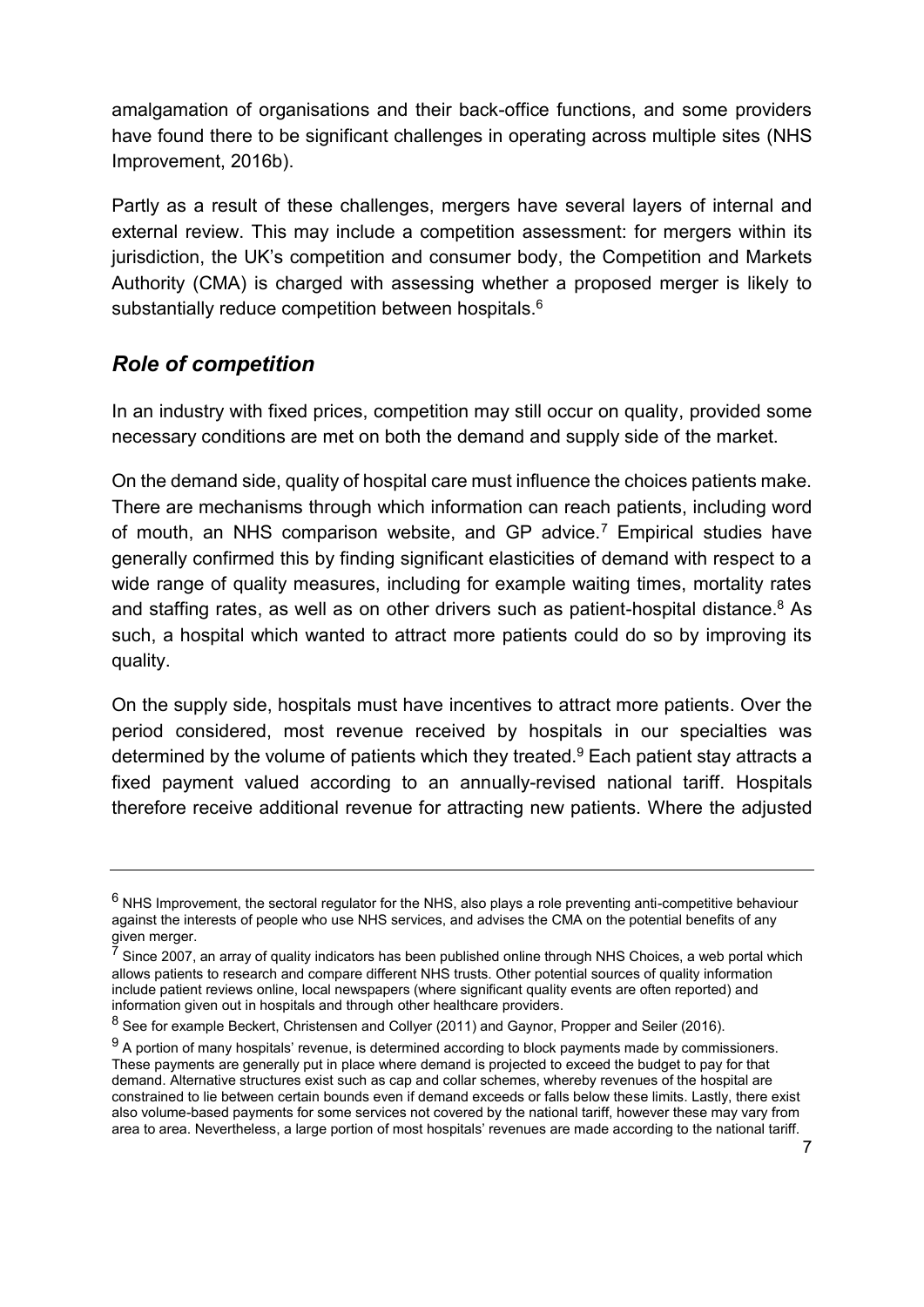amalgamation of organisations and their back-office functions, and some providers have found there to be significant challenges in operating across multiple sites (NHS Improvement, 2016b).

Partly as a result of these challenges, mergers have several layers of internal and external review. This may include a competition assessment: for mergers within its jurisdiction, the UK's competition and consumer body, the Competition and Markets Authority (CMA) is charged with assessing whether a proposed merger is likely to substantially reduce competition between hospitals.[6]

## *Role of competition*

In an industry with fixed prices, competition may still occur on quality, provided some necessary conditions are met on both the demand and supply side of the market.

On the demand side, quality of hospital care must influence the choices patients make. There are mechanisms through which information can reach patients, including word of mouth, an NHS comparison website, and GP advice.[7] Empirical studies have generally confirmed this by finding significant elasticities of demand with respect to a wide range of quality measures, including for example waiting times, mortality rates and staffing rates, as well as on other drivers such as patient-hospital distance.[8] As such, a hospital which wanted to attract more patients could do so by improving its quality.

On the supply side, hospitals must have incentives to attract more patients. Over the period considered, most revenue received by hospitals in our specialties was determined by the volume of patients which they treated.[9] Each patient stay attracts a fixed payment valued according to an annually-revised national tariff. Hospitals therefore receive additional revenue for attracting new patients. Where the adjusted

---

[6] NHS Improvement, the sectoral regulator for the NHS, also plays a role preventing anti-competitive behaviour against the interests of people who use NHS services, and advises the CMA on the potential benefits of any given merger.

[7] Since 2007, an array of quality indicators has been published online through NHS Choices, a web portal which allows patients to research and compare different NHS trusts. Other potential sources of quality information include patient reviews online, local newspapers (where significant quality events are often reported) and information given out in hospitals and through other healthcare providers.

[8] See for example Beckert, Christensen and Collyer (2011) and Gaynor, Propper and Seiler (2016).

[9] A portion of many hospitals' revenue, is determined according to block payments made by commissioners. These payments are generally put in place where demand is projected to exceed the budget to pay for that demand. Alternative structures exist such as cap and collar schemes, whereby revenues of the hospital are constrained to lie between certain bounds even if demand exceeds or falls below these limits. Lastly, there exist also volume-based payments for some services not covered by the national tariff, however these may vary from area to area. Nevertheless, a large portion of most hospitals' revenues are made according to the national tariff.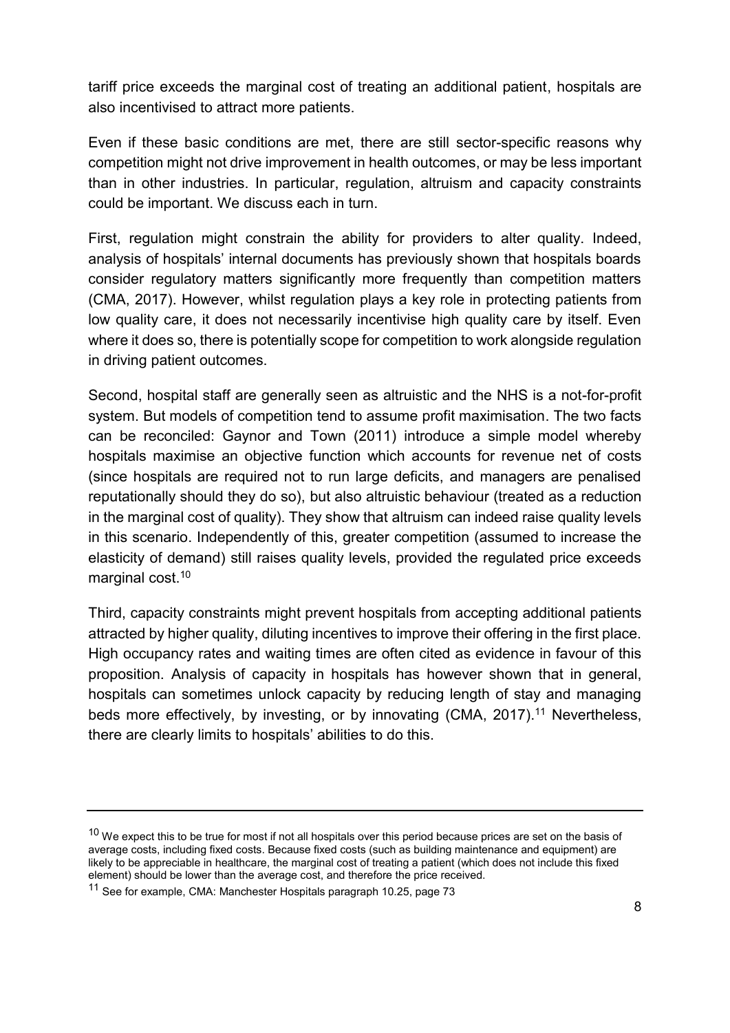tariff price exceeds the marginal cost of treating an additional patient, hospitals are also incentivised to attract more patients.

Even if these basic conditions are met, there are still sector-specific reasons why competition might not drive improvement in health outcomes, or may be less important than in other industries. In particular, regulation, altruism and capacity constraints could be important. We discuss each in turn.

First, regulation might constrain the ability for providers to alter quality. Indeed, analysis of hospitals' internal documents has previously shown that hospitals boards consider regulatory matters significantly more frequently than competition matters (CMA, 2017). However, whilst regulation plays a key role in protecting patients from low quality care, it does not necessarily incentivise high quality care by itself. Even where it does so, there is potentially scope for competition to work alongside regulation in driving patient outcomes.

Second, hospital staff are generally seen as altruistic and the NHS is a not-for-profit system. But models of competition tend to assume profit maximisation. The two facts can be reconciled: Gaynor and Town (2011) introduce a simple model whereby hospitals maximise an objective function which accounts for revenue net of costs (since hospitals are required not to run large deficits, and managers are penalised reputationally should they do so), but also altruistic behaviour (treated as a reduction in the marginal cost of quality). They show that altruism can indeed raise quality levels in this scenario. Independently of this, greater competition (assumed to increase the elasticity of demand) still raises quality levels, provided the regulated price exceeds marginal cost.[10]

Third, capacity constraints might prevent hospitals from accepting additional patients attracted by higher quality, diluting incentives to improve their offering in the first place. High occupancy rates and waiting times are often cited as evidence in favour of this proposition. Analysis of capacity in hospitals has however shown that in general, hospitals can sometimes unlock capacity by reducing length of stay and managing beds more effectively, by investing, or by innovating (CMA, 2017).[11] Nevertheless, there are clearly limits to hospitals' abilities to do this.

---

[10] We expect this to be true for most if not all hospitals over this period because prices are set on the basis of average costs, including fixed costs. Because fixed costs (such as building maintenance and equipment) are likely to be appreciable in healthcare, the marginal cost of treating a patient (which does not include this fixed element) should be lower than the average cost, and therefore the price received.

[11] See for example, CMA: Manchester Hospitals paragraph 10.25, page 73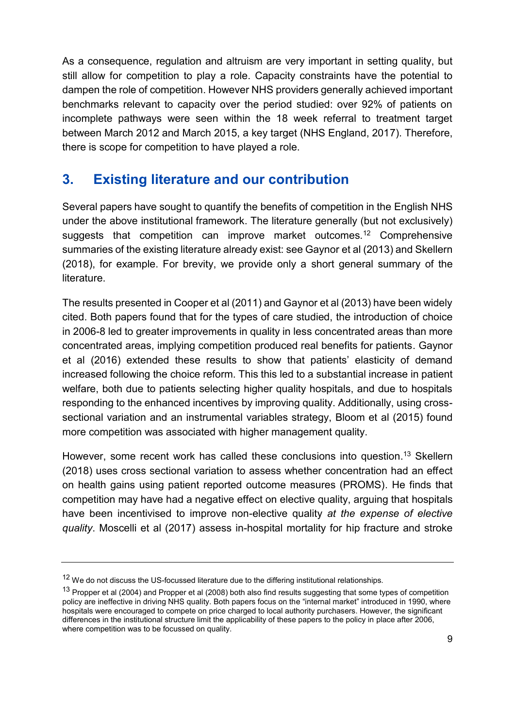As a consequence, regulation and altruism are very important in setting quality, but still allow for competition to play a role. Capacity constraints have the potential to dampen the role of competition. However NHS providers generally achieved important benchmarks relevant to capacity over the period studied: over 92% of patients on incomplete pathways were seen within the 18 week referral to treatment target between March 2012 and March 2015, a key target (NHS England, 2017). Therefore, there is scope for competition to have played a role.

## 3. Existing literature and our contribution

Several papers have sought to quantify the benefits of competition in the English NHS under the above institutional framework. The literature generally (but not exclusively) suggests that competition can improve market outcomes.[12] Comprehensive summaries of the existing literature already exist: see Gaynor et al (2013) and Skellern (2018), for example. For brevity, we provide only a short general summary of the literature.

The results presented in Cooper et al (2011) and Gaynor et al (2013) have been widely cited. Both papers found that for the types of care studied, the introduction of choice in 2006-8 led to greater improvements in quality in less concentrated areas than more concentrated areas, implying competition produced real benefits for patients. Gaynor et al (2016) extended these results to show that patients' elasticity of demand increased following the choice reform. This this led to a substantial increase in patient welfare, both due to patients selecting higher quality hospitals, and due to hospitals responding to the enhanced incentives by improving quality. Additionally, using cross-sectional variation and an instrumental variables strategy, Bloom et al (2015) found more competition was associated with higher management quality.

However, some recent work has called these conclusions into question.[13] Skellern (2018) uses cross sectional variation to assess whether concentration had an effect on health gains using patient reported outcome measures (PROMS). He finds that competition may have had a negative effect on elective quality, arguing that hospitals have been incentivised to improve non-elective quality *at the expense of elective quality*. Moscelli et al (2017) assess in-hospital mortality for hip fracture and stroke

---

[12] We do not discuss the US-focussed literature due to the differing institutional relationships.

[13] Propper et al (2004) and Propper et al (2008) both also find results suggesting that some types of competition policy are ineffective in driving NHS quality. Both papers focus on the "internal market" introduced in 1990, where hospitals were encouraged to compete on price charged to local authority purchasers. However, the significant differences in the institutional structure limit the applicability of these papers to the policy in place after 2006, where competition was to be focussed on quality.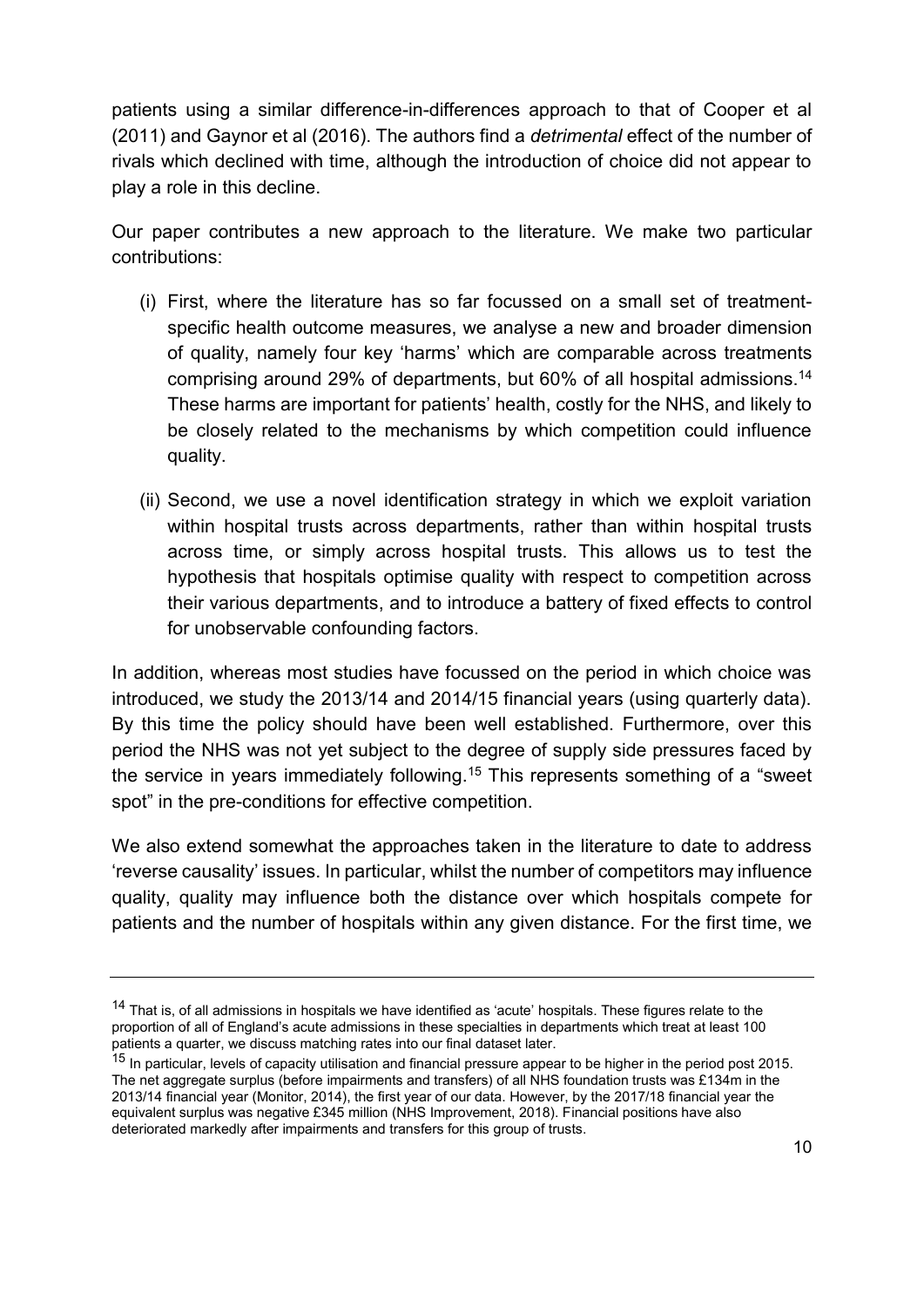patients using a similar difference-in-differences approach to that of Cooper et al (2011) and Gaynor et al (2016). The authors find a *detrimental* effect of the number of rivals which declined with time, although the introduction of choice did not appear to play a role in this decline.

Our paper contributes a new approach to the literature. We make two particular contributions:

(i) First, where the literature has so far focussed on a small set of treatment-specific health outcome measures, we analyse a new and broader dimension of quality, namely four key 'harms' which are comparable across treatments comprising around 29% of departments, but 60% of all hospital admissions.[14] These harms are important for patients' health, costly for the NHS, and likely to be closely related to the mechanisms by which competition could influence quality.

(ii) Second, we use a novel identification strategy in which we exploit variation within hospital trusts across departments, rather than within hospital trusts across time, or simply across hospital trusts. This allows us to test the hypothesis that hospitals optimise quality with respect to competition across their various departments, and to introduce a battery of fixed effects to control for unobservable confounding factors.

In addition, whereas most studies have focussed on the period in which choice was introduced, we study the 2013/14 and 2014/15 financial years (using quarterly data). By this time the policy should have been well established. Furthermore, over this period the NHS was not yet subject to the degree of supply side pressures faced by the service in years immediately following.[15] This represents something of a "sweet spot" in the pre-conditions for effective competition.

We also extend somewhat the approaches taken in the literature to date to address 'reverse causality' issues. In particular, whilst the number of competitors may influence quality, quality may influence both the distance over which hospitals compete for patients and the number of hospitals within any given distance. For the first time, we

---

[14] That is, of all admissions in hospitals we have identified as 'acute' hospitals. These figures relate to the proportion of all of England's acute admissions in these specialties in departments which treat at least 100 patients a quarter, we discuss matching rates into our final dataset later.

[15] In particular, levels of capacity utilisation and financial pressure appear to be higher in the period post 2015. The net aggregate surplus (before impairments and transfers) of all NHS foundation trusts was £134m in the 2013/14 financial year (Monitor, 2014), the first year of our data. However, by the 2017/18 financial year the equivalent surplus was negative £345 million (NHS Improvement, 2018). Financial positions have also deteriorated markedly after impairments and transfers for this group of trusts.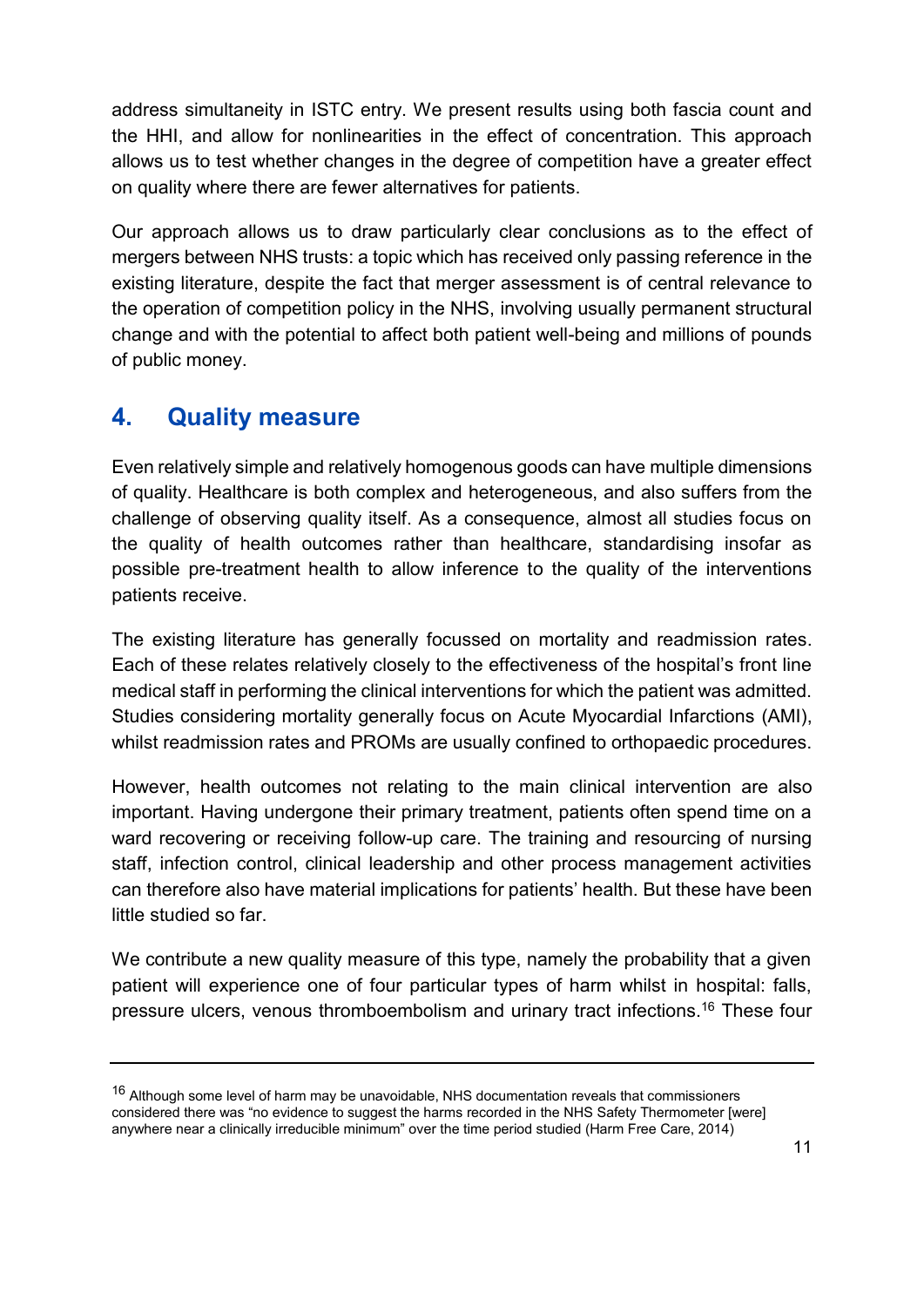address simultaneity in ISTC entry. We present results using both fascia count and the HHI, and allow for nonlinearities in the effect of concentration. This approach allows us to test whether changes in the degree of competition have a greater effect on quality where there are fewer alternatives for patients.

Our approach allows us to draw particularly clear conclusions as to the effect of mergers between NHS trusts: a topic which has received only passing reference in the existing literature, despite the fact that merger assessment is of central relevance to the operation of competition policy in the NHS, involving usually permanent structural change and with the potential to affect both patient well-being and millions of pounds of public money.

## 4. Quality measure

Even relatively simple and relatively homogenous goods can have multiple dimensions of quality. Healthcare is both complex and heterogeneous, and also suffers from the challenge of observing quality itself. As a consequence, almost all studies focus on the quality of health outcomes rather than healthcare, standardising insofar as possible pre-treatment health to allow inference to the quality of the interventions patients receive.

The existing literature has generally focussed on mortality and readmission rates. Each of these relates relatively closely to the effectiveness of the hospital's front line medical staff in performing the clinical interventions for which the patient was admitted. Studies considering mortality generally focus on Acute Myocardial Infarctions (AMI), whilst readmission rates and PROMs are usually confined to orthopaedic procedures.

However, health outcomes not relating to the main clinical intervention are also important. Having undergone their primary treatment, patients often spend time on a ward recovering or receiving follow-up care. The training and resourcing of nursing staff, infection control, clinical leadership and other process management activities can therefore also have material implications for patients' health. But these have been little studied so far.

We contribute a new quality measure of this type, namely the probability that a given patient will experience one of four particular types of harm whilst in hospital: falls, pressure ulcers, venous thromboembolism and urinary tract infections.[16] These four

---

[16] Although some level of harm may be unavoidable, NHS documentation reveals that commissioners considered there was "no evidence to suggest the harms recorded in the NHS Safety Thermometer [were] anywhere near a clinically irreducible minimum" over the time period studied (Harm Free Care, 2014)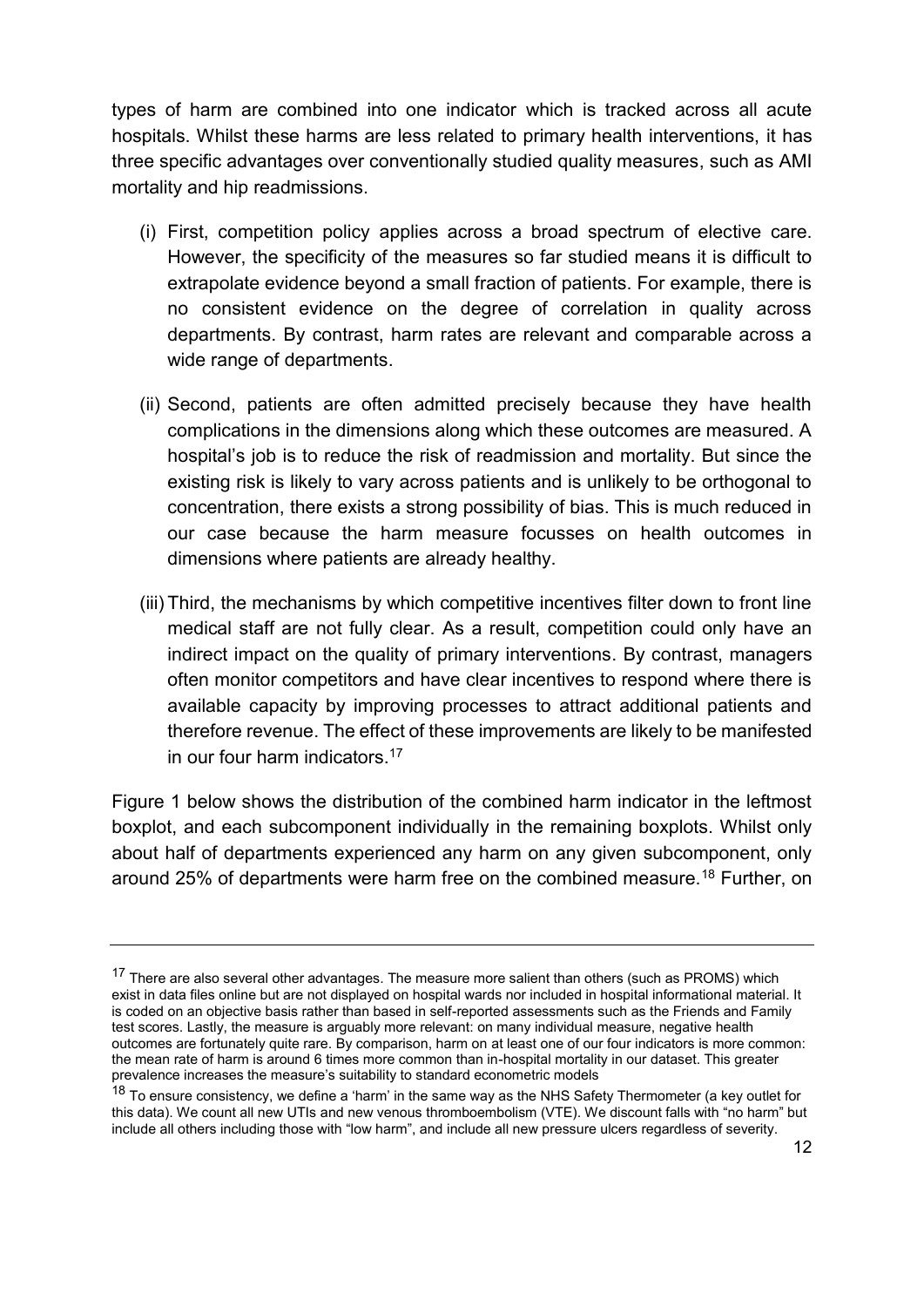types of harm are combined into one indicator which is tracked across all acute hospitals. Whilst these harms are less related to primary health interventions, it has three specific advantages over conventionally studied quality measures, such as AMI mortality and hip readmissions.

(i) First, competition policy applies across a broad spectrum of elective care. However, the specificity of the measures so far studied means it is difficult to extrapolate evidence beyond a small fraction of patients. For example, there is no consistent evidence on the degree of correlation in quality across departments. By contrast, harm rates are relevant and comparable across a wide range of departments.

(ii) Second, patients are often admitted precisely because they have health complications in the dimensions along which these outcomes are measured. A hospital's job is to reduce the risk of readmission and mortality. But since the existing risk is likely to vary across patients and is unlikely to be orthogonal to concentration, there exists a strong possibility of bias. This is much reduced in our case because the harm measure focusses on health outcomes in dimensions where patients are already healthy.

(iii) Third, the mechanisms by which competitive incentives filter down to front line medical staff are not fully clear. As a result, competition could only have an indirect impact on the quality of primary interventions. By contrast, managers often monitor competitors and have clear incentives to respond where there is available capacity by improving processes to attract additional patients and therefore revenue. The effect of these improvements are likely to be manifested in our four harm indicators.[17]

Figure 1 below shows the distribution of the combined harm indicator in the leftmost boxplot, and each subcomponent individually in the remaining boxplots. Whilst only about half of departments experienced any harm on any given subcomponent, only around 25% of departments were harm free on the combined measure.[18] Further, on

---

[17] There are also several other advantages. The measure more salient than others (such as PROMS) which exist in data files online but are not displayed on hospital wards nor included in hospital informational material. It is coded on an objective basis rather than based in self-reported assessments such as the Friends and Family test scores. Lastly, the measure is arguably more relevant: on many individual measure, negative health outcomes are fortunately quite rare. By comparison, harm on at least one of our four indicators is more common: the mean rate of harm is around 6 times more common than in-hospital mortality in our dataset. This greater prevalence increases the measure's suitability to standard econometric models

[18] To ensure consistency, we define a 'harm' in the same way as the NHS Safety Thermometer (a key outlet for this data). We count all new UTIs and new venous thromboembolism (VTE). We discount falls with "no harm" but include all others including those with "low harm", and include all new pressure ulcers regardless of severity.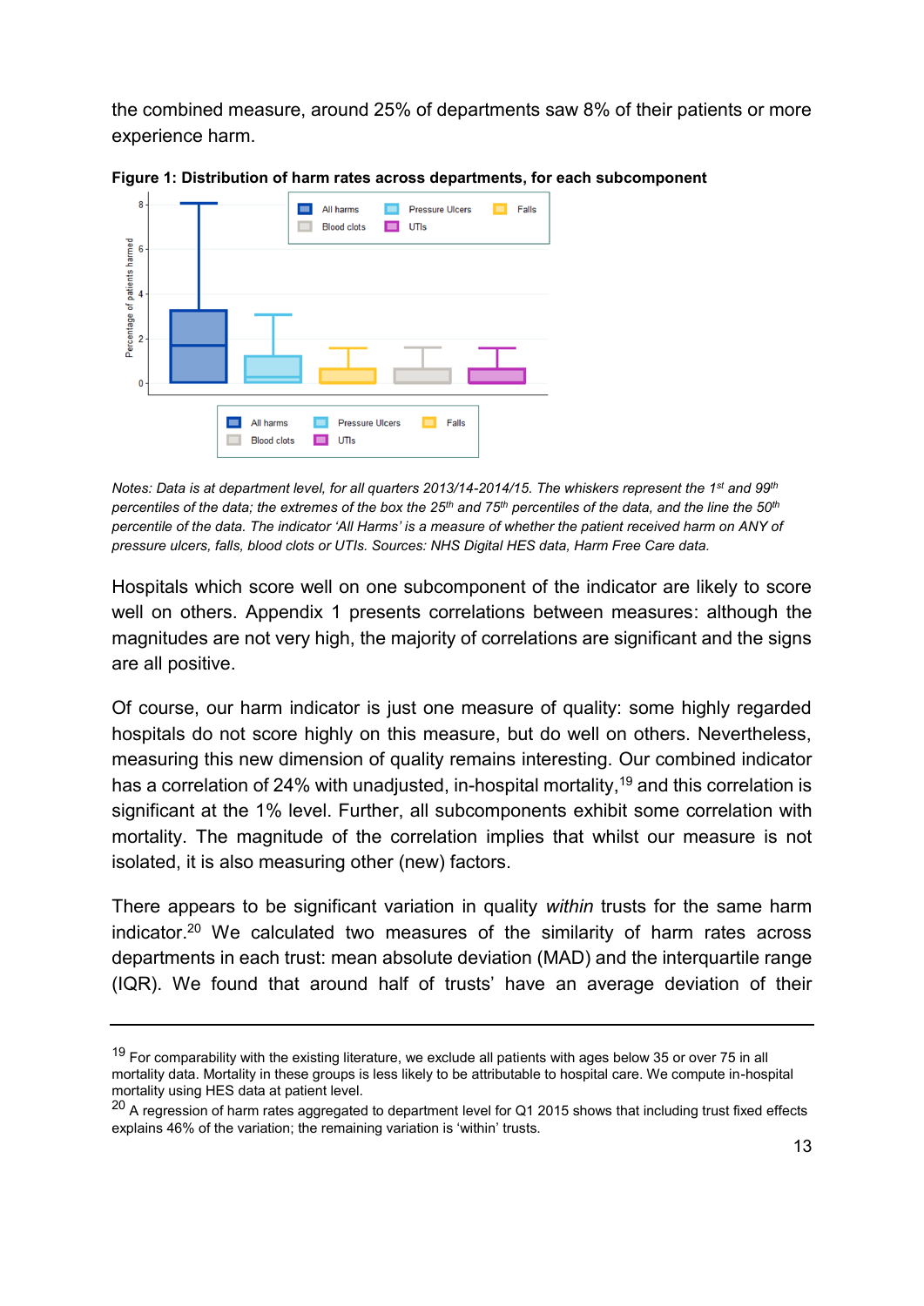the combined measure, around 25% of departments saw 8% of their patients or more experience harm.

**Figure 1: Distribution of harm rates across departments, for each subcomponent**

*Notes: Data is at department level, for all quarters 2013/14-2014/15. The whiskers represent the 1st and 99th percentiles of the data; the extremes of the box the 25th and 75th percentiles of the data, and the line the 50th percentile of the data. The indicator 'All Harms' is a measure of whether the patient received harm on ANY of pressure ulcers, falls, blood clots or UTIs. Sources: NHS Digital HES data, Harm Free Care data.*

Hospitals which score well on one subcomponent of the indicator are likely to score well on others. Appendix 1 presents correlations between measures: although the magnitudes are not very high, the majority of correlations are significant and the signs are all positive.

Of course, our harm indicator is just one measure of quality: some highly regarded hospitals do not score highly on this measure, but do well on others. Nevertheless, measuring this new dimension of quality remains interesting. Our combined indicator has a correlation of 24% with unadjusted, in-hospital mortality,[19] and this correlation is significant at the 1% level. Further, all subcomponents exhibit some correlation with mortality. The magnitude of the correlation implies that whilst our measure is not isolated, it is also measuring other (new) factors.

There appears to be significant variation in quality *within* trusts for the same harm indicator.[20] We calculated two measures of the similarity of harm rates across departments in each trust: mean absolute deviation (MAD) and the interquartile range (IQR). We found that around half of trusts' have an average deviation of their

---

[19] For comparability with the existing literature, we exclude all patients with ages below 35 or over 75 in all mortality data. Mortality in these groups is less likely to be attributable to hospital care. We compute in-hospital mortality using HES data at patient level.

[20] A regression of harm rates aggregated to department level for Q1 2015 shows that including trust fixed effects explains 46% of the variation; the remaining variation is 'within' trusts.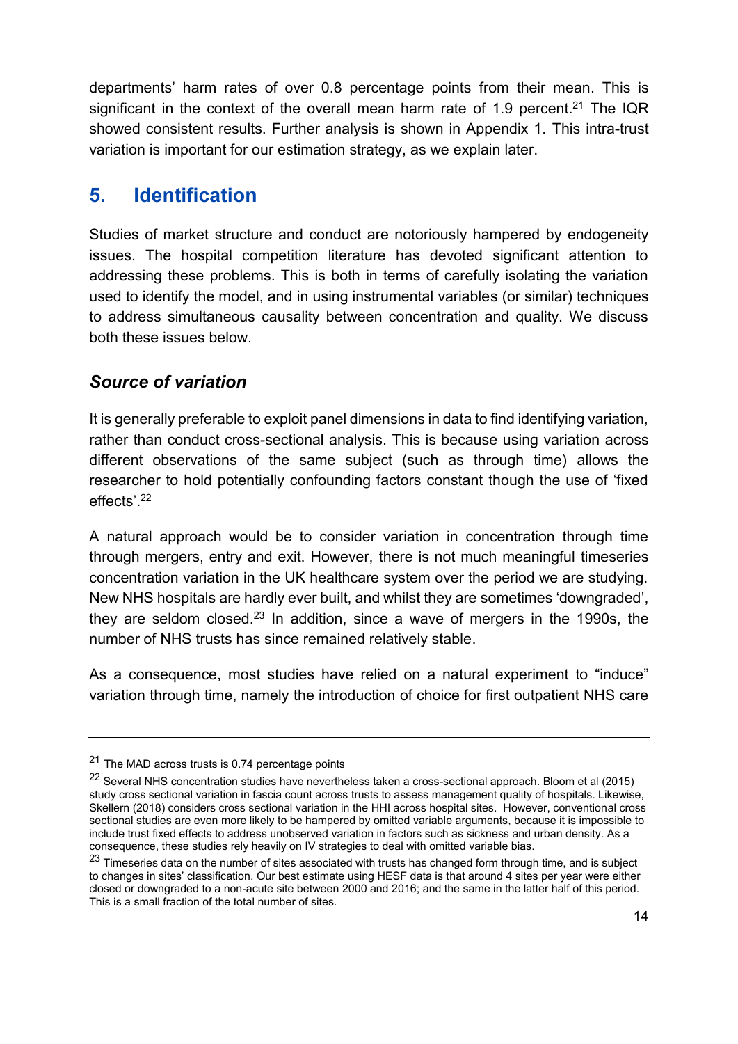departments' harm rates of over 0.8 percentage points from their mean. This is significant in the context of the overall mean harm rate of 1.9 percent.[21] The IQR showed consistent results. Further analysis is shown in Appendix 1. This intra-trust variation is important for our estimation strategy, as we explain later.

## 5. Identification

Studies of market structure and conduct are notoriously hampered by endogeneity issues. The hospital competition literature has devoted significant attention to addressing these problems. This is both in terms of carefully isolating the variation used to identify the model, and in using instrumental variables (or similar) techniques to address simultaneous causality between concentration and quality. We discuss both these issues below.

### *Source of variation*

It is generally preferable to exploit panel dimensions in data to find identifying variation, rather than conduct cross-sectional analysis. This is because using variation across different observations of the same subject (such as through time) allows the researcher to hold potentially confounding factors constant though the use of 'fixed effects'.[22]

A natural approach would be to consider variation in concentration through time through mergers, entry and exit. However, there is not much meaningful timeseries concentration variation in the UK healthcare system over the period we are studying. New NHS hospitals are hardly ever built, and whilst they are sometimes 'downgraded', they are seldom closed.[23] In addition, since a wave of mergers in the 1990s, the number of NHS trusts has since remained relatively stable.

As a consequence, most studies have relied on a natural experiment to "induce" variation through time, namely the introduction of choice for first outpatient NHS care

---

[21] The MAD across trusts is 0.74 percentage points

[22] Several NHS concentration studies have nevertheless taken a cross-sectional approach. Bloom et al (2015) study cross sectional variation in fascia count across trusts to assess management quality of hospitals. Likewise, Skellern (2018) considers cross sectional variation in the HHI across hospital sites. However, conventional cross sectional studies are even more likely to be hampered by omitted variable arguments, because it is impossible to include trust fixed effects to address unobserved variation in factors such as sickness and urban density. As a consequence, these studies rely heavily on IV strategies to deal with omitted variable bias.

[23] Timeseries data on the number of sites associated with trusts has changed form through time, and is subject to changes in sites' classification. Our best estimate using HESF data is that around 4 sites per year were either closed or downgraded to a non-acute site between 2000 and 2016; and the same in the latter half of this period. This is a small fraction of the total number of sites.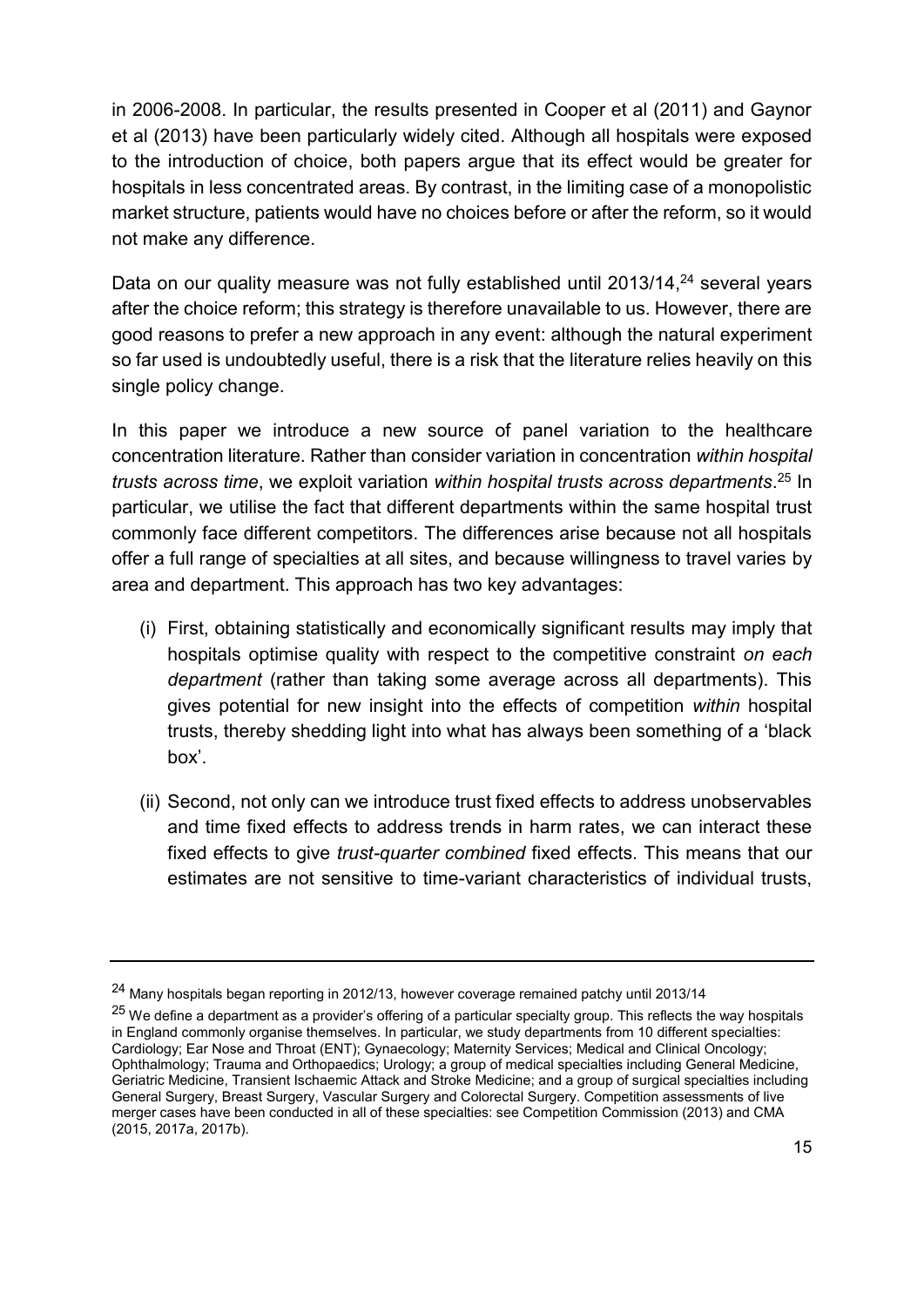in 2006-2008. In particular, the results presented in Cooper et al (2011) and Gaynor et al (2013) have been particularly widely cited. Although all hospitals were exposed to the introduction of choice, both papers argue that its effect would be greater for hospitals in less concentrated areas. By contrast, in the limiting case of a monopolistic market structure, patients would have no choices before or after the reform, so it would not make any difference.

Data on our quality measure was not fully established until 2013/14,[24] several years after the choice reform; this strategy is therefore unavailable to us. However, there are good reasons to prefer a new approach in any event: although the natural experiment so far used is undoubtedly useful, there is a risk that the literature relies heavily on this single policy change.

In this paper we introduce a new source of panel variation to the healthcare concentration literature. Rather than consider variation in concentration *within hospital trusts across time*, we exploit variation *within hospital trusts across departments*.[25] In particular, we utilise the fact that different departments within the same hospital trust commonly face different competitors. The differences arise because not all hospitals offer a full range of specialties at all sites, and because willingness to travel varies by area and department. This approach has two key advantages:

(i) First, obtaining statistically and economically significant results may imply that hospitals optimise quality with respect to the competitive constraint *on each department* (rather than taking some average across all departments). This gives potential for new insight into the effects of competition *within* hospital trusts, thereby shedding light into what has always been something of a 'black box'.

(ii) Second, not only can we introduce trust fixed effects to address unobservables and time fixed effects to address trends in harm rates, we can interact these fixed effects to give *trust-quarter combined* fixed effects. This means that our estimates are not sensitive to time-variant characteristics of individual trusts,

---

[24] Many hospitals began reporting in 2012/13, however coverage remained patchy until 2013/14

[25] We define a department as a provider's offering of a particular specialty group. This reflects the way hospitals in England commonly organise themselves. In particular, we study departments from 10 different specialties: Cardiology; Ear Nose and Throat (ENT); Gynaecology; Maternity Services; Medical and Clinical Oncology; Ophthalmology; Trauma and Orthopaedics; Urology; a group of medical specialties including General Medicine, Geriatric Medicine, Transient Ischaemic Attack and Stroke Medicine; and a group of surgical specialties including General Surgery, Breast Surgery, Vascular Surgery and Colorectal Surgery. Competition assessments of live merger cases have been conducted in all of these specialties: see Competition Commission (2013) and CMA (2015, 2017a, 2017b).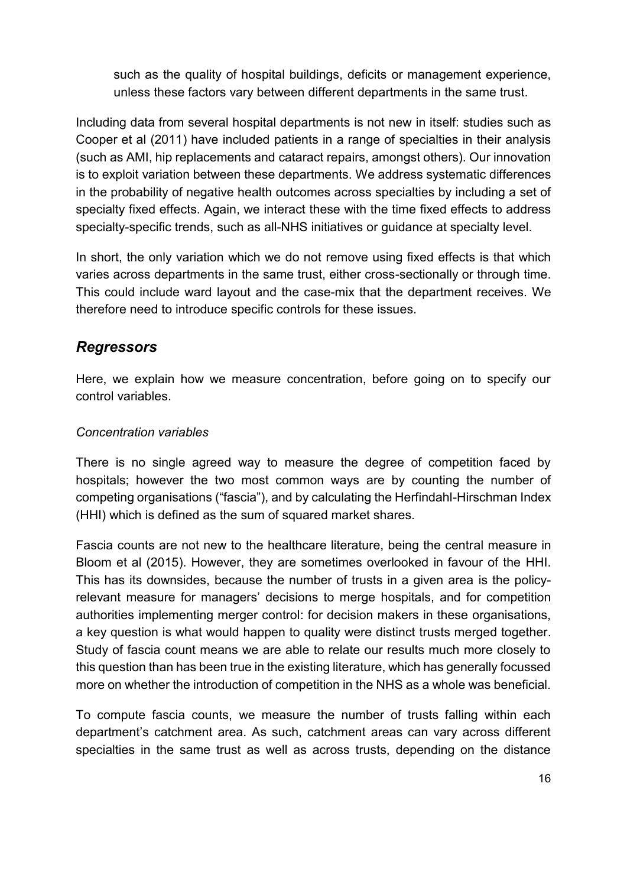such as the quality of hospital buildings, deficits or management experience, unless these factors vary between different departments in the same trust.

Including data from several hospital departments is not new in itself: studies such as Cooper et al (2011) have included patients in a range of specialties in their analysis (such as AMI, hip replacements and cataract repairs, amongst others). Our innovation is to exploit variation between these departments. We address systematic differences in the probability of negative health outcomes across specialties by including a set of specialty fixed effects. Again, we interact these with the time fixed effects to address specialty-specific trends, such as all-NHS initiatives or guidance at specialty level.

In short, the only variation which we do not remove using fixed effects is that which varies across departments in the same trust, either cross-sectionally or through time. This could include ward layout and the case-mix that the department receives. We therefore need to introduce specific controls for these issues.

## *Regressors*

Here, we explain how we measure concentration, before going on to specify our control variables.

*Concentration variables*

There is no single agreed way to measure the degree of competition faced by hospitals; however the two most common ways are by counting the number of competing organisations ("fascia"), and by calculating the Herfindahl-Hirschman Index (HHI) which is defined as the sum of squared market shares.

Fascia counts are not new to the healthcare literature, being the central measure in Bloom et al (2015). However, they are sometimes overlooked in favour of the HHI. This has its downsides, because the number of trusts in a given area is the policy-relevant measure for managers' decisions to merge hospitals, and for competition authorities implementing merger control: for decision makers in these organisations, a key question is what would happen to quality were distinct trusts merged together. Study of fascia count means we are able to relate our results much more closely to this question than has been true in the existing literature, which has generally focussed more on whether the introduction of competition in the NHS as a whole was beneficial.

To compute fascia counts, we measure the number of trusts falling within each department's catchment area. As such, catchment areas can vary across different specialties in the same trust as well as across trusts, depending on the distance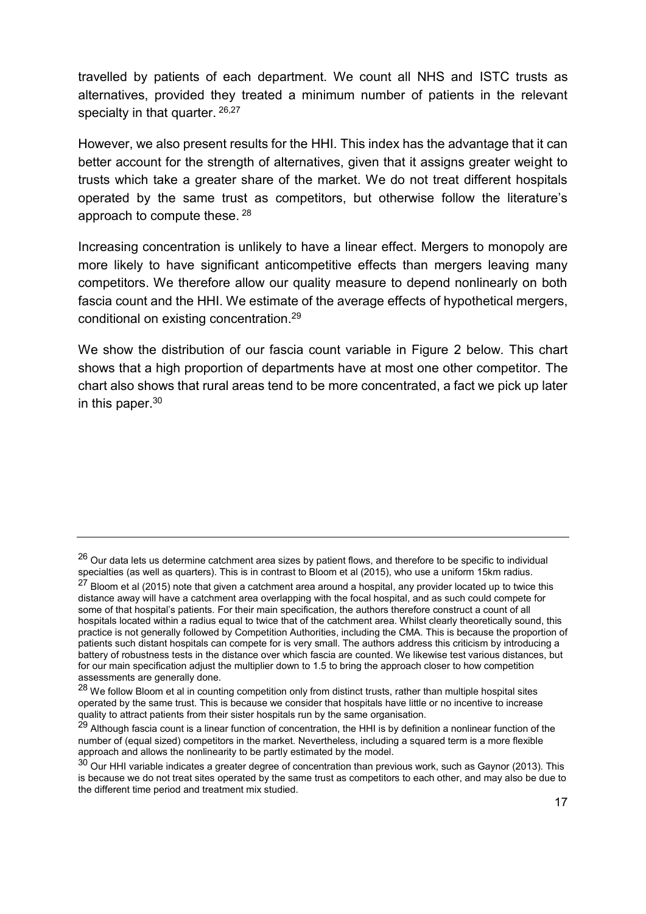travelled by patients of each department. We count all NHS and ISTC trusts as alternatives, provided they treated a minimum number of patients in the relevant specialty in that quarter. [26,27]

However, we also present results for the HHI. This index has the advantage that it can better account for the strength of alternatives, given that it assigns greater weight to trusts which take a greater share of the market. We do not treat different hospitals operated by the same trust as competitors, but otherwise follow the literature's approach to compute these. [28]

Increasing concentration is unlikely to have a linear effect. Mergers to monopoly are more likely to have significant anticompetitive effects than mergers leaving many competitors. We therefore allow our quality measure to depend nonlinearly on both fascia count and the HHI. We estimate of the average effects of hypothetical mergers, conditional on existing concentration.[29]

We show the distribution of our fascia count variable in Figure 2 below. This chart shows that a high proportion of departments have at most one other competitor. The chart also shows that rural areas tend to be more concentrated, a fact we pick up later in this paper.[30]

---

[26] Our data lets us determine catchment area sizes by patient flows, and therefore to be specific to individual specialties (as well as quarters). This is in contrast to Bloom et al (2015), who use a uniform 15km radius.

[27] Bloom et al (2015) note that given a catchment area around a hospital, any provider located up to twice this distance away will have a catchment area overlapping with the focal hospital, and as such could compete for some of that hospital's patients. For their main specification, the authors therefore construct a count of all hospitals located within a radius equal to twice that of the catchment area. Whilst clearly theoretically sound, this practice is not generally followed by Competition Authorities, including the CMA. This is because the proportion of patients such distant hospitals can compete for is very small. The authors address this criticism by introducing a battery of robustness tests in the distance over which fascia are counted. We likewise test various distances, but for our main specification adjust the multiplier down to 1.5 to bring the approach closer to how competition assessments are generally done.

[28] We follow Bloom et al in counting competition only from distinct trusts, rather than multiple hospital sites operated by the same trust. This is because we consider that hospitals have little or no incentive to increase quality to attract patients from their sister hospitals run by the same organisation.

[29] Although fascia count is a linear function of concentration, the HHI is by definition a nonlinear function of the number of (equal sized) competitors in the market. Nevertheless, including a squared term is a more flexible approach and allows the nonlinearity to be partly estimated by the model.

[30] Our HHI variable indicates a greater degree of concentration than previous work, such as Gaynor (2013). This is because we do not treat sites operated by the same trust as competitors to each other, and may also be due to the different time period and treatment mix studied.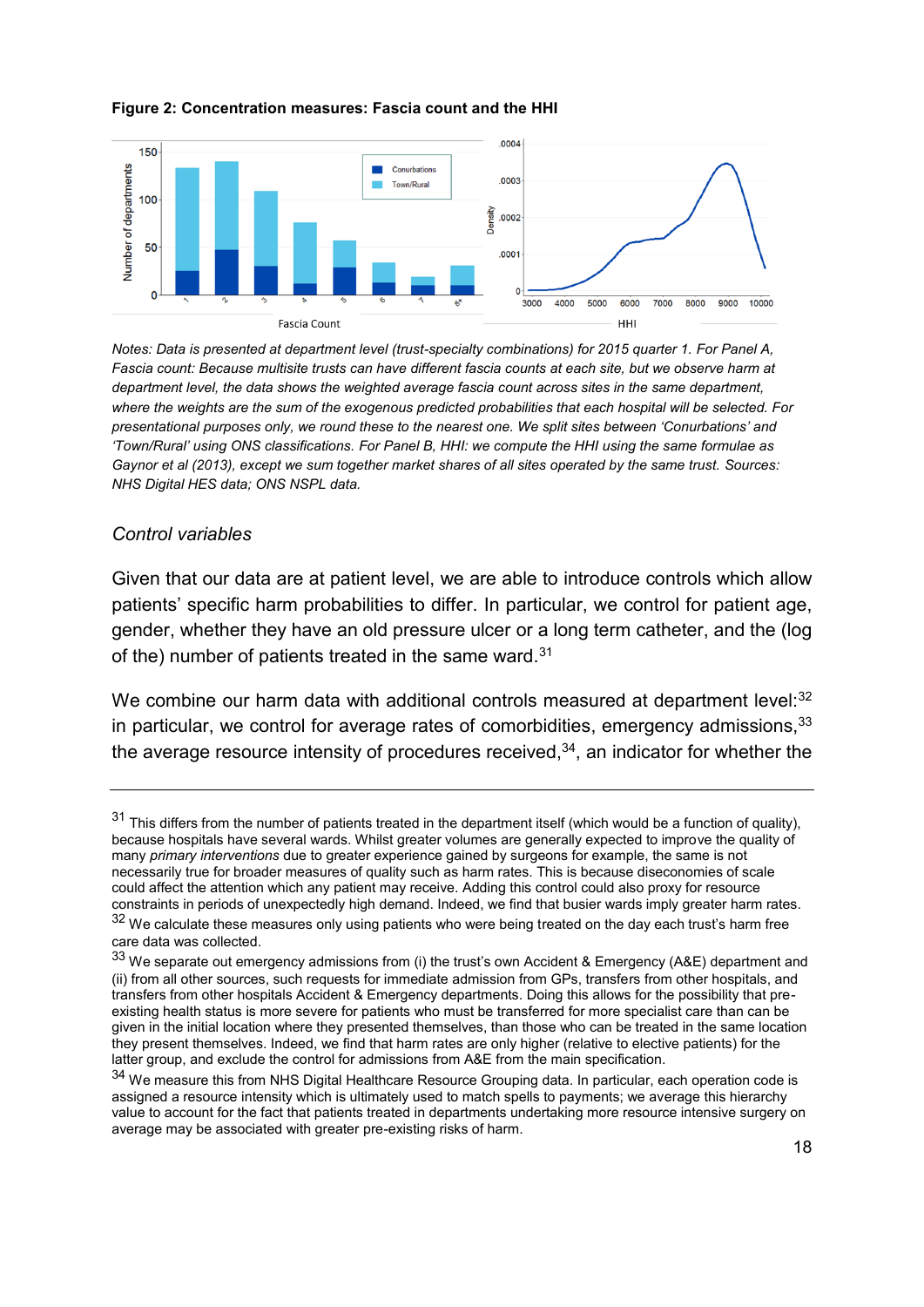**Figure 2: Concentration measures: Fascia count and the HHI**

*Notes: Data is presented at department level (trust-specialty combinations) for 2015 quarter 1. For Panel A, Fascia count: Because multisite trusts can have different fascia counts at each site, but we observe harm at department level, the data shows the weighted average fascia count across sites in the same department, where the weights are the sum of the exogenous predicted probabilities that each hospital will be selected. For presentational purposes only, we round these to the nearest one. We split sites between 'Conurbations' and 'Town/Rural' using ONS classifications. For Panel B, HHI: we compute the HHI using the same formulae as Gaynor et al (2013), except we sum together market shares of all sites operated by the same trust. Sources: NHS Digital HES data; ONS NSPL data.*

### *Control variables*

Given that our data are at patient level, we are able to introduce controls which allow patients' specific harm probabilities to differ. In particular, we control for patient age, gender, whether they have an old pressure ulcer or a long term catheter, and the (log of the) number of patients treated in the same ward.[31]

We combine our harm data with additional controls measured at department level:[32] in particular, we control for average rates of comorbidities, emergency admissions,[33] the average resource intensity of procedures received,[34], an indicator for whether the

---

[31] This differs from the number of patients treated in the department itself (which would be a function of quality), because hospitals have several wards. Whilst greater volumes are generally expected to improve the quality of many *primary interventions* due to greater experience gained by surgeons for example, the same is not necessarily true for broader measures of quality such as harm rates. This is because diseconomies of scale could affect the attention which any patient may receive. Adding this control could also proxy for resource constraints in periods of unexpectedly high demand. Indeed, we find that busier wards imply greater harm rates.

[32] We calculate these measures only using patients who were being treated on the day each trust's harm free care data was collected.

[33] We separate out emergency admissions from (i) the trust's own Accident & Emergency (A&E) department and (ii) from all other sources, such requests for immediate admission from GPs, transfers from other hospitals, and transfers from other hospitals Accident & Emergency departments. Doing this allows for the possibility that pre-existing health status is more severe for patients who must be transferred for more specialist care than can be given in the initial location where they presented themselves, than those who can be treated in the same location they present themselves. Indeed, we find that harm rates are only higher (relative to elective patients) for the latter group, and exclude the control for admissions from A&E from the main specification.

[34] We measure this from NHS Digital Healthcare Resource Grouping data. In particular, each operation code is assigned a resource intensity which is ultimately used to match spells to payments; we average this hierarchy value to account for the fact that patients treated in departments undertaking more resource intensive surgery on average may be associated with greater pre-existing risks of harm.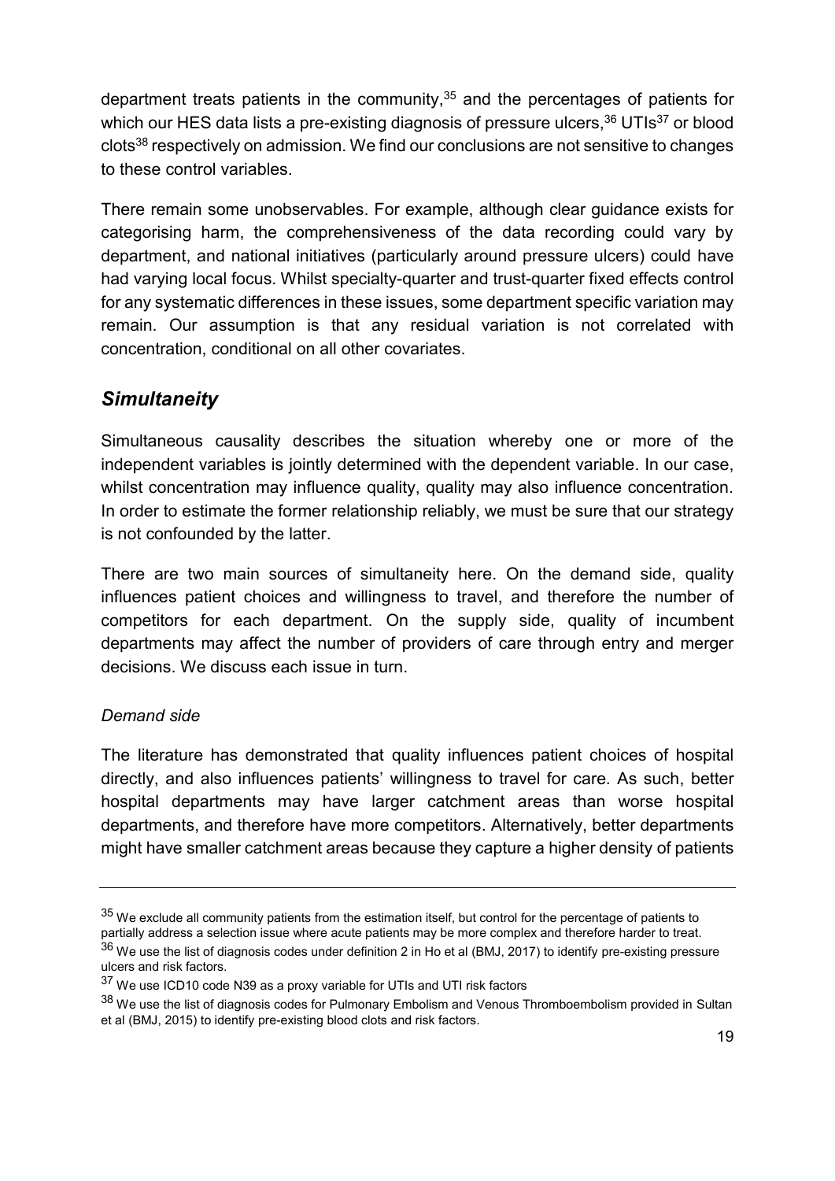department treats patients in the community,[35] and the percentages of patients for which our HES data lists a pre-existing diagnosis of pressure ulcers,[36] UTIs[37] or blood clots[38] respectively on admission. We find our conclusions are not sensitive to changes to these control variables.

There remain some unobservables. For example, although clear guidance exists for categorising harm, the comprehensiveness of the data recording could vary by department, and national initiatives (particularly around pressure ulcers) could have had varying local focus. Whilst specialty-quarter and trust-quarter fixed effects control for any systematic differences in these issues, some department specific variation may remain. Our assumption is that any residual variation is not correlated with concentration, conditional on all other covariates.

## *Simultaneity*

Simultaneous causality describes the situation whereby one or more of the independent variables is jointly determined with the dependent variable. In our case, whilst concentration may influence quality, quality may also influence concentration. In order to estimate the former relationship reliably, we must be sure that our strategy is not confounded by the latter.

There are two main sources of simultaneity here. On the demand side, quality influences patient choices and willingness to travel, and therefore the number of competitors for each department. On the supply side, quality of incumbent departments may affect the number of providers of care through entry and merger decisions. We discuss each issue in turn.

*Demand side*

The literature has demonstrated that quality influences patient choices of hospital directly, and also influences patients' willingness to travel for care. As such, better hospital departments may have larger catchment areas than worse hospital departments, and therefore have more competitors. Alternatively, better departments might have smaller catchment areas because they capture a higher density of patients

---

[35] We exclude all community patients from the estimation itself, but control for the percentage of patients to partially address a selection issue where acute patients may be more complex and therefore harder to treat.

[36] We use the list of diagnosis codes under definition 2 in Ho et al (BMJ, 2017) to identify pre-existing pressure ulcers and risk factors.

[37] We use ICD10 code N39 as a proxy variable for UTIs and UTI risk factors

[38] We use the list of diagnosis codes for Pulmonary Embolism and Venous Thromboembolism provided in Sultan et al (BMJ, 2015) to identify pre-existing blood clots and risk factors.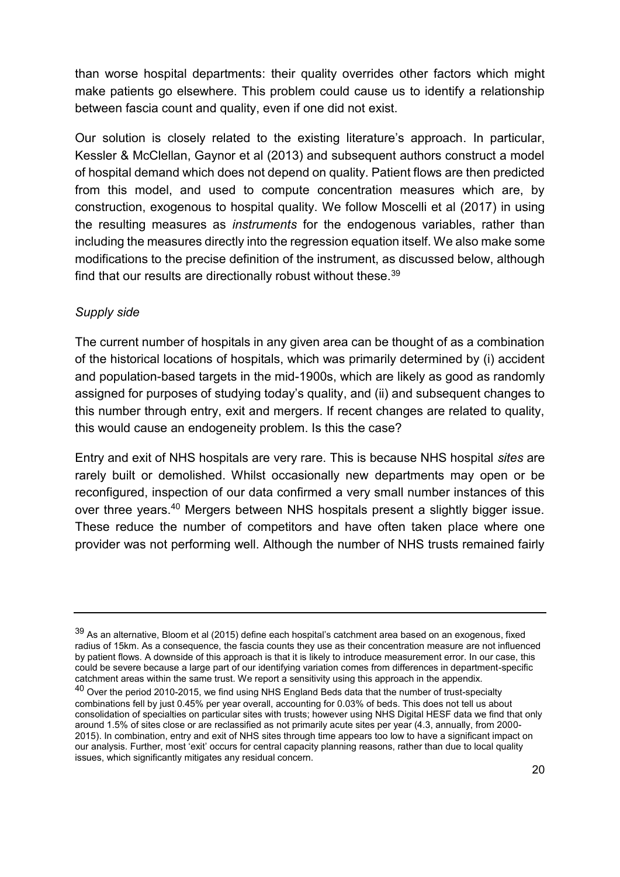than worse hospital departments: their quality overrides other factors which might make patients go elsewhere. This problem could cause us to identify a relationship between fascia count and quality, even if one did not exist.

Our solution is closely related to the existing literature's approach. In particular, Kessler & McClellan, Gaynor et al (2013) and subsequent authors construct a model of hospital demand which does not depend on quality. Patient flows are then predicted from this model, and used to compute concentration measures which are, by construction, exogenous to hospital quality. We follow Moscelli et al (2017) in using the resulting measures as *instruments* for the endogenous variables, rather than including the measures directly into the regression equation itself. We also make some modifications to the precise definition of the instrument, as discussed below, although find that our results are directionally robust without these.[39]

*Supply side*

The current number of hospitals in any given area can be thought of as a combination of the historical locations of hospitals, which was primarily determined by (i) accident and population-based targets in the mid-1900s, which are likely as good as randomly assigned for purposes of studying today's quality, and (ii) and subsequent changes to this number through entry, exit and mergers. If recent changes are related to quality, this would cause an endogeneity problem. Is this the case?

Entry and exit of NHS hospitals are very rare. This is because NHS hospital *sites* are rarely built or demolished. Whilst occasionally new departments may open or be reconfigured, inspection of our data confirmed a very small number instances of this over three years.[40] Mergers between NHS hospitals present a slightly bigger issue. These reduce the number of competitors and have often taken place where one provider was not performing well. Although the number of NHS trusts remained fairly

---

[39] As an alternative, Bloom et al (2015) define each hospital's catchment area based on an exogenous, fixed radius of 15km. As a consequence, the fascia counts they use as their concentration measure are not influenced by patient flows. A downside of this approach is that it is likely to introduce measurement error. In our case, this could be severe because a large part of our identifying variation comes from differences in department-specific catchment areas within the same trust. We report a sensitivity using this approach in the appendix.

[40] Over the period 2010-2015, we find using NHS England Beds data that the number of trust-specialty combinations fell by just 0.45% per year overall, accounting for 0.03% of beds. This does not tell us about consolidation of specialties on particular sites with trusts; however using NHS Digital HESF data we find that only around 1.5% of sites close or are reclassified as not primarily acute sites per year (4.3, annually, from 2000-2015). In combination, entry and exit of NHS sites through time appears too low to have a significant impact on our analysis. Further, most 'exit' occurs for central capacity planning reasons, rather than due to local quality issues, which significantly mitigates any residual concern.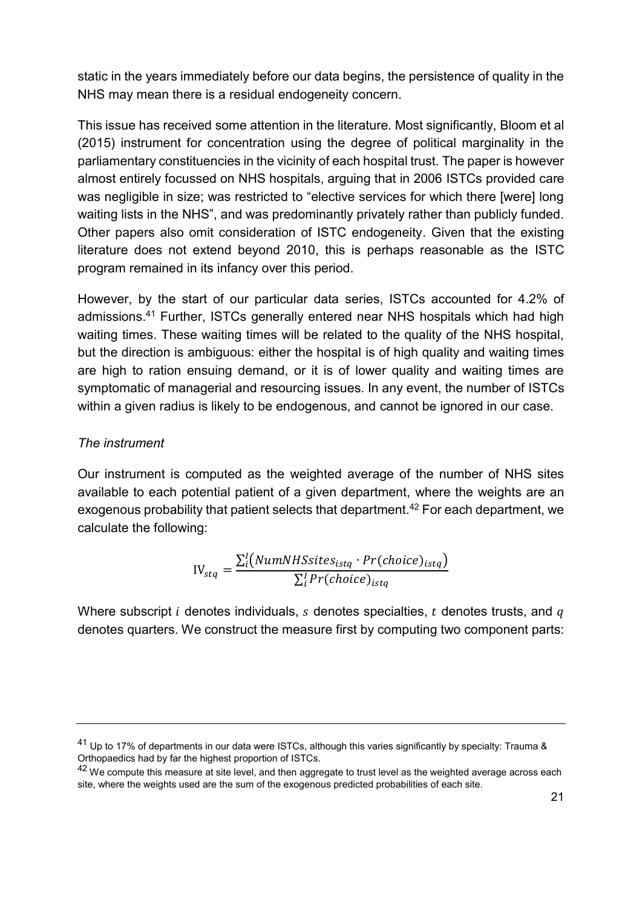static in the years immediately before our data begins, the persistence of quality in the NHS may mean there is a residual endogeneity concern.

This issue has received some attention in the literature. Most significantly, Bloom et al (2015) instrument for concentration using the degree of political marginality in the parliamentary constituencies in the vicinity of each hospital trust. The paper is however almost entirely focussed on NHS hospitals, arguing that in 2006 ISTCs provided care was negligible in size; was restricted to "elective services for which there [were] long waiting lists in the NHS", and was predominantly privately rather than publicly funded. Other papers also omit consideration of ISTC endogeneity. Given that the existing literature does not extend beyond 2010, this is perhaps reasonable as the ISTC program remained in its infancy over this period.

However, by the start of our particular data series, ISTCs accounted for 4.2% of admissions.[41] Further, ISTCs generally entered near NHS hospitals which had high waiting times. These waiting times will be related to the quality of the NHS hospital, but the direction is ambiguous: either the hospital is of high quality and waiting times are high to ration ensuing demand, or it is of lower quality and waiting times are symptomatic of managerial and resourcing issues. In any event, the number of ISTCs within a given radius is likely to be endogenous, and cannot be ignored in our case.

*The instrument*

Our instrument is computed as the weighted average of the number of NHS sites available to each potential patient of a given department, where the weights are an exogenous probability that patient selects that department.[42] For each department, we calculate the following:

$$\mathrm{IV}_{stq} = \frac{\sum_{i}^{I}\left(NumNHSsites_{istq} \cdot Pr(choice)_{istq}\right)}{\sum_{i}^{I} Pr(choice)_{istq}}$$

Where subscript $i$ denotes individuals, $s$ denotes specialties, $t$ denotes trusts, and $q$ denotes quarters. We construct the measure first by computing two component parts:

---

[41] Up to 17% of departments in our data were ISTCs, although this varies significantly by specialty: Trauma & Orthopaedics had by far the highest proportion of ISTCs.

[42] We compute this measure at site level, and then aggregate to trust level as the weighted average across each site, where the weights used are the sum of the exogenous predicted probabilities of each site.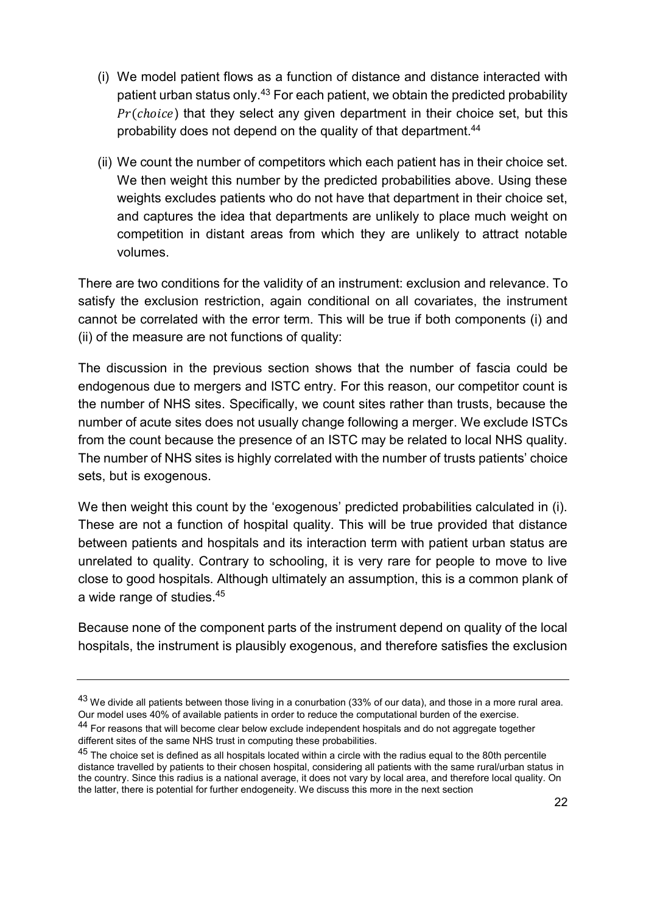(i) We model patient flows as a function of distance and distance interacted with patient urban status only.[43] For each patient, we obtain the predicted probability $Pr(choice)$ that they select any given department in their choice set, but this probability does not depend on the quality of that department.[44]

(ii) We count the number of competitors which each patient has in their choice set. We then weight this number by the predicted probabilities above. Using these weights excludes patients who do not have that department in their choice set, and captures the idea that departments are unlikely to place much weight on competition in distant areas from which they are unlikely to attract notable volumes.

There are two conditions for the validity of an instrument: exclusion and relevance. To satisfy the exclusion restriction, again conditional on all covariates, the instrument cannot be correlated with the error term. This will be true if both components (i) and (ii) of the measure are not functions of quality:

The discussion in the previous section shows that the number of fascia could be endogenous due to mergers and ISTC entry. For this reason, our competitor count is the number of NHS sites. Specifically, we count sites rather than trusts, because the number of acute sites does not usually change following a merger. We exclude ISTCs from the count because the presence of an ISTC may be related to local NHS quality. The number of NHS sites is highly correlated with the number of trusts patients' choice sets, but is exogenous.

We then weight this count by the 'exogenous' predicted probabilities calculated in (i). These are not a function of hospital quality. This will be true provided that distance between patients and hospitals and its interaction term with patient urban status are unrelated to quality. Contrary to schooling, it is very rare for people to move to live close to good hospitals. Although ultimately an assumption, this is a common plank of a wide range of studies.[45]

Because none of the component parts of the instrument depend on quality of the local hospitals, the instrument is plausibly exogenous, and therefore satisfies the exclusion

---

[43] We divide all patients between those living in a conurbation (33% of our data), and those in a more rural area. Our model uses 40% of available patients in order to reduce the computational burden of the exercise.

[44] For reasons that will become clear below exclude independent hospitals and do not aggregate together different sites of the same NHS trust in computing these probabilities.

[45] The choice set is defined as all hospitals located within a circle with the radius equal to the 80th percentile distance travelled by patients to their chosen hospital, considering all patients with the same rural/urban status in the country. Since this radius is a national average, it does not vary by local area, and therefore local quality. On the latter, there is potential for further endogeneity. We discuss this more in the next section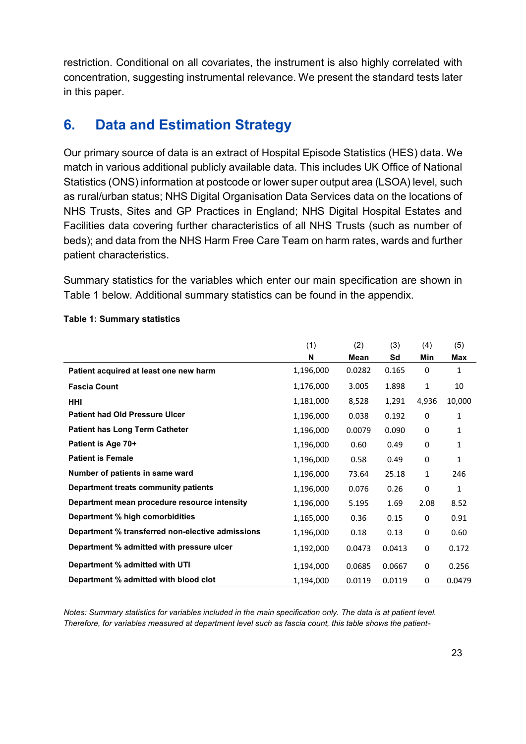restriction. Conditional on all covariates, the instrument is also highly correlated with concentration, suggesting instrumental relevance. We present the standard tests later in this paper.

## 6. Data and Estimation Strategy

Our primary source of data is an extract of Hospital Episode Statistics (HES) data. We match in various additional publicly available data. This includes UK Office of National Statistics (ONS) information at postcode or lower super output area (LSOA) level, such as rural/urban status; NHS Digital Organisation Data Services data on the locations of NHS Trusts, Sites and GP Practices in England; NHS Digital Hospital Estates and Facilities data covering further characteristics of all NHS Trusts (such as number of beds); and data from the NHS Harm Free Care Team on harm rates, wards and further patient characteristics.

Summary statistics for the variables which enter our main specification are shown in Table 1 below. Additional summary statistics can be found in the appendix.

**Table 1: Summary statistics**

| | (1) N | (2) Mean | (3) Sd | (4) Min | (5) Max |
|---|---|---|---|---|---|
| **Patient acquired at least one new harm** | 1,196,000 | 0.0282 | 0.165 | 0 | 1 |
| **Fascia Count** | 1,176,000 | 3.005 | 1.898 | 1 | 10 |
| **HHI** | 1,181,000 | 8,528 | 1,291 | 4,936 | 10,000 |
| **Patient had Old Pressure Ulcer** | 1,196,000 | 0.038 | 0.192 | 0 | 1 |
| **Patient has Long Term Catheter** | 1,196,000 | 0.0079 | 0.090 | 0 | 1 |
| **Patient is Age 70+** | 1,196,000 | 0.60 | 0.49 | 0 | 1 |
| **Patient is Female** | 1,196,000 | 0.58 | 0.49 | 0 | 1 |
| **Number of patients in same ward** | 1,196,000 | 73.64 | 25.18 | 1 | 246 |
| **Department treats community patients** | 1,196,000 | 0.076 | 0.26 | 0 | 1 |
| **Department mean procedure resource intensity** | 1,196,000 | 5.195 | 1.69 | 2.08 | 8.52 |
| **Department % high comorbidities** | 1,165,000 | 0.36 | 0.15 | 0 | 0.91 |
| **Department % transferred non-elective admissions** | 1,196,000 | 0.18 | 0.13 | 0 | 0.60 |
| **Department % admitted with pressure ulcer** | 1,192,000 | 0.0473 | 0.0413 | 0 | 0.172 |
| **Department % admitted with UTI** | 1,194,000 | 0.0685 | 0.0667 | 0 | 0.256 |
| **Department % admitted with blood clot** | 1,194,000 | 0.0119 | 0.0119 | 0 | 0.0479 |

*Notes: Summary statistics for variables included in the main specification only. The data is at patient level. Therefore, for variables measured at department level such as fascia count, this table shows the patient-*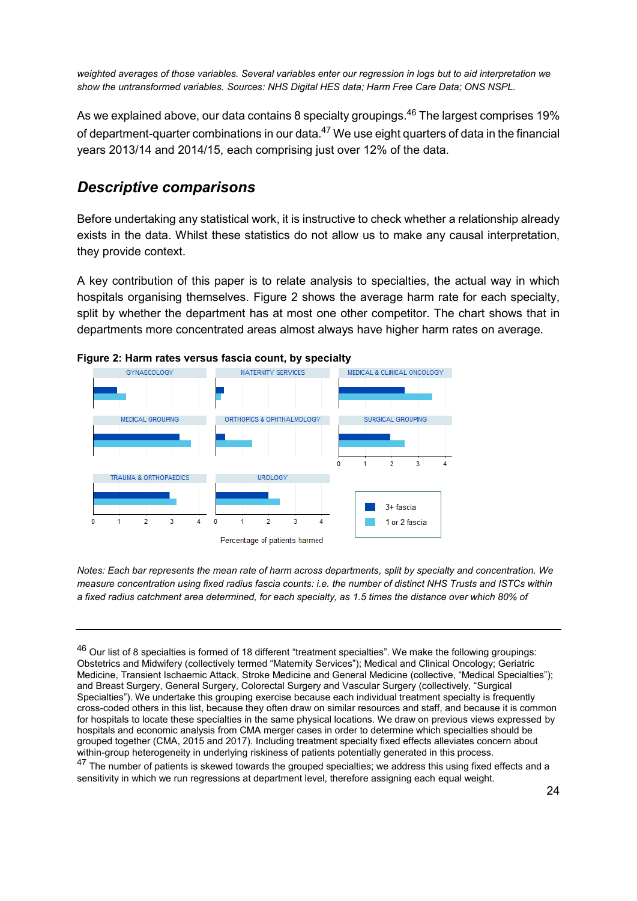*weighted averages of those variables. Several variables enter our regression in logs but to aid interpretation we show the untransformed variables. Sources: NHS Digital HES data; Harm Free Care Data; ONS NSPL.*

As we explained above, our data contains 8 specialty groupings.[46] The largest comprises 19% of department-quarter combinations in our data.[47] We use eight quarters of data in the financial years 2013/14 and 2014/15, each comprising just over 12% of the data.

## *Descriptive comparisons*

Before undertaking any statistical work, it is instructive to check whether a relationship already exists in the data. Whilst these statistics do not allow us to make any causal interpretation, they provide context.

A key contribution of this paper is to relate analysis to specialties, the actual way in which hospitals organising themselves. Figure 2 shows the average harm rate for each specialty, split by whether the department has at most one other competitor. The chart shows that in departments more concentrated areas almost always have higher harm rates on average.

**Figure 2: Harm rates versus fascia count, by specialty**

GYNAECOLOGY | MATERNITY SERVICES | MEDICAL & CLINICAL ONCOLOGY | MEDICAL GROUPING | ORTHOPICS & OPHTHALMOLOGY | SURGICAL GROUPING | TRAUMA & ORTHOPAEDICS | UROLOGY

Legend: 3+ fascia; 1 or 2 fascia

Percentage of patients harmed

*Notes: Each bar represents the mean rate of harm across departments, split by specialty and concentration. We measure concentration using fixed radius fascia counts: i.e. the number of distinct NHS Trusts and ISTCs within a fixed radius catchment area determined, for each specialty, as 1.5 times the distance over which 80% of*

---

[46] Our list of 8 specialties is formed of 18 different "treatment specialties". We make the following groupings: Obstetrics and Midwifery (collectively termed "Maternity Services"); Medical and Clinical Oncology; Geriatric Medicine, Transient Ischaemic Attack, Stroke Medicine and General Medicine (collective, "Medical Specialties"); and Breast Surgery, General Surgery, Colorectal Surgery and Vascular Surgery (collectively, "Surgical Specialties"). We undertake this grouping exercise because each individual treatment specialty is frequently cross-coded others in this list, because they often draw on similar resources and staff, and because it is common for hospitals to locate these specialties in the same physical locations. We draw on previous views expressed by hospitals and economic analysis from CMA merger cases in order to determine which specialties should be grouped together (CMA, 2015 and 2017). Including treatment specialty fixed effects alleviates concern about within-group heterogeneity in underlying riskiness of patients potentially generated in this process.

[47] The number of patients is skewed towards the grouped specialties; we address this using fixed effects and a sensitivity in which we run regressions at department level, therefore assigning each equal weight.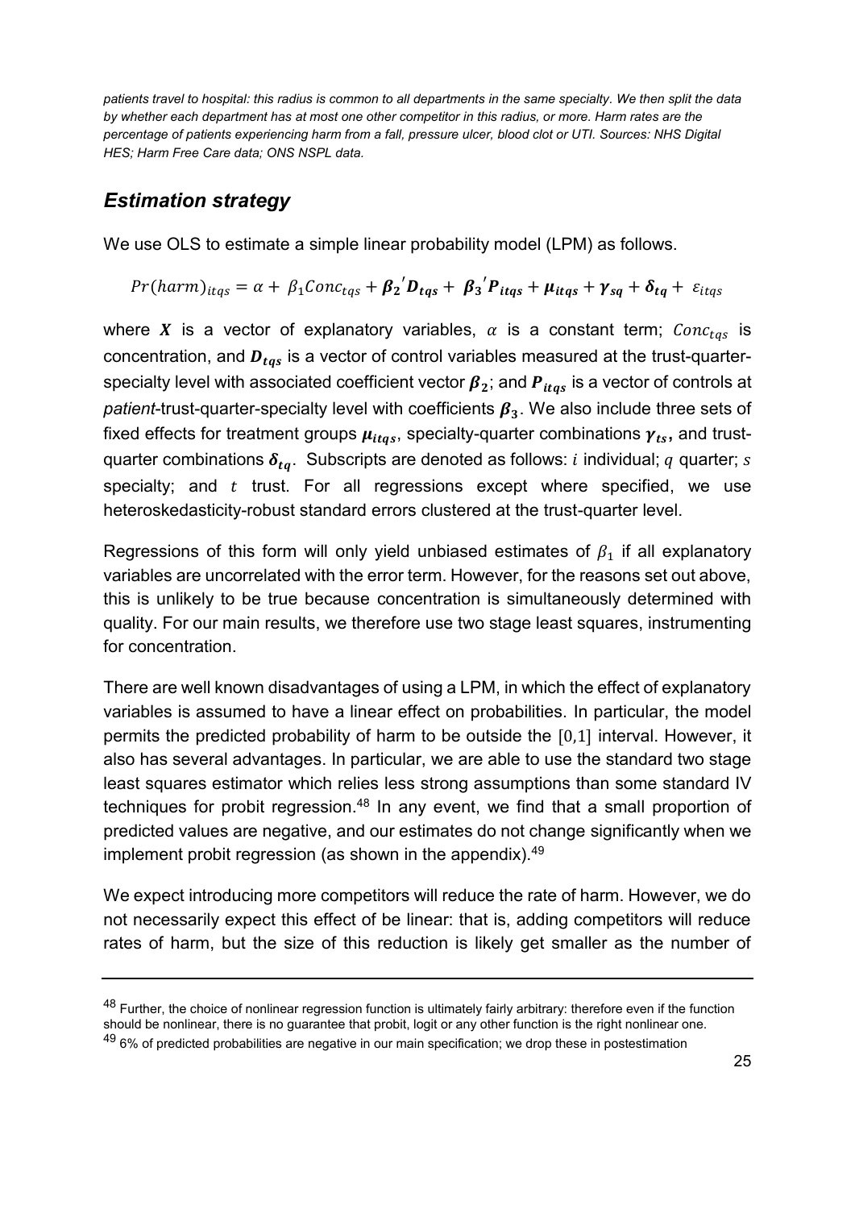*patients travel to hospital: this radius is common to all departments in the same specialty. We then split the data by whether each department has at most one other competitor in this radius, or more. Harm rates are the percentage of patients experiencing harm from a fall, pressure ulcer, blood clot or UTI. Sources: NHS Digital HES; Harm Free Care data; ONS NSPL data.*

## *Estimation strategy*

We use OLS to estimate a simple linear probability model (LPM) as follows.

$$Pr(harm)_{itqs} = \alpha + \beta_1 Conc_{tqs} + \boldsymbol{\beta_2}'\boldsymbol{D_{tqs}} + \boldsymbol{\beta_3}'\boldsymbol{P_{itqs}} + \boldsymbol{\mu_{itqs}} + \boldsymbol{\gamma_{sq}} + \boldsymbol{\delta_{tq}} + \varepsilon_{itqs}$$

where $\boldsymbol{X}$ is a vector of explanatory variables, $\alpha$ is a constant term; $Conc_{tqs}$ is concentration, and $\boldsymbol{D_{tqs}}$ is a vector of control variables measured at the trust-quarter-specialty level with associated coefficient vector $\boldsymbol{\beta_2}$; and $\boldsymbol{P_{itqs}}$ is a vector of controls at *patient*-trust-quarter-specialty level with coefficients $\boldsymbol{\beta_3}$. We also include three sets of fixed effects for treatment groups $\boldsymbol{\mu_{itqs}}$, specialty-quarter combinations $\boldsymbol{\gamma_{ts}}$, and trust-quarter combinations $\boldsymbol{\delta_{tq}}$. Subscripts are denoted as follows: $i$ individual; $q$ quarter; $s$ specialty; and $t$ trust. For all regressions except where specified, we use heteroskedasticity-robust standard errors clustered at the trust-quarter level.

Regressions of this form will only yield unbiased estimates of $\beta_1$ if all explanatory variables are uncorrelated with the error term. However, for the reasons set out above, this is unlikely to be true because concentration is simultaneously determined with quality. For our main results, we therefore use two stage least squares, instrumenting for concentration.

There are well known disadvantages of using a LPM, in which the effect of explanatory variables is assumed to have a linear effect on probabilities. In particular, the model permits the predicted probability of harm to be outside the $[0,1]$ interval. However, it also has several advantages. In particular, we are able to use the standard two stage least squares estimator which relies less strong assumptions than some standard IV techniques for probit regression.[48] In any event, we find that a small proportion of predicted values are negative, and our estimates do not change significantly when we implement probit regression (as shown in the appendix).[49]

We expect introducing more competitors will reduce the rate of harm. However, we do not necessarily expect this effect of be linear: that is, adding competitors will reduce rates of harm, but the size of this reduction is likely get smaller as the number of

---

[48] Further, the choice of nonlinear regression function is ultimately fairly arbitrary: therefore even if the function should be nonlinear, there is no guarantee that probit, logit or any other function is the right nonlinear one.

[49] 6% of predicted probabilities are negative in our main specification; we drop these in postestimation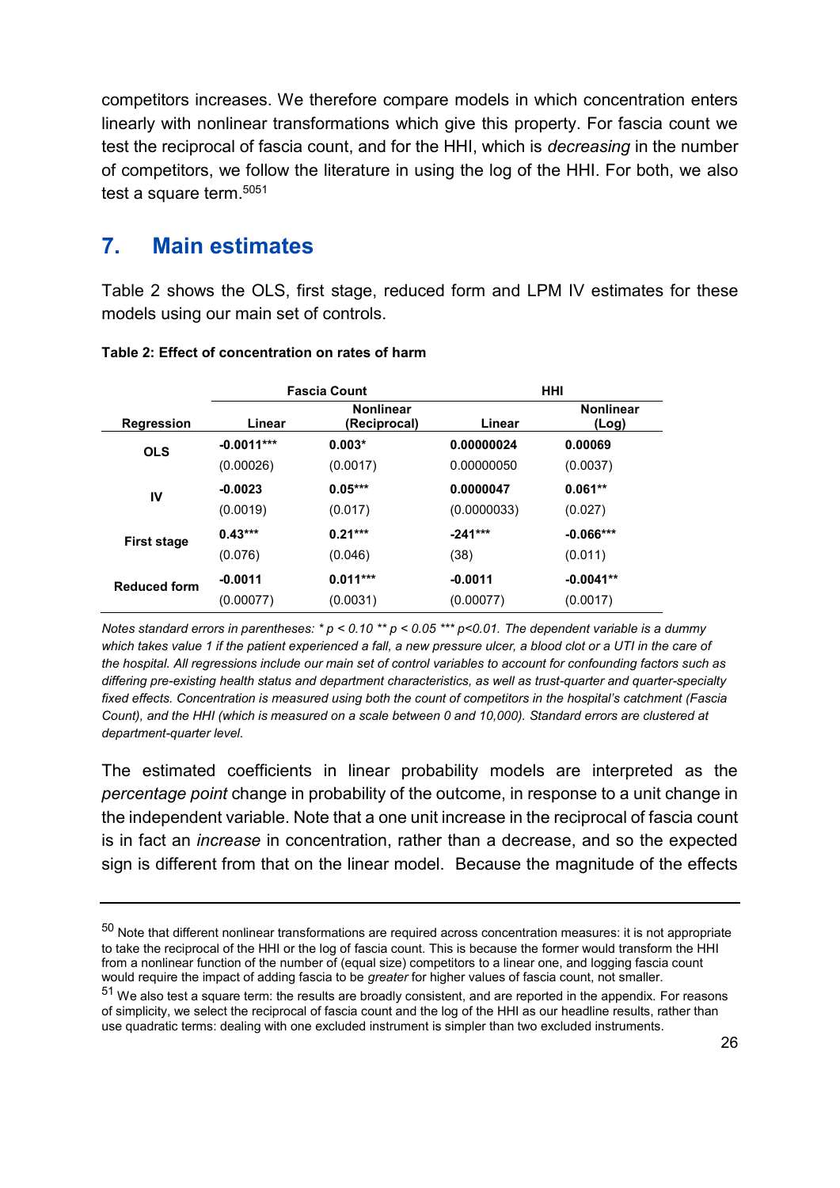competitors increases. We therefore compare models in which concentration enters linearly with nonlinear transformations which give this property. For fascia count we test the reciprocal of fascia count, and for the HHI, which is *decreasing* in the number of competitors, we follow the literature in using the log of the HHI. For both, we also test a square term.[50][51]

## 7. Main estimates

Table 2 shows the OLS, first stage, reduced form and LPM IV estimates for these models using our main set of controls.

**Table 2: Effect of concentration on rates of harm**

| | Fascia Count | | HHI | |
|---|---|---|---|---|
| **Regression** | **Linear** | **Nonlinear (Reciprocal)** | **Linear** | **Nonlinear (Log)** |
| **OLS** | **-0.0011*** ** | **0.003*** | **0.00000024** | **0.00069** |
| | (0.00026) | (0.0017) | 0.00000050 | (0.0037) |
| **IV** | **-0.0023** | **0.05*** ** | **0.0000047** | **0.061** ** |
| | (0.0019) | (0.017) | (0.0000033) | (0.027) |
| **First stage** | **0.43*** ** | **0.21*** ** | **-241*** ** | **-0.066*** ** |
| | (0.076) | (0.046) | (38) | (0.011) |
| **Reduced form** | **-0.0011** | **0.011*** ** | **-0.0011** | **-0.0041** ** |
| | (0.00077) | (0.0031) | (0.00077) | (0.0017) |

*Notes standard errors in parentheses: * p < 0.10 ** p < 0.05 *** p<0.01. The dependent variable is a dummy which takes value 1 if the patient experienced a fall, a new pressure ulcer, a blood clot or a UTI in the care of the hospital. All regressions include our main set of control variables to account for confounding factors such as differing pre-existing health status and department characteristics, as well as trust-quarter and quarter-specialty fixed effects. Concentration is measured using both the count of competitors in the hospital's catchment (Fascia Count), and the HHI (which is measured on a scale between 0 and 10,000). Standard errors are clustered at department-quarter level.*

The estimated coefficients in linear probability models are interpreted as the *percentage point* change in probability of the outcome, in response to a unit change in the independent variable. Note that a one unit increase in the reciprocal of fascia count is in fact an *increase* in concentration, rather than a decrease, and so the expected sign is different from that on the linear model. Because the magnitude of the effects

---

[50] Note that different nonlinear transformations are required across concentration measures: it is not appropriate to take the reciprocal of the HHI or the log of fascia count. This is because the former would transform the HHI from a nonlinear function of the number of (equal size) competitors to a linear one, and logging fascia count would require the impact of adding fascia to be *greater* for higher values of fascia count, not smaller.

[51] We also test a square term: the results are broadly consistent, and are reported in the appendix. For reasons of simplicity, we select the reciprocal of fascia count and the log of the HHI as our headline results, rather than use quadratic terms: dealing with one excluded instrument is simpler than two excluded instruments.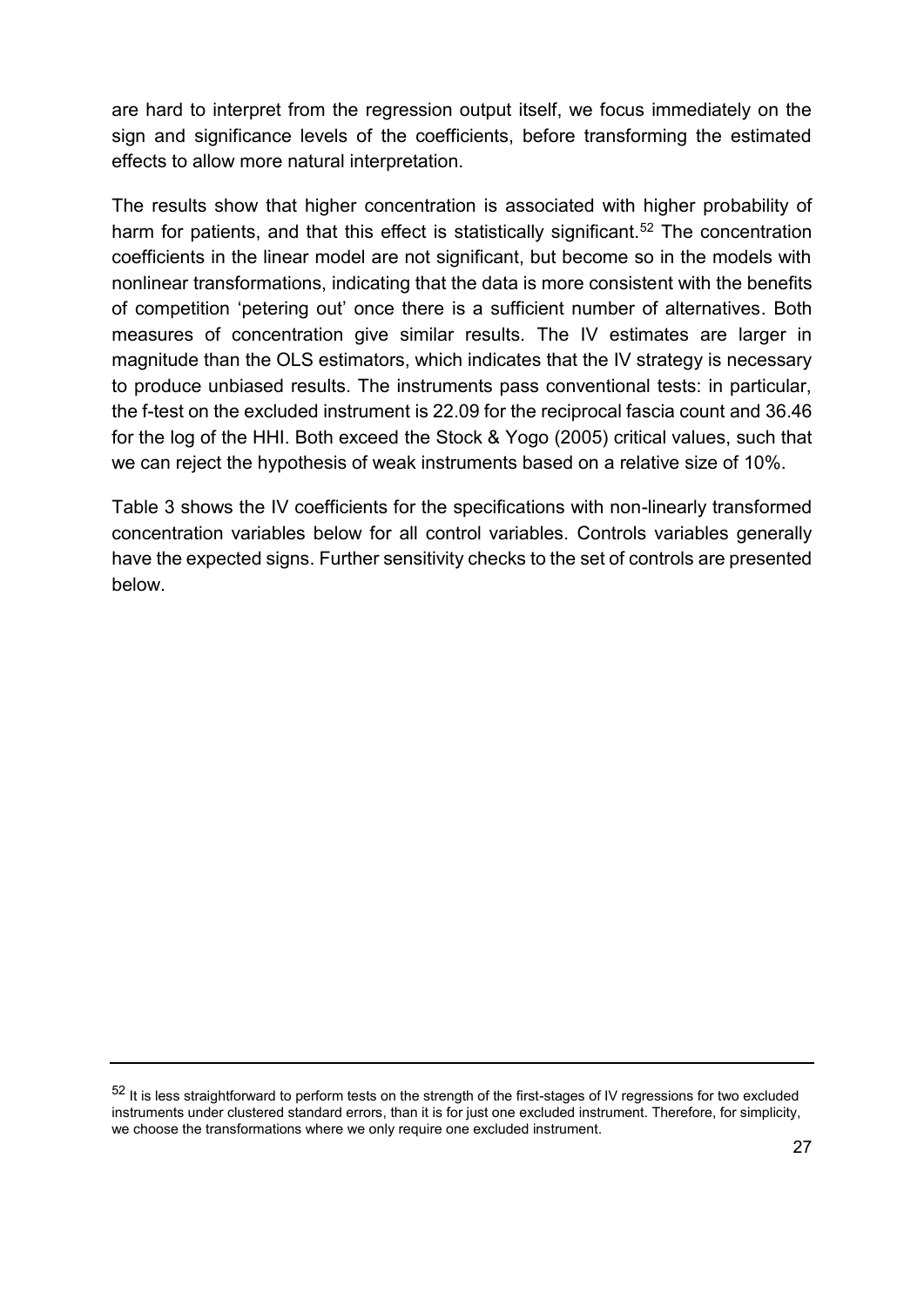are hard to interpret from the regression output itself, we focus immediately on the sign and significance levels of the coefficients, before transforming the estimated effects to allow more natural interpretation.

The results show that higher concentration is associated with higher probability of harm for patients, and that this effect is statistically significant.[52] The concentration coefficients in the linear model are not significant, but become so in the models with nonlinear transformations, indicating that the data is more consistent with the benefits of competition 'petering out' once there is a sufficient number of alternatives. Both measures of concentration give similar results. The IV estimates are larger in magnitude than the OLS estimators, which indicates that the IV strategy is necessary to produce unbiased results. The instruments pass conventional tests: in particular, the f-test on the excluded instrument is 22.09 for the reciprocal fascia count and 36.46 for the log of the HHI. Both exceed the Stock & Yogo (2005) critical values, such that we can reject the hypothesis of weak instruments based on a relative size of 10%.

Table 3 shows the IV coefficients for the specifications with non-linearly transformed concentration variables below for all control variables. Controls variables generally have the expected signs. Further sensitivity checks to the set of controls are presented below.

---

[52] It is less straightforward to perform tests on the strength of the first-stages of IV regressions for two excluded instruments under clustered standard errors, than it is for just one excluded instrument. Therefore, for simplicity, we choose the transformations where we only require one excluded instrument.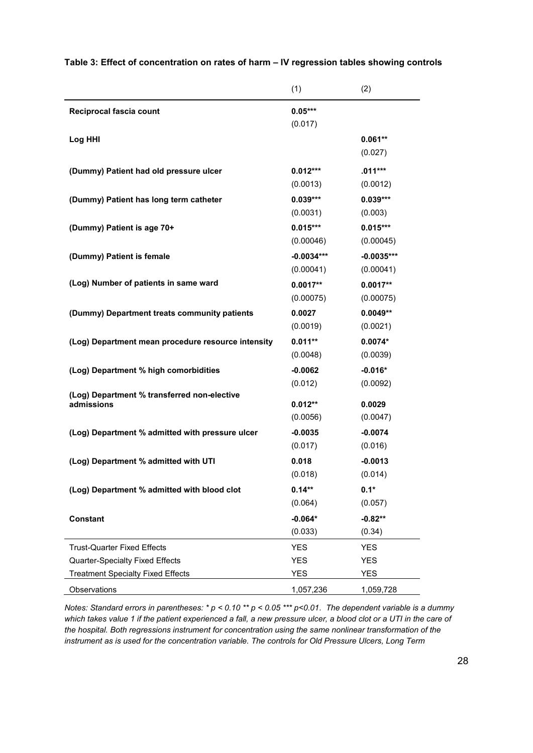**Table 3: Effect of concentration on rates of harm – IV regression tables showing controls**

| | (1) | (2) |
|---|---|---|
| **Reciprocal fascia count** | **0.05*** ** | |
| | (0.017) | |
| **Log HHI** | | **0.061** ** |
| | | (0.027) |
| **(Dummy) Patient had old pressure ulcer** | **0.012*** ** | **.011*** ** |
| | (0.0013) | (0.0012) |
| **(Dummy) Patient has long term catheter** | **0.039*** ** | **0.039*** ** |
| | (0.0031) | (0.003) |
| **(Dummy) Patient is age 70+** | **0.015*** ** | **0.015*** ** |
| | (0.00046) | (0.00045) |
| **(Dummy) Patient is female** | **-0.0034*** ** | **-0.0035*** ** |
| | (0.00041) | (0.00041) |
| **(Log) Number of patients in same ward** | **0.0017** ** | **0.0017** ** |
| | (0.00075) | (0.00075) |
| **(Dummy) Department treats community patients** | **0.0027** | **0.0049** ** |
| | (0.0019) | (0.0021) |
| **(Log) Department mean procedure resource intensity** | **0.011** ** | **0.0074*** |
| | (0.0048) | (0.0039) |
| **(Log) Department % high comorbidities** | **-0.0062** | **-0.016*** |
| | (0.012) | (0.0092) |
| **(Log) Department % transferred non-elective admissions** | **0.012** ** | **0.0029** |
| | (0.0056) | (0.0047) |
| **(Log) Department % admitted with pressure ulcer** | **-0.0035** | **-0.0074** |
| | (0.017) | (0.016) |
| **(Log) Department % admitted with UTI** | **0.018** | **-0.0013** |
| | (0.018) | (0.014) |
| **(Log) Department % admitted with blood clot** | **0.14** ** | **0.1*** |
| | (0.064) | (0.057) |
| **Constant** | **-0.064*** | **-0.82** ** |
| | (0.033) | (0.34) |
| Trust-Quarter Fixed Effects | YES | YES |
| Quarter-Specialty Fixed Effects | YES | YES |
| Treatment Specialty Fixed Effects | YES | YES |
| Observations | 1,057,236 | 1,059,728 |

*Notes: Standard errors in parentheses: * p < 0.10 ** p < 0.05 *** p<0.01. The dependent variable is a dummy which takes value 1 if the patient experienced a fall, a new pressure ulcer, a blood clot or a UTI in the care of the hospital. Both regressions instrument for concentration using the same nonlinear transformation of the instrument as is used for the concentration variable. The controls for Old Pressure Ulcers, Long Term*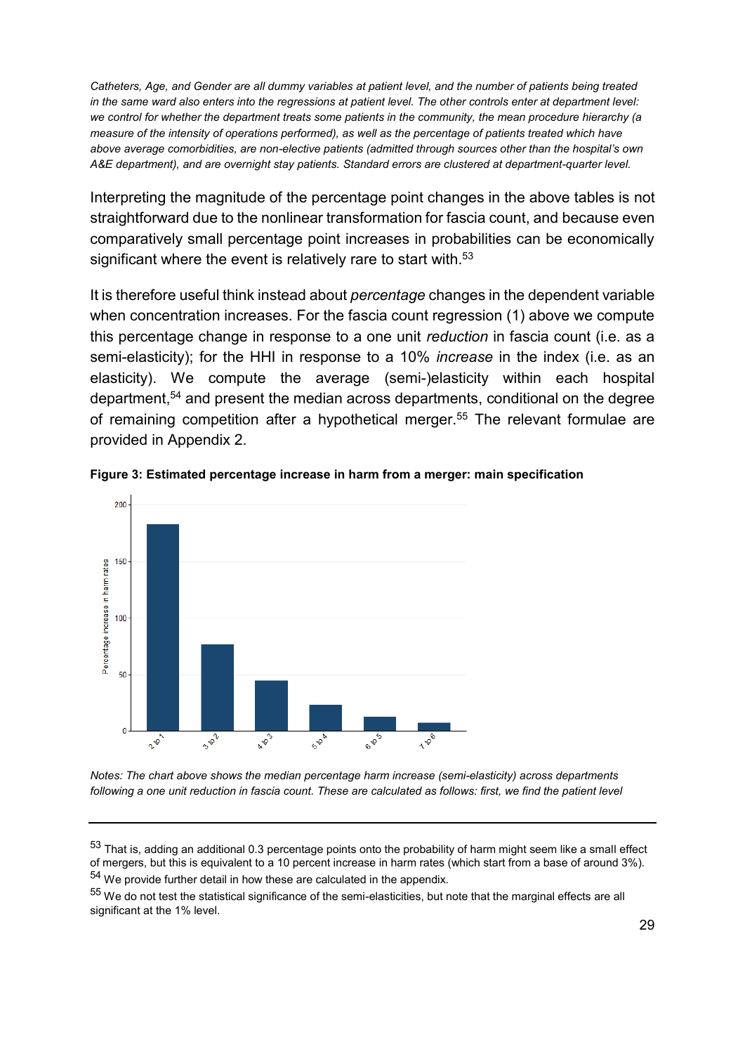*Catheters, Age, and Gender are all dummy variables at patient level, and the number of patients being treated in the same ward also enters into the regressions at patient level. The other controls enter at department level: we control for whether the department treats some patients in the community, the mean procedure hierarchy (a measure of the intensity of operations performed), as well as the percentage of patients treated which have above average comorbidities, are non-elective patients (admitted through sources other than the hospital's own A&E department), and are overnight stay patients. Standard errors are clustered at department-quarter level.*

Interpreting the magnitude of the percentage point changes in the above tables is not straightforward due to the nonlinear transformation for fascia count, and because even comparatively small percentage point increases in probabilities can be economically significant where the event is relatively rare to start with.[53]

It is therefore useful think instead about *percentage* changes in the dependent variable when concentration increases. For the fascia count regression (1) above we compute this percentage change in response to a one unit *reduction* in fascia count (i.e. as a semi-elasticity); for the HHI in response to a 10% *increase* in the index (i.e. as an elasticity). We compute the average (semi-)elasticity within each hospital department,[54] and present the median across departments, conditional on the degree of remaining competition after a hypothetical merger.[55] The relevant formulae are provided in Appendix 2.

**Figure 3: Estimated percentage increase in harm from a merger: main specification**

*Notes: The chart above shows the median percentage harm increase (semi-elasticity) across departments following a one unit reduction in fascia count. These are calculated as follows: first, we find the patient level*

[53] That is, adding an additional 0.3 percentage points onto the probability of harm might seem like a small effect of mergers, but this is equivalent to a 10 percent increase in harm rates (which start from a base of around 3%).

[54] We provide further detail in how these are calculated in the appendix.

[55] We do not test the statistical significance of the semi-elasticities, but note that the marginal effects are all significant at the 1% level.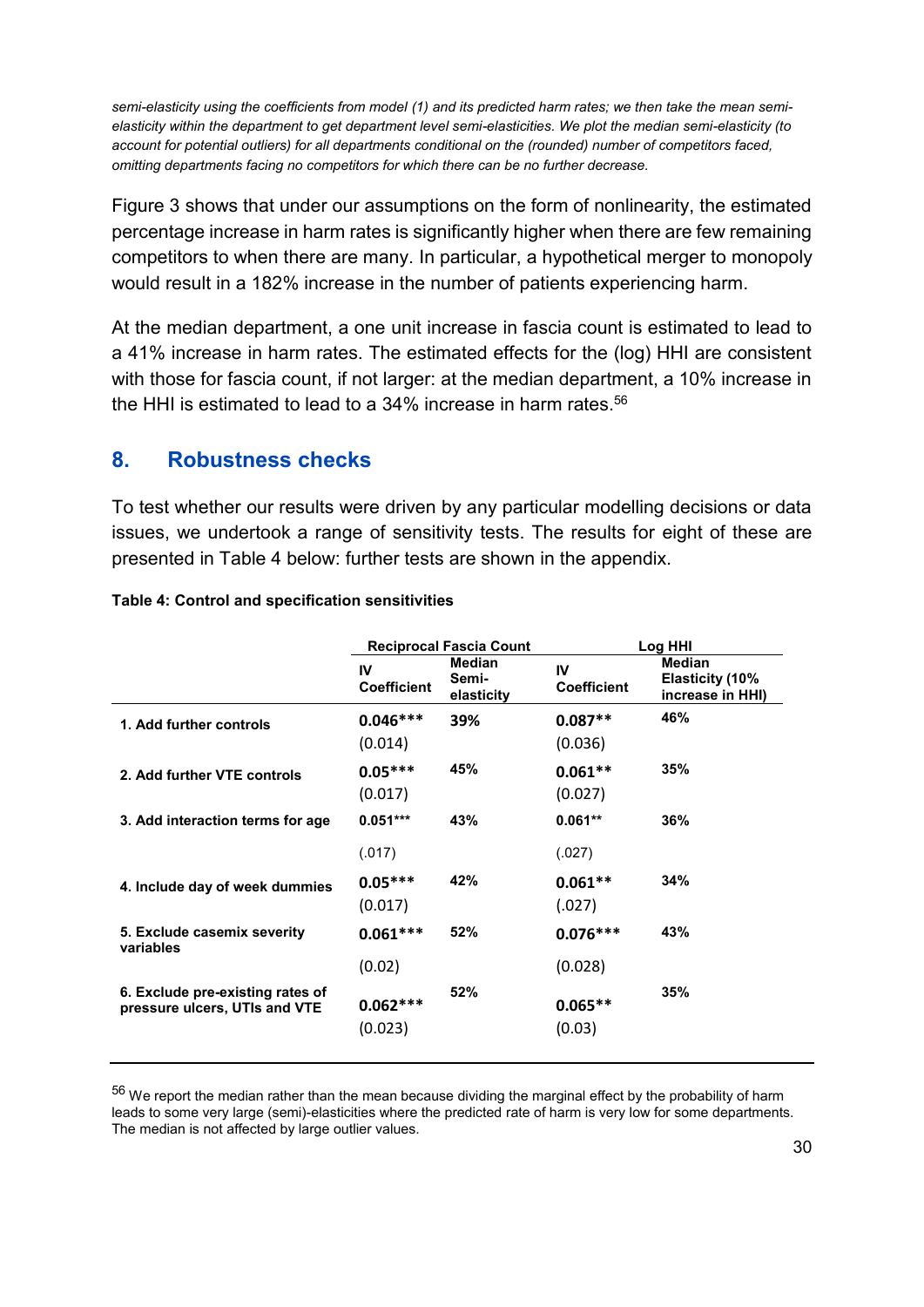*semi-elasticity using the coefficients from model (1) and its predicted harm rates; we then take the mean semi-elasticity within the department to get department level semi-elasticities. We plot the median semi-elasticity (to account for potential outliers) for all departments conditional on the (rounded) number of competitors faced, omitting departments facing no competitors for which there can be no further decrease.*

Figure 3 shows that under our assumptions on the form of nonlinearity, the estimated percentage increase in harm rates is significantly higher when there are few remaining competitors to when there are many. In particular, a hypothetical merger to monopoly would result in a 182% increase in the number of patients experiencing harm.

At the median department, a one unit increase in fascia count is estimated to lead to a 41% increase in harm rates. The estimated effects for the (log) HHI are consistent with those for fascia count, if not larger: at the median department, a 10% increase in the HHI is estimated to lead to a 34% increase in harm rates.[56]

## 8. Robustness checks

To test whether our results were driven by any particular modelling decisions or data issues, we undertook a range of sensitivity tests. The results for eight of these are presented in Table 4 below: further tests are shown in the appendix.

**Table 4: Control and specification sensitivities**

| | Reciprocal Fascia Count | | Log HHI | |
|---|---|---|---|---|
| | IV Coefficient | Median Semi-elasticity | IV Coefficient | Median Elasticity (10% increase in HHI) |
| **1. Add further controls** | 0.046*** (0.014) | 39% | 0.087** (0.036) | 46% |
| **2. Add further VTE controls** | 0.05*** (0.017) | 45% | 0.061** (0.027) | 35% |
| **3. Add interaction terms for age** | 0.051*** (.017) | 43% | 0.061** (.027) | 36% |
| **4. Include day of week dummies** | 0.05*** (0.017) | 42% | 0.061** (.027) | 34% |
| **5. Exclude casemix severity variables** | 0.061*** (0.02) | 52% | 0.076*** (0.028) | 43% |
| **6. Exclude pre-existing rates of pressure ulcers, UTIs and VTE** | 0.062*** (0.023) | 52% | 0.065** (0.03) | 35% |

[56] We report the median rather than the mean because dividing the marginal effect by the probability of harm leads to some very large (semi)-elasticities where the predicted rate of harm is very low for some departments. The median is not affected by large outlier values.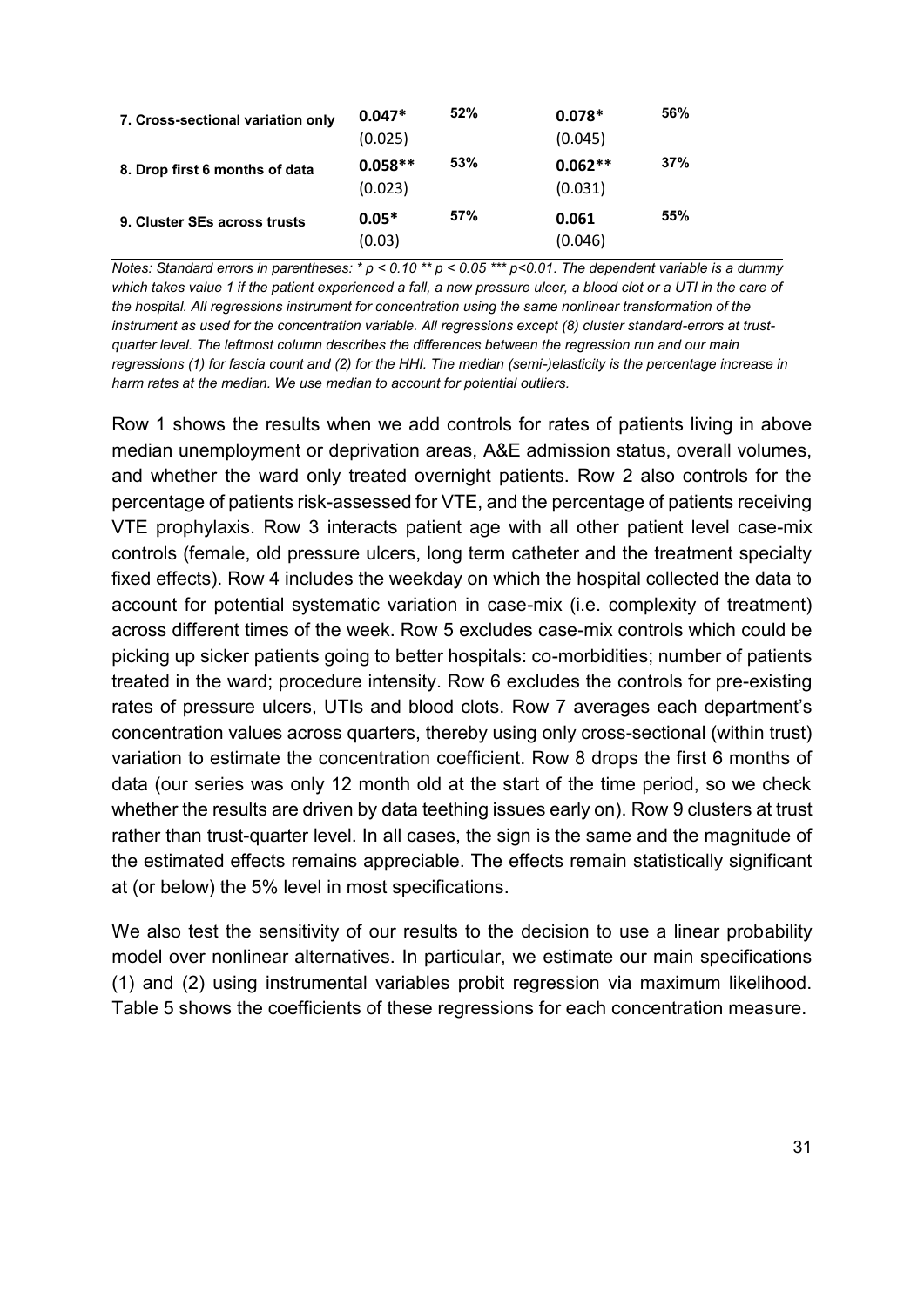| | | | | |
|---|---|---|---|---|
| **7. Cross-sectional variation only** | **0.047***<br>(0.025) | **52%** | **0.078***<br>(0.045) | **56%** |
| **8. Drop first 6 months of data** | **0.058****<br>(0.023) | **53%** | **0.062****<br>(0.031) | **37%** |
| **9. Cluster SEs across trusts** | **0.05***<br>(0.03) | **57%** | **0.061**<br>(0.046) | **55%** |

*Notes: Standard errors in parentheses: * p < 0.10 ** p < 0.05 *** p<0.01. The dependent variable is a dummy which takes value 1 if the patient experienced a fall, a new pressure ulcer, a blood clot or a UTI in the care of the hospital. All regressions instrument for concentration using the same nonlinear transformation of the instrument as used for the concentration variable. All regressions except (8) cluster standard-errors at trust-quarter level. The leftmost column describes the differences between the regression run and our main regressions (1) for fascia count and (2) for the HHI. The median (semi-)elasticity is the percentage increase in harm rates at the median. We use median to account for potential outliers.*

Row 1 shows the results when we add controls for rates of patients living in above median unemployment or deprivation areas, A&E admission status, overall volumes, and whether the ward only treated overnight patients. Row 2 also controls for the percentage of patients risk-assessed for VTE, and the percentage of patients receiving VTE prophylaxis. Row 3 interacts patient age with all other patient level case-mix controls (female, old pressure ulcers, long term catheter and the treatment specialty fixed effects). Row 4 includes the weekday on which the hospital collected the data to account for potential systematic variation in case-mix (i.e. complexity of treatment) across different times of the week. Row 5 excludes case-mix controls which could be picking up sicker patients going to better hospitals: co-morbidities; number of patients treated in the ward; procedure intensity. Row 6 excludes the controls for pre-existing rates of pressure ulcers, UTIs and blood clots. Row 7 averages each department's concentration values across quarters, thereby using only cross-sectional (within trust) variation to estimate the concentration coefficient. Row 8 drops the first 6 months of data (our series was only 12 month old at the start of the time period, so we check whether the results are driven by data teething issues early on). Row 9 clusters at trust rather than trust-quarter level. In all cases, the sign is the same and the magnitude of the estimated effects remains appreciable. The effects remain statistically significant at (or below) the 5% level in most specifications.

We also test the sensitivity of our results to the decision to use a linear probability model over nonlinear alternatives. In particular, we estimate our main specifications (1) and (2) using instrumental variables probit regression via maximum likelihood. Table 5 shows the coefficients of these regressions for each concentration measure.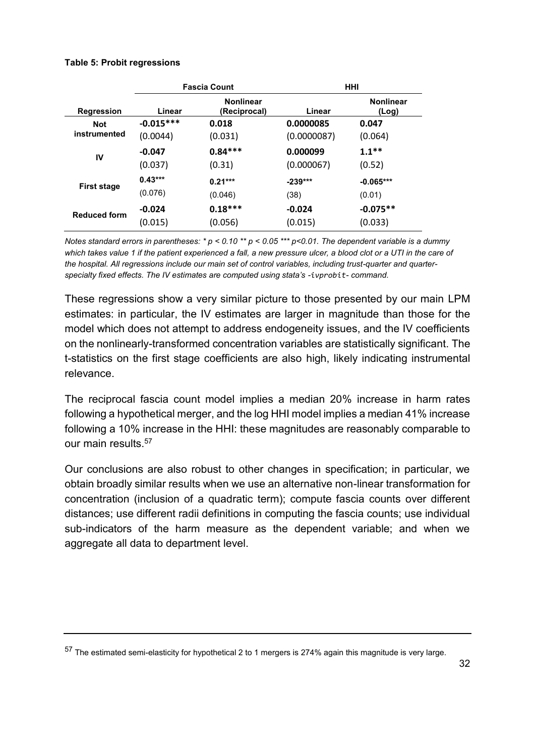**Table 5: Probit regressions**

| | Fascia Count | | HHI | |
|---|---|---|---|---|
| **Regression** | **Linear** | **Nonlinear (Reciprocal)** | **Linear** | **Nonlinear (Log)** |
| **Not instrumented** | -0.015*** | 0.018 | 0.0000085 | 0.047 |
| | (0.0044) | (0.031) | (0.0000087) | (0.064) |
| **IV** | -0.047 | 0.84*** | 0.000099 | 1.1** |
| | (0.037) | (0.31) | (0.000067) | (0.52) |
| **First stage** | 0.43*** | 0.21*** | -239*** | -0.065*** |
| | (0.076) | (0.046) | (38) | (0.01) |
| **Reduced form** | -0.024 | 0.18*** | -0.024 | -0.075** |
| | (0.015) | (0.056) | (0.015) | (0.033) |

*Notes standard errors in parentheses: * p < 0.10 ** p < 0.05 *** p<0.01. The dependent variable is a dummy which takes value 1 if the patient experienced a fall, a new pressure ulcer, a blood clot or a UTI in the care of the hospital. All regressions include our main set of control variables, including trust-quarter and quarter-specialty fixed effects. The IV estimates are computed using stata's -`ivprobit`- command.*

These regressions show a very similar picture to those presented by our main LPM estimates: in particular, the IV estimates are larger in magnitude than those for the model which does not attempt to address endogeneity issues, and the IV coefficients on the nonlinearly-transformed concentration variables are statistically significant. The t-statistics on the first stage coefficients are also high, likely indicating instrumental relevance.

The reciprocal fascia count model implies a median 20% increase in harm rates following a hypothetical merger, and the log HHI model implies a median 41% increase following a 10% increase in the HHI: these magnitudes are reasonably comparable to our main results.[57]

Our conclusions are also robust to other changes in specification; in particular, we obtain broadly similar results when we use an alternative non-linear transformation for concentration (inclusion of a quadratic term); compute fascia counts over different distances; use different radii definitions in computing the fascia counts; use individual sub-indicators of the harm measure as the dependent variable; and when we aggregate all data to department level.

---

[57] The estimated semi-elasticity for hypothetical 2 to 1 mergers is 274% again this magnitude is very large.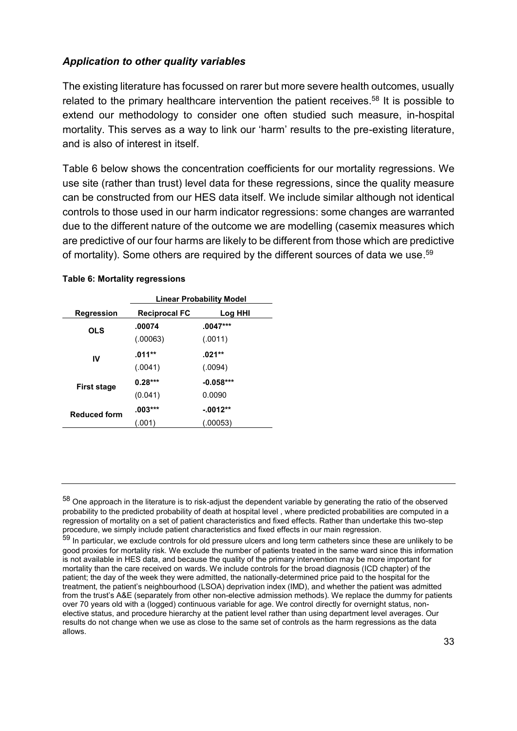### *Application to other quality variables*

The existing literature has focussed on rarer but more severe health outcomes, usually related to the primary healthcare intervention the patient receives.[58] It is possible to extend our methodology to consider one often studied such measure, in-hospital mortality. This serves as a way to link our 'harm' results to the pre-existing literature, and is also of interest in itself.

Table 6 below shows the concentration coefficients for our mortality regressions. We use site (rather than trust) level data for these regressions, since the quality measure can be constructed from our HES data itself. We include similar although not identical controls to those used in our harm indicator regressions: some changes are warranted due to the different nature of the outcome we are modelling (casemix measures which are predictive of our four harms are likely to be different from those which are predictive of mortality). Some others are required by the different sources of data we use.[59]

**Table 6: Mortality regressions**

| | **Linear Probability Model** | |
|---|---|---|
| **Regression** | **Reciprocal FC** | **Log HHI** |
| **OLS** | **.00074** | **.0047\*\*\*** |
| | (.00063) | (.0011) |
| **IV** | **.011\*\*** | **.021\*\*** |
| | (.0041) | (.0094) |
| **First stage** | **0.28\*\*\*** | **-0.058\*\*\*** |
| | (0.041) | 0.0090 |
| **Reduced form** | **.003\*\*\*** | **-.0012\*\*** |
| | (.001) | (.00053) |

---

[58] One approach in the literature is to risk-adjust the dependent variable by generating the ratio of the observed probability to the predicted probability of death at hospital level , where predicted probabilities are computed in a regression of mortality on a set of patient characteristics and fixed effects. Rather than undertake this two-step procedure, we simply include patient characteristics and fixed effects in our main regression.

[59] In particular, we exclude controls for old pressure ulcers and long term catheters since these are unlikely to be good proxies for mortality risk. We exclude the number of patients treated in the same ward since this information is not available in HES data, and because the quality of the primary intervention may be more important for mortality than the care received on wards. We include controls for the broad diagnosis (ICD chapter) of the patient; the day of the week they were admitted, the nationally-determined price paid to the hospital for the treatment, the patient's neighbourhood (LSOA) deprivation index (IMD), and whether the patient was admitted from the trust's A&E (separately from other non-elective admission methods). We replace the dummy for patients over 70 years old with a (logged) continuous variable for age. We control directly for overnight status, non-elective status, and procedure hierarchy at the patient level rather than using department level averages. Our results do not change when we use as close to the same set of controls as the harm regressions as the data allows.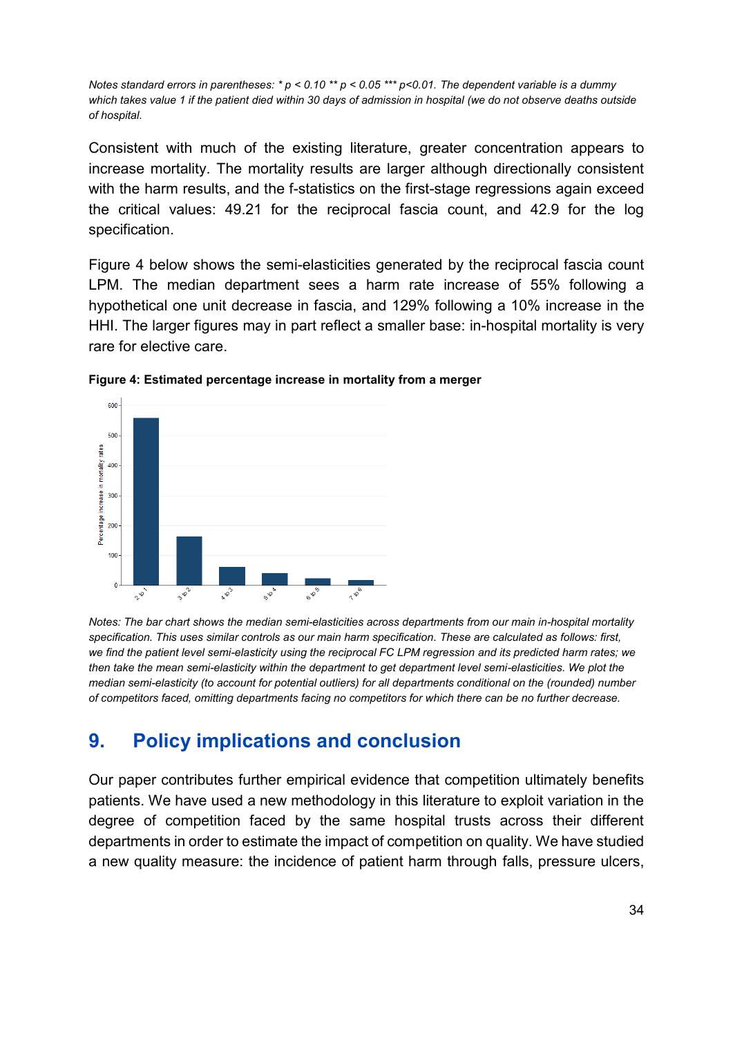*Notes standard errors in parentheses: * p < 0.10 ** p < 0.05 *** p<0.01. The dependent variable is a dummy which takes value 1 if the patient died within 30 days of admission in hospital (we do not observe deaths outside of hospital.*

Consistent with much of the existing literature, greater concentration appears to increase mortality. The mortality results are larger although directionally consistent with the harm results, and the f-statistics on the first-stage regressions again exceed the critical values: 49.21 for the reciprocal fascia count, and 42.9 for the log specification.

Figure 4 below shows the semi-elasticities generated by the reciprocal fascia count LPM. The median department sees a harm rate increase of 55% following a hypothetical one unit decrease in fascia, and 129% following a 10% increase in the HHI. The larger figures may in part reflect a smaller base: in-hospital mortality is very rare for elective care.

**Figure 4: Estimated percentage increase in mortality from a merger**

*Notes: The bar chart shows the median semi-elasticities across departments from our main in-hospital mortality specification. This uses similar controls as our main harm specification. These are calculated as follows: first, we find the patient level semi-elasticity using the reciprocal FC LPM regression and its predicted harm rates; we then take the mean semi-elasticity within the department to get department level semi-elasticities. We plot the median semi-elasticity (to account for potential outliers) for all departments conditional on the (rounded) number of competitors faced, omitting departments facing no competitors for which there can be no further decrease.*

## 9. Policy implications and conclusion

Our paper contributes further empirical evidence that competition ultimately benefits patients. We have used a new methodology in this literature to exploit variation in the degree of competition faced by the same hospital trusts across their different departments in order to estimate the impact of competition on quality. We have studied a new quality measure: the incidence of patient harm through falls, pressure ulcers,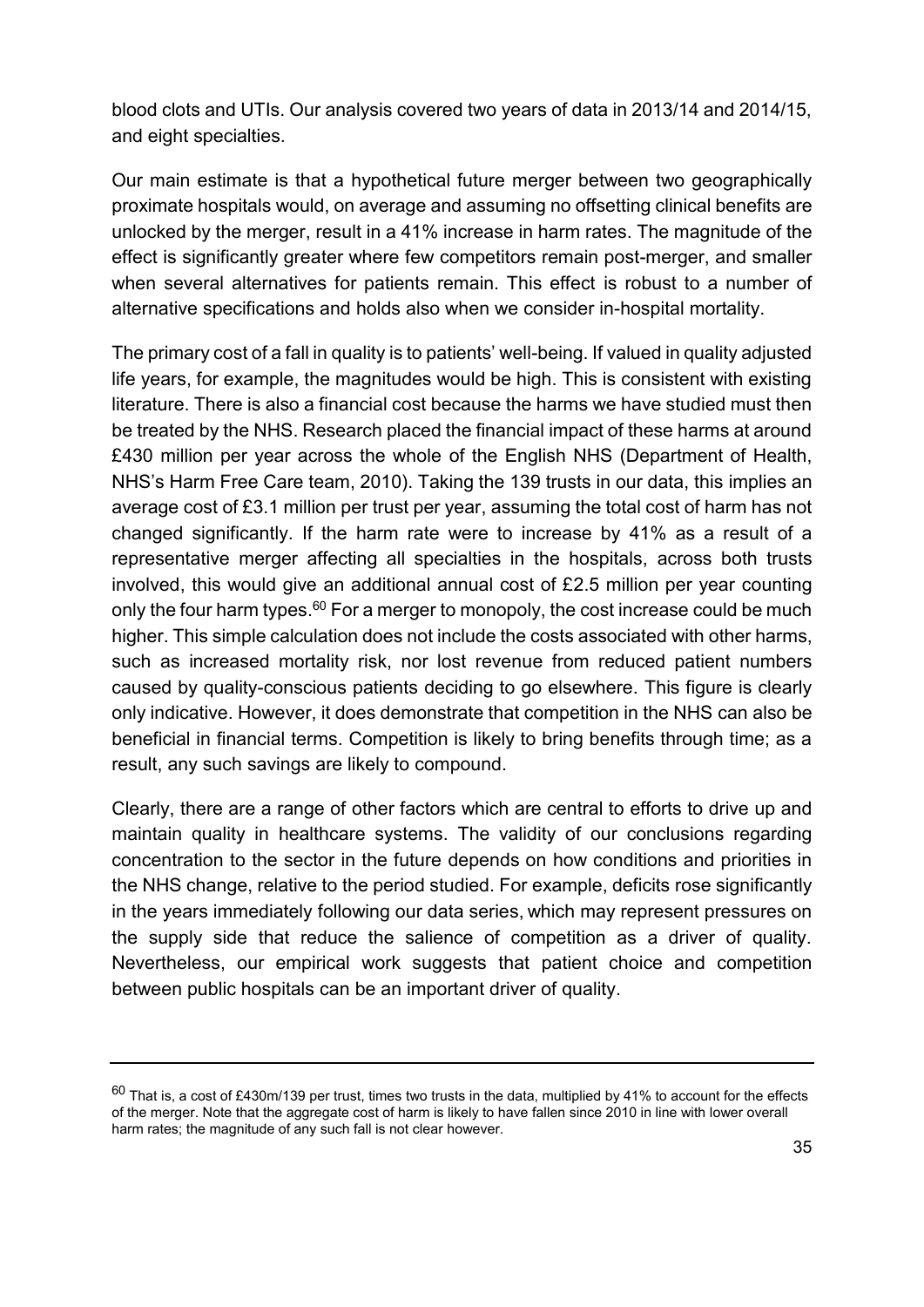blood clots and UTIs. Our analysis covered two years of data in 2013/14 and 2014/15, and eight specialties.

Our main estimate is that a hypothetical future merger between two geographically proximate hospitals would, on average and assuming no offsetting clinical benefits are unlocked by the merger, result in a 41% increase in harm rates. The magnitude of the effect is significantly greater where few competitors remain post-merger, and smaller when several alternatives for patients remain. This effect is robust to a number of alternative specifications and holds also when we consider in-hospital mortality.

The primary cost of a fall in quality is to patients' well-being. If valued in quality adjusted life years, for example, the magnitudes would be high. This is consistent with existing literature. There is also a financial cost because the harms we have studied must then be treated by the NHS. Research placed the financial impact of these harms at around £430 million per year across the whole of the English NHS (Department of Health, NHS's Harm Free Care team, 2010). Taking the 139 trusts in our data, this implies an average cost of £3.1 million per trust per year, assuming the total cost of harm has not changed significantly. If the harm rate were to increase by 41% as a result of a representative merger affecting all specialties in the hospitals, across both trusts involved, this would give an additional annual cost of £2.5 million per year counting only the four harm types.[60] For a merger to monopoly, the cost increase could be much higher. This simple calculation does not include the costs associated with other harms, such as increased mortality risk, nor lost revenue from reduced patient numbers caused by quality-conscious patients deciding to go elsewhere. This figure is clearly only indicative. However, it does demonstrate that competition in the NHS can also be beneficial in financial terms. Competition is likely to bring benefits through time; as a result, any such savings are likely to compound.

Clearly, there are a range of other factors which are central to efforts to drive up and maintain quality in healthcare systems. The validity of our conclusions regarding concentration to the sector in the future depends on how conditions and priorities in the NHS change, relative to the period studied. For example, deficits rose significantly in the years immediately following our data series, which may represent pressures on the supply side that reduce the salience of competition as a driver of quality. Nevertheless, our empirical work suggests that patient choice and competition between public hospitals can be an important driver of quality.

---

[60] That is, a cost of £430m/139 per trust, times two trusts in the data, multiplied by 41% to account for the effects of the merger. Note that the aggregate cost of harm is likely to have fallen since 2010 in line with lower overall harm rates; the magnitude of any such fall is not clear however.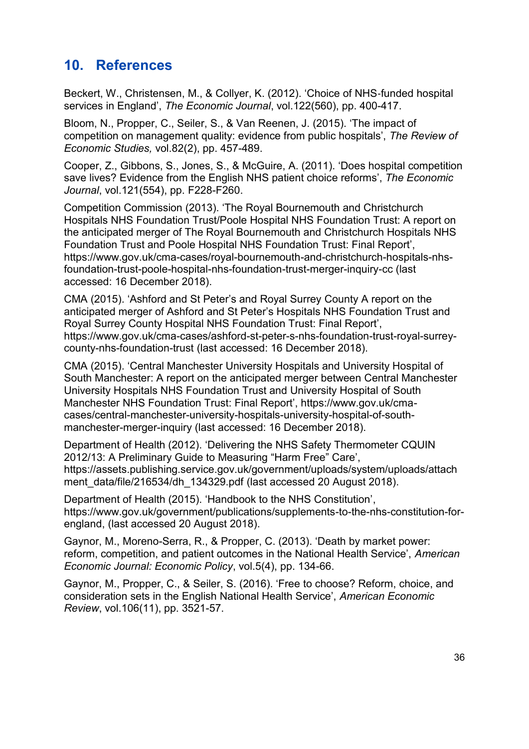## 10. References

Beckert, W., Christensen, M., & Collyer, K. (2012). 'Choice of NHS-funded hospital services in England', *The Economic Journal*, vol.122(560), pp. 400-417.

Bloom, N., Propper, C., Seiler, S., & Van Reenen, J. (2015). 'The impact of competition on management quality: evidence from public hospitals', *The Review of Economic Studies,* vol.82(2), pp. 457-489.

Cooper, Z., Gibbons, S., Jones, S., & McGuire, A. (2011). 'Does hospital competition save lives? Evidence from the English NHS patient choice reforms', *The Economic Journal*, vol.121(554), pp. F228-F260.

Competition Commission (2013). 'The Royal Bournemouth and Christchurch Hospitals NHS Foundation Trust/Poole Hospital NHS Foundation Trust: A report on the anticipated merger of The Royal Bournemouth and Christchurch Hospitals NHS Foundation Trust and Poole Hospital NHS Foundation Trust: Final Report', https://www.gov.uk/cma-cases/royal-bournemouth-and-christchurch-hospitals-nhs-foundation-trust-poole-hospital-nhs-foundation-trust-merger-inquiry-cc (last accessed: 16 December 2018).

CMA (2015). 'Ashford and St Peter's and Royal Surrey County A report on the anticipated merger of Ashford and St Peter's Hospitals NHS Foundation Trust and Royal Surrey County Hospital NHS Foundation Trust: Final Report', https://www.gov.uk/cma-cases/ashford-st-peter-s-nhs-foundation-trust-royal-surrey-county-nhs-foundation-trust (last accessed: 16 December 2018).

CMA (2015). 'Central Manchester University Hospitals and University Hospital of South Manchester: A report on the anticipated merger between Central Manchester University Hospitals NHS Foundation Trust and University Hospital of South Manchester NHS Foundation Trust: Final Report', https://www.gov.uk/cma-cases/central-manchester-university-hospitals-university-hospital-of-south-manchester-merger-inquiry (last accessed: 16 December 2018).

Department of Health (2012). 'Delivering the NHS Safety Thermometer CQUIN 2012/13: A Preliminary Guide to Measuring "Harm Free" Care', https://assets.publishing.service.gov.uk/government/uploads/system/uploads/attachment_data/file/216534/dh_134329.pdf (last accessed 20 August 2018).

Department of Health (2015). 'Handbook to the NHS Constitution', https://www.gov.uk/government/publications/supplements-to-the-nhs-constitution-for-england, (last accessed 20 August 2018).

Gaynor, M., Moreno-Serra, R., & Propper, C. (2013). 'Death by market power: reform, competition, and patient outcomes in the National Health Service', *American Economic Journal: Economic Policy*, vol.5(4), pp. 134-66.

Gaynor, M., Propper, C., & Seiler, S. (2016). 'Free to choose? Reform, choice, and consideration sets in the English National Health Service', *American Economic Review*, vol.106(11), pp. 3521-57.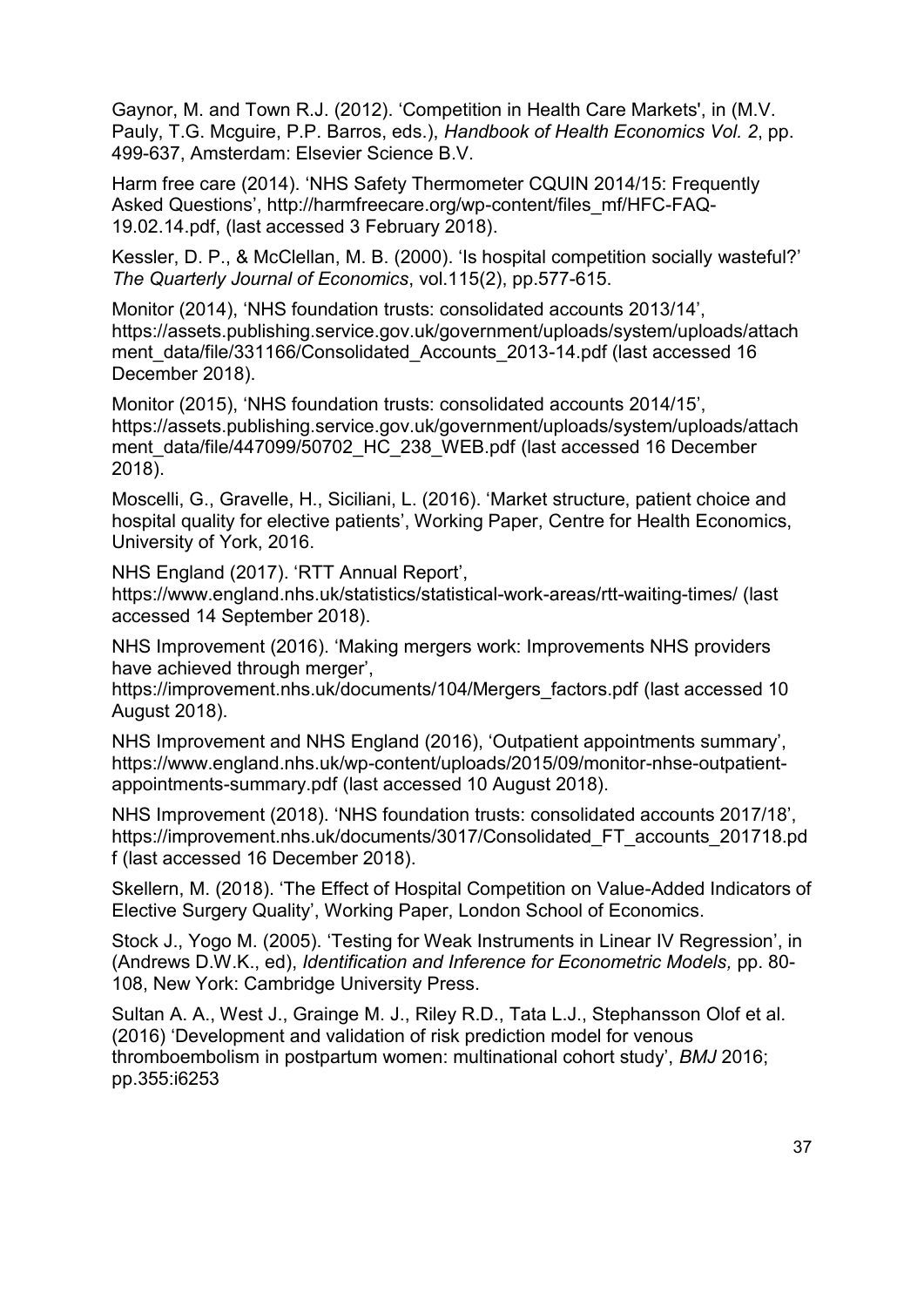Gaynor, M. and Town R.J. (2012). 'Competition in Health Care Markets', in (M.V. Pauly, T.G. Mcguire, P.P. Barros, eds.), *Handbook of Health Economics Vol. 2*, pp. 499-637, Amsterdam: Elsevier Science B.V.

Harm free care (2014). 'NHS Safety Thermometer CQUIN 2014/15: Frequently Asked Questions', http://harmfreecare.org/wp-content/files_mf/HFC-FAQ-19.02.14.pdf, (last accessed 3 February 2018).

Kessler, D. P., & McClellan, M. B. (2000). 'Is hospital competition socially wasteful?' *The Quarterly Journal of Economics*, vol.115(2), pp.577-615.

Monitor (2014), 'NHS foundation trusts: consolidated accounts 2013/14', https://assets.publishing.service.gov.uk/government/uploads/system/uploads/attachment_data/file/331166/Consolidated_Accounts_2013-14.pdf (last accessed 16 December 2018).

Monitor (2015), 'NHS foundation trusts: consolidated accounts 2014/15', https://assets.publishing.service.gov.uk/government/uploads/system/uploads/attachment_data/file/447099/50702_HC_238_WEB.pdf (last accessed 16 December 2018).

Moscelli, G., Gravelle, H., Siciliani, L. (2016). 'Market structure, patient choice and hospital quality for elective patients', Working Paper, Centre for Health Economics, University of York, 2016.

NHS England (2017). 'RTT Annual Report', https://www.england.nhs.uk/statistics/statistical-work-areas/rtt-waiting-times/ (last accessed 14 September 2018).

NHS Improvement (2016). 'Making mergers work: Improvements NHS providers have achieved through merger', https://improvement.nhs.uk/documents/104/Mergers_factors.pdf (last accessed 10 August 2018).

NHS Improvement and NHS England (2016), 'Outpatient appointments summary', https://www.england.nhs.uk/wp-content/uploads/2015/09/monitor-nhse-outpatient-appointments-summary.pdf (last accessed 10 August 2018).

NHS Improvement (2018). 'NHS foundation trusts: consolidated accounts 2017/18', https://improvement.nhs.uk/documents/3017/Consolidated_FT_accounts_201718.pdf (last accessed 16 December 2018).

Skellern, M. (2018). 'The Effect of Hospital Competition on Value-Added Indicators of Elective Surgery Quality', Working Paper, London School of Economics.

Stock J., Yogo M. (2005). 'Testing for Weak Instruments in Linear IV Regression', in (Andrews D.W.K., ed), *Identification and Inference for Econometric Models,* pp. 80-108, New York: Cambridge University Press.

Sultan A. A., West J., Grainge M. J., Riley R.D., Tata L.J., Stephansson Olof et al. (2016) 'Development and validation of risk prediction model for venous thromboembolism in postpartum women: multinational cohort study', *BMJ* 2016; pp.355:i6253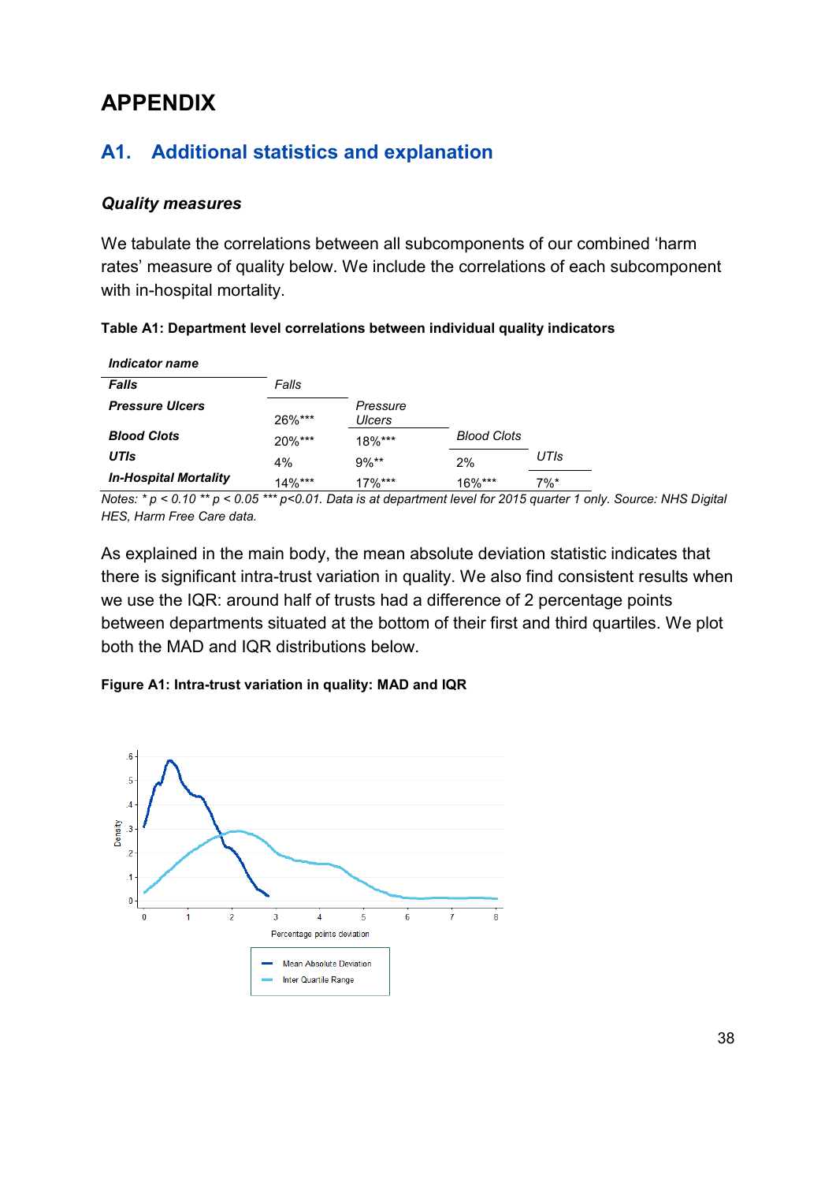# APPENDIX

## A1. Additional statistics and explanation

### *Quality measures*

We tabulate the correlations between all subcomponents of our combined 'harm rates' measure of quality below. We include the correlations of each subcomponent with in-hospital mortality.

**Table A1: Department level correlations between individual quality indicators**

| ***Indicator name*** | | | | |
|---|---|---|---|---|
| ***Falls*** | *Falls* | | | |
| ***Pressure Ulcers*** | 26%*** | *Pressure Ulcers* | | |
| ***Blood Clots*** | 20%*** | 18%*** | *Blood Clots* | |
| ***UTIs*** | 4% | 9%** | 2% | *UTIs* |
| ***In-Hospital Mortality*** | 14%*** | 17%*** | 16%*** | 7%* |

*Notes: * p < 0.10 ** p < 0.05 *** p<0.01. Data is at department level for 2015 quarter 1 only. Source: NHS Digital HES, Harm Free Care data.*

As explained in the main body, the mean absolute deviation statistic indicates that there is significant intra-trust variation in quality. We also find consistent results when we use the IQR: around half of trusts had a difference of 2 percentage points between departments situated at the bottom of their first and third quartiles. We plot both the MAD and IQR distributions below.

**Figure A1: Intra-trust variation in quality: MAD and IQR**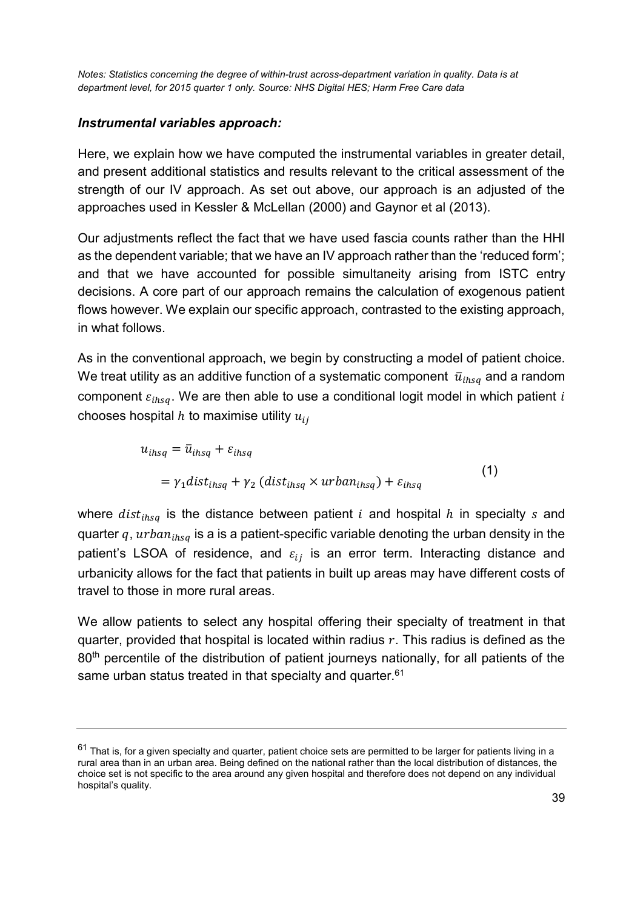*Notes: Statistics concerning the degree of within-trust across-department variation in quality. Data is at department level, for 2015 quarter 1 only. Source: NHS Digital HES; Harm Free Care data*

### *Instrumental variables approach:*

Here, we explain how we have computed the instrumental variables in greater detail, and present additional statistics and results relevant to the critical assessment of the strength of our IV approach. As set out above, our approach is an adjusted of the approaches used in Kessler & McLellan (2000) and Gaynor et al (2013).

Our adjustments reflect the fact that we have used fascia counts rather than the HHI as the dependent variable; that we have an IV approach rather than the 'reduced form'; and that we have accounted for possible simultaneity arising from ISTC entry decisions. A core part of our approach remains the calculation of exogenous patient flows however. We explain our specific approach, contrasted to the existing approach, in what follows.

As in the conventional approach, we begin by constructing a model of patient choice. We treat utility as an additive function of a systematic component $\bar{u}_{ihsq}$ and a random component $\varepsilon_{ihsq}$. We are then able to use a conditional logit model in which patient $i$ chooses hospital $h$ to maximise utility $u_{ij}$

$$
\begin{aligned}
u_{ihsq} &= \bar{u}_{ihsq} + \varepsilon_{ihsq} \\
&= \gamma_1 dist_{ihsq} + \gamma_2 \left(dist_{ihsq} \times urban_{ihsq}\right) + \varepsilon_{ihsq}
\end{aligned}
\tag{1}
$$

where $dist_{ihsq}$ is the distance between patient $i$ and hospital $h$ in specialty $s$ and quarter $q$, $urban_{ihsq}$ is a is a patient-specific variable denoting the urban density in the patient's LSOA of residence, and $\varepsilon_{ij}$ is an error term. Interacting distance and urbanicity allows for the fact that patients in built up areas may have different costs of travel to those in more rural areas.

We allow patients to select any hospital offering their specialty of treatment in that quarter, provided that hospital is located within radius $r$. This radius is defined as the 80th percentile of the distribution of patient journeys nationally, for all patients of the same urban status treated in that specialty and quarter.[61]

[61] That is, for a given specialty and quarter, patient choice sets are permitted to be larger for patients living in a rural area than in an urban area. Being defined on the national rather than the local distribution of distances, the choice set is not specific to the area around any given hospital and therefore does not depend on any individual hospital's quality.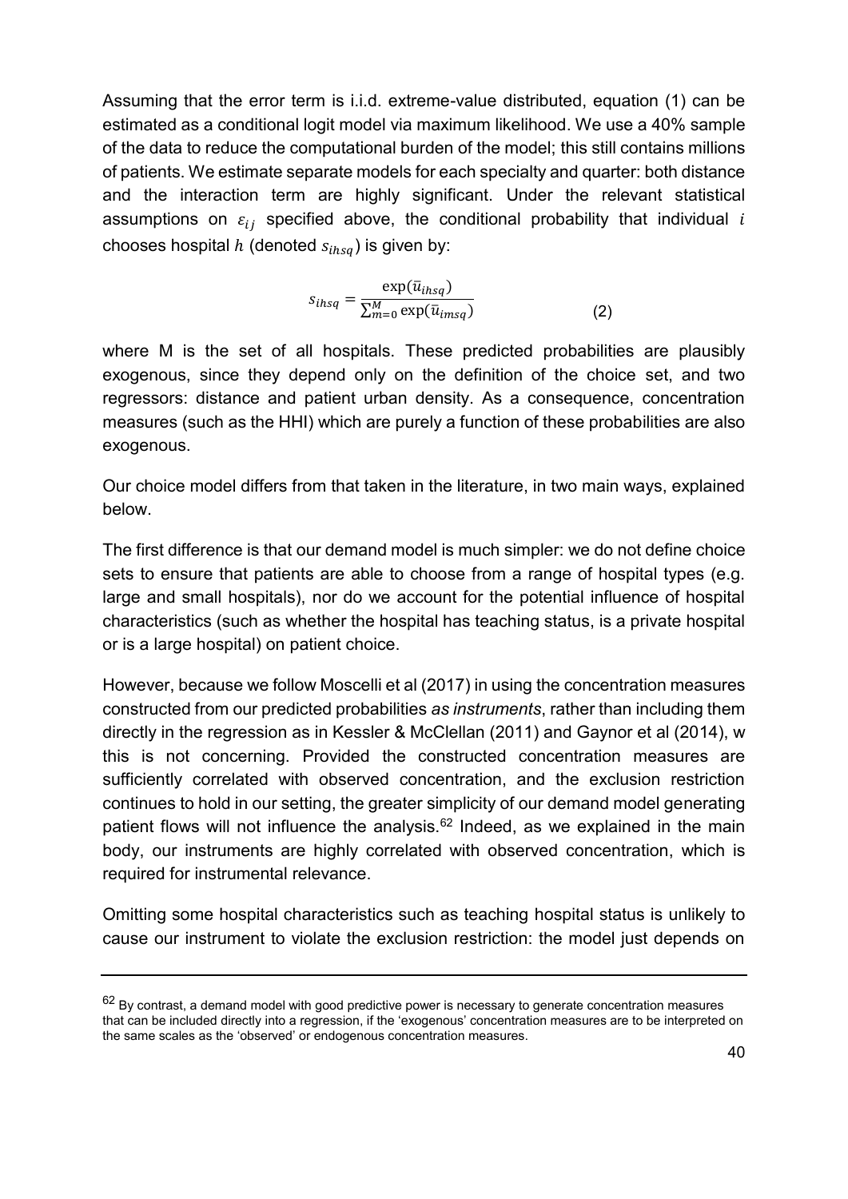Assuming that the error term is i.i.d. extreme-value distributed, equation (1) can be estimated as a conditional logit model via maximum likelihood. We use a 40% sample of the data to reduce the computational burden of the model; this still contains millions of patients. We estimate separate models for each specialty and quarter: both distance and the interaction term are highly significant. Under the relevant statistical assumptions on $\varepsilon_{ij}$ specified above, the conditional probability that individual $i$ chooses hospital $h$ (denoted $s_{ihsq}$) is given by:

$$s_{ihsq} = \frac{\exp(\bar{u}_{ihsq})}{\sum_{m=0}^{M} \exp(\bar{u}_{imsq})} \qquad (2)$$

where M is the set of all hospitals. These predicted probabilities are plausibly exogenous, since they depend only on the definition of the choice set, and two regressors: distance and patient urban density. As a consequence, concentration measures (such as the HHI) which are purely a function of these probabilities are also exogenous.

Our choice model differs from that taken in the literature, in two main ways, explained below.

The first difference is that our demand model is much simpler: we do not define choice sets to ensure that patients are able to choose from a range of hospital types (e.g. large and small hospitals), nor do we account for the potential influence of hospital characteristics (such as whether the hospital has teaching status, is a private hospital or is a large hospital) on patient choice.

However, because we follow Moscelli et al (2017) in using the concentration measures constructed from our predicted probabilities *as instruments*, rather than including them directly in the regression as in Kessler & McClellan (2011) and Gaynor et al (2014), w this is not concerning. Provided the constructed concentration measures are sufficiently correlated with observed concentration, and the exclusion restriction continues to hold in our setting, the greater simplicity of our demand model generating patient flows will not influence the analysis.[62] Indeed, as we explained in the main body, our instruments are highly correlated with observed concentration, which is required for instrumental relevance.

Omitting some hospital characteristics such as teaching hospital status is unlikely to cause our instrument to violate the exclusion restriction: the model just depends on

[62] By contrast, a demand model with good predictive power is necessary to generate concentration measures that can be included directly into a regression, if the 'exogenous' concentration measures are to be interpreted on the same scales as the 'observed' or endogenous concentration measures.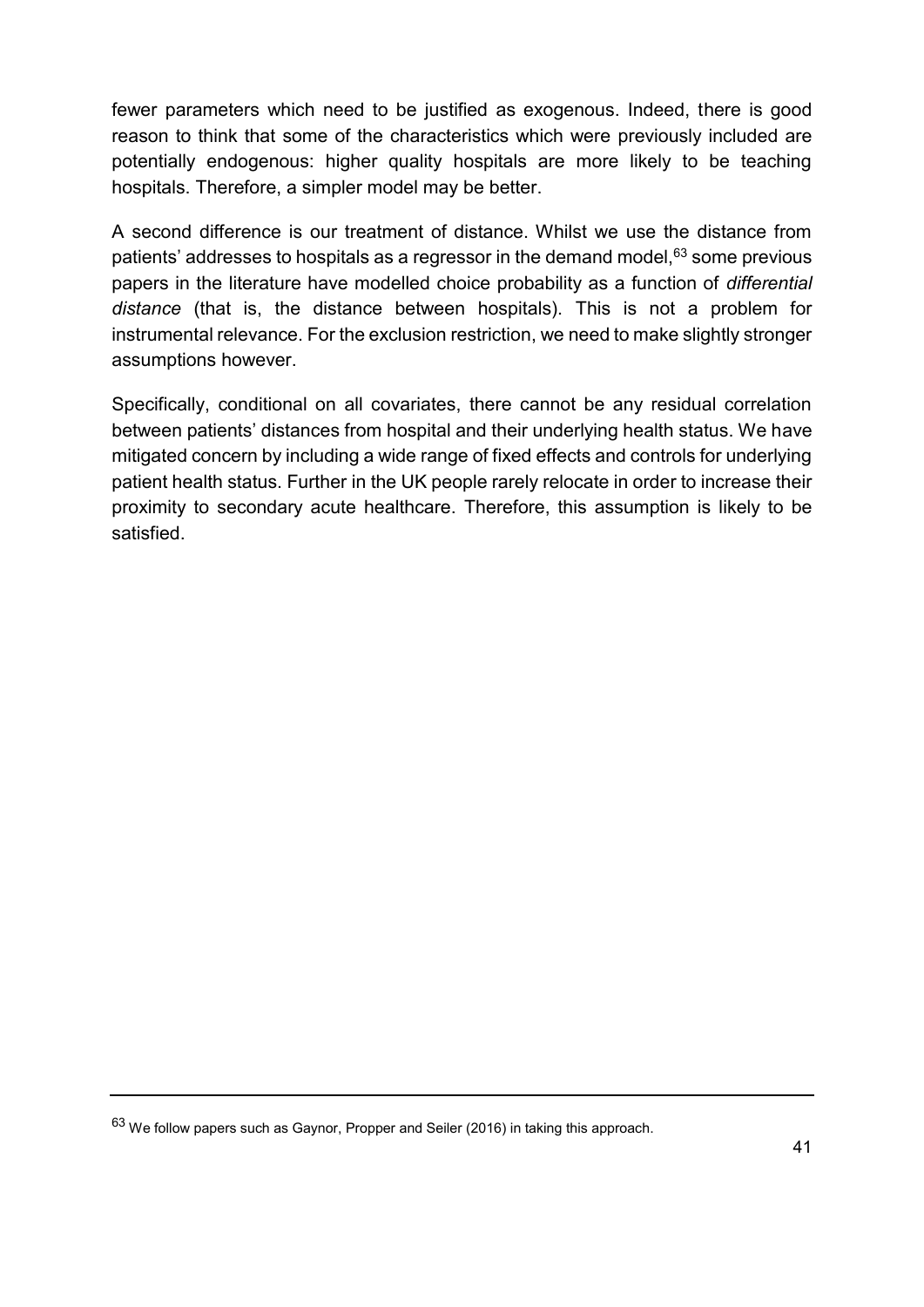fewer parameters which need to be justified as exogenous. Indeed, there is good reason to think that some of the characteristics which were previously included are potentially endogenous: higher quality hospitals are more likely to be teaching hospitals. Therefore, a simpler model may be better.

A second difference is our treatment of distance. Whilst we use the distance from patients' addresses to hospitals as a regressor in the demand model,[63] some previous papers in the literature have modelled choice probability as a function of *differential distance* (that is, the distance between hospitals). This is not a problem for instrumental relevance. For the exclusion restriction, we need to make slightly stronger assumptions however.

Specifically, conditional on all covariates, there cannot be any residual correlation between patients' distances from hospital and their underlying health status. We have mitigated concern by including a wide range of fixed effects and controls for underlying patient health status. Further in the UK people rarely relocate in order to increase their proximity to secondary acute healthcare. Therefore, this assumption is likely to be satisfied.

---

[63] We follow papers such as Gaynor, Propper and Seiler (2016) in taking this approach.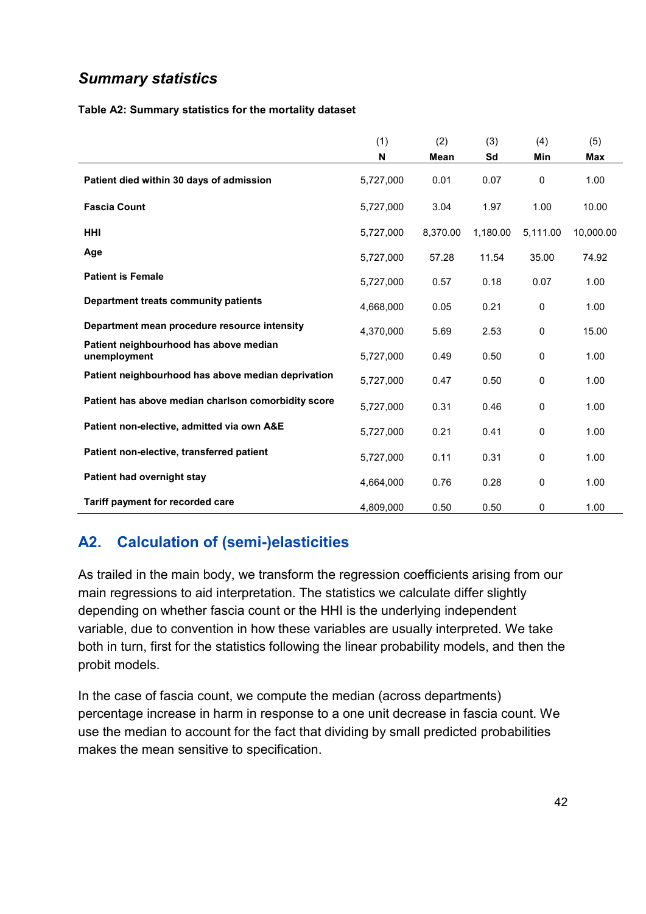### *Summary statistics*

**Table A2: Summary statistics for the mortality dataset**

| | (1)<br>N | (2)<br>Mean | (3)<br>Sd | (4)<br>Min | (5)<br>Max |
|---|---|---|---|---|---|
| **Patient died within 30 days of admission** | 5,727,000 | 0.01 | 0.07 | 0 | 1.00 |
| **Fascia Count** | 5,727,000 | 3.04 | 1.97 | 1.00 | 10.00 |
| **HHI** | 5,727,000 | 8,370.00 | 1,180.00 | 5,111.00 | 10,000.00 |
| **Age** | 5,727,000 | 57.28 | 11.54 | 35.00 | 74.92 |
| **Patient is Female** | 5,727,000 | 0.57 | 0.18 | 0.07 | 1.00 |
| **Department treats community patients** | 4,668,000 | 0.05 | 0.21 | 0 | 1.00 |
| **Department mean procedure resource intensity** | 4,370,000 | 5.69 | 2.53 | 0 | 15.00 |
| **Patient neighbourhood has above median unemployment** | 5,727,000 | 0.49 | 0.50 | 0 | 1.00 |
| **Patient neighbourhood has above median deprivation** | 5,727,000 | 0.47 | 0.50 | 0 | 1.00 |
| **Patient has above median charlson comorbidity score** | 5,727,000 | 0.31 | 0.46 | 0 | 1.00 |
| **Patient non-elective, admitted via own A&E** | 5,727,000 | 0.21 | 0.41 | 0 | 1.00 |
| **Patient non-elective, transferred patient** | 5,727,000 | 0.11 | 0.31 | 0 | 1.00 |
| **Patient had overnight stay** | 4,664,000 | 0.76 | 0.28 | 0 | 1.00 |
| **Tariff payment for recorded care** | 4,809,000 | 0.50 | 0.50 | 0 | 1.00 |

## A2. Calculation of (semi-)elasticities

As trailed in the main body, we transform the regression coefficients arising from our main regressions to aid interpretation. The statistics we calculate differ slightly depending on whether fascia count or the HHI is the underlying independent variable, due to convention in how these variables are usually interpreted. We take both in turn, first for the statistics following the linear probability models, and then the probit models.

In the case of fascia count, we compute the median (across departments) percentage increase in harm in response to a one unit decrease in fascia count. We use the median to account for the fact that dividing by small predicted probabilities makes the mean sensitive to specification.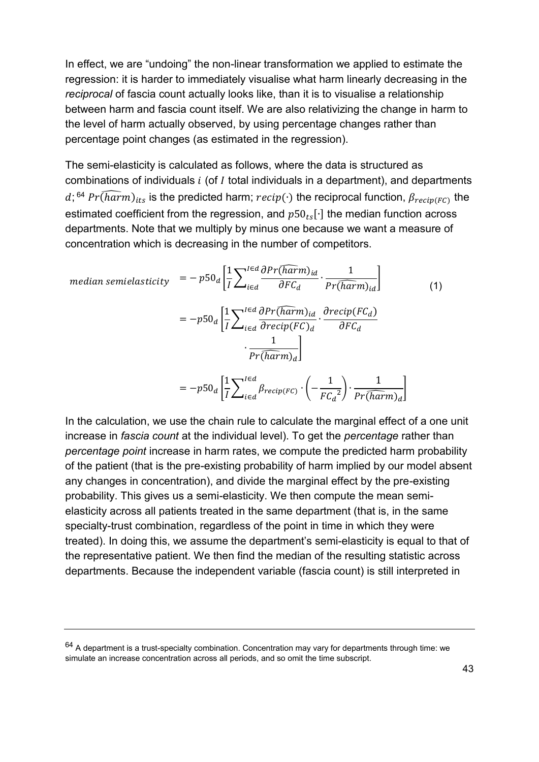In effect, we are "undoing" the non-linear transformation we applied to estimate the regression: it is harder to immediately visualise what harm linearly decreasing in the *reciprocal* of fascia count actually looks like, than it is to visualise a relationship between harm and fascia count itself. We are also relativizing the change in harm to the level of harm actually observed, by using percentage changes rather than percentage point changes (as estimated in the regression).

The semi-elasticity is calculated as follows, where the data is structured as combinations of individuals $i$ (of $I$ total individuals in a department), and departments $d$;[64] $Pr(\widehat{harm})_{its}$ is the predicted harm; $recip(\cdot)$ the reciprocal function, $\beta_{recip(FC)}$ the estimated coefficient from the regression, and $p50_{ts}[\cdot]$ the median function across departments. Note that we multiply by minus one because we want a measure of concentration which is decreasing in the number of competitors.

$$
\begin{aligned}
median\ semielasticity \quad &= -\,p50_d\left[\frac{1}{I}\sum_{i\in d}^{I\in d}\frac{\partial Pr(\widehat{harm})_{id}}{\partial FC_d}\cdot\frac{1}{Pr(\widehat{harm})_{id}}\right] \qquad (1)\\
&= -p50_d\left[\frac{1}{I}\sum_{i\in d}^{I\in d}\frac{\partial Pr(\widehat{harm})_{id}}{\partial recip(FC)_d}\cdot\frac{\partial recip(FC_d)}{\partial FC_d}\cdot\frac{1}{Pr(\widehat{harm})_d}\right]\\
&= -p50_d\left[\frac{1}{I}\sum_{i\in d}^{I\in d}\beta_{recip(FC)}\cdot\left(-\frac{1}{{FC_d}^2}\right)\cdot\frac{1}{Pr(\widehat{harm})_d}\right]
\end{aligned}
$$

In the calculation, we use the chain rule to calculate the marginal effect of a one unit increase in *fascia count* at the individual level). To get the *percentage* rather than *percentage point* increase in harm rates, we compute the predicted harm probability of the patient (that is the pre-existing probability of harm implied by our model absent any changes in concentration), and divide the marginal effect by the pre-existing probability. This gives us a semi-elasticity. We then compute the mean semi-elasticity across all patients treated in the same department (that is, in the same specialty-trust combination, regardless of the point in time in which they were treated). In doing this, we assume the department's semi-elasticity is equal to that of the representative patient. We then find the median of the resulting statistic across departments. Because the independent variable (fascia count) is still interpreted in

---

[64] A department is a trust-specialty combination. Concentration may vary for departments through time: we simulate an increase concentration across all periods, and so omit the time subscript.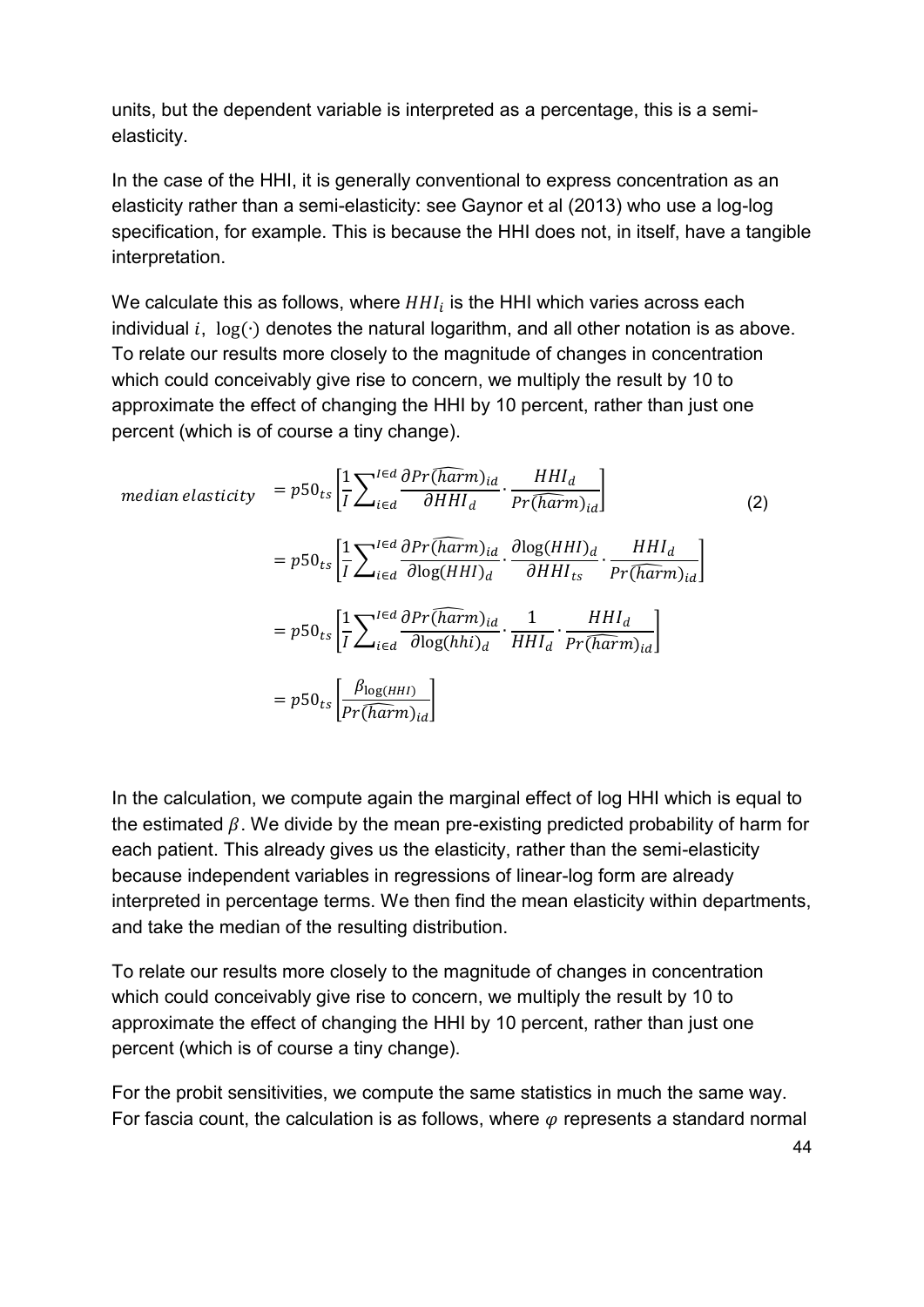units, but the dependent variable is interpreted as a percentage, this is a semi-elasticity.

In the case of the HHI, it is generally conventional to express concentration as an elasticity rather than a semi-elasticity: see Gaynor et al (2013) who use a log-log specification, for example. This is because the HHI does not, in itself, have a tangible interpretation.

We calculate this as follows, where $HHI_i$ is the HHI which varies across each individual $i$, $\log(\cdot)$ denotes the natural logarithm, and all other notation is as above. To relate our results more closely to the magnitude of changes in concentration which could conceivably give rise to concern, we multiply the result by 10 to approximate the effect of changing the HHI by 10 percent, rather than just one percent (which is of course a tiny change).

$$
\begin{aligned}
median\ elasticity \quad &= p50_{ts}\left[\frac{1}{I}\sum_{i\in d}^{I\in d}\frac{\partial Pr(\widehat{harm})_{id}}{\partial HHI_d}\cdot\frac{HHI_d}{Pr(\widehat{harm})_{id}}\right] \qquad (2)\\
&= p50_{ts}\left[\frac{1}{I}\sum_{i\in d}^{I\in d}\frac{\partial Pr(\widehat{harm})_{id}}{\partial \log(HHI)_d}\cdot\frac{\partial \log(HHI)_d}{\partial HHI_{ts}}\cdot\frac{HHI_d}{Pr(\widehat{harm})_{id}}\right]\\
&= p50_{ts}\left[\frac{1}{I}\sum_{i\in d}^{I\in d}\frac{\partial Pr(\widehat{harm})_{id}}{\partial \log(hhi)_d}\cdot\frac{1}{HHI_d}\cdot\frac{HHI_d}{Pr(\widehat{harm})_{id}}\right]\\
&= p50_{ts}\left[\frac{\beta_{\log(HHI)}}{Pr(\widehat{harm})_{id}}\right]
\end{aligned}
$$

In the calculation, we compute again the marginal effect of log HHI which is equal to the estimated $\beta$. We divide by the mean pre-existing predicted probability of harm for each patient. This already gives us the elasticity, rather than the semi-elasticity because independent variables in regressions of linear-log form are already interpreted in percentage terms. We then find the mean elasticity within departments, and take the median of the resulting distribution.

To relate our results more closely to the magnitude of changes in concentration which could conceivably give rise to concern, we multiply the result by 10 to approximate the effect of changing the HHI by 10 percent, rather than just one percent (which is of course a tiny change).

For the probit sensitivities, we compute the same statistics in much the same way. For fascia count, the calculation is as follows, where $\varphi$ represents a standard normal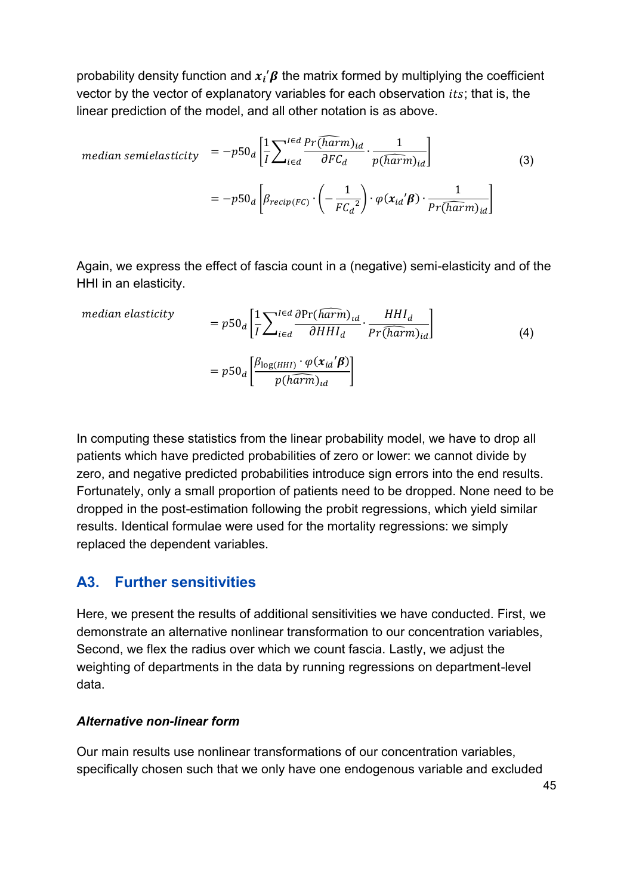probability density function and $\boldsymbol{x_i}'\boldsymbol{\beta}$ the matrix formed by multiplying the coefficient vector by the vector of explanatory variables for each observation $its$; that is, the linear prediction of the model, and all other notation is as above.

$$
\begin{aligned}
median\ semielasticity \quad &= -p50_d\left[\frac{1}{I}\sum_{i\in d}^{I\in d}\frac{Pr\widehat{(harm)}_{id}}{\partial FC_d}\cdot\frac{1}{p\widehat{(harm)}_{id}}\right] \\
&= -p50_d\left[\beta_{recip(FC)}\cdot\left(-\frac{1}{{FC_d}^2}\right)\cdot\varphi(\boldsymbol{x}_{id}'\boldsymbol{\beta})\cdot\frac{1}{Pr\widehat{(harm)}_{id}}\right]
\end{aligned} \tag{3}
$$

Again, we express the effect of fascia count in a (negative) semi-elasticity and of the HHI in an elasticity.

$$
\begin{aligned}
median\ elasticity \quad &= p50_d\left[\frac{1}{I}\sum_{i\in d}^{I\in d}\frac{\partial \Pr\widehat{(harm)}_{id}}{\partial HHI_d}\cdot\frac{HHI_d}{Pr\widehat{(harm)}_{id}}\right] \\
&= p50_d\left[\frac{\beta_{\log(HHI)}\cdot\varphi(\boldsymbol{x}_{id}'\boldsymbol{\beta})}{p\widehat{(harm)}_{\iota d}}\right]
\end{aligned} \tag{4}
$$

In computing these statistics from the linear probability model, we have to drop all patients which have predicted probabilities of zero or lower: we cannot divide by zero, and negative predicted probabilities introduce sign errors into the end results. Fortunately, only a small proportion of patients need to be dropped. None need to be dropped in the post-estimation following the probit regressions, which yield similar results. Identical formulae were used for the mortality regressions: we simply replaced the dependent variables.

## A3. Further sensitivities

Here, we present the results of additional sensitivities we have conducted. First, we demonstrate an alternative nonlinear transformation to our concentration variables, Second, we flex the radius over which we count fascia. Lastly, we adjust the weighting of departments in the data by running regressions on department-level data.

### *Alternative non-linear form*

Our main results use nonlinear transformations of our concentration variables, specifically chosen such that we only have one endogenous variable and excluded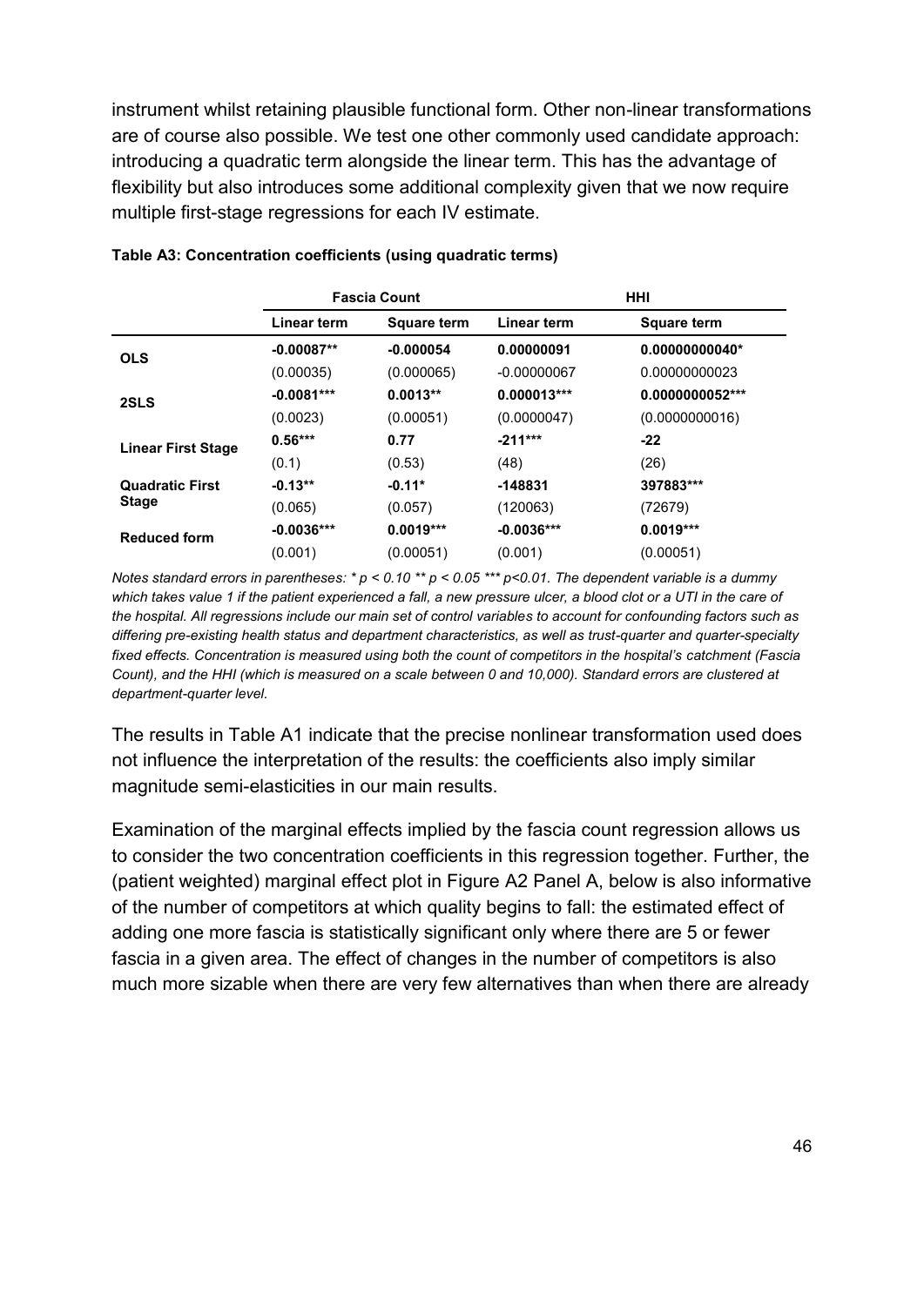instrument whilst retaining plausible functional form. Other non-linear transformations are of course also possible. We test one other commonly used candidate approach: introducing a quadratic term alongside the linear term. This has the advantage of flexibility but also introduces some additional complexity given that we now require multiple first-stage regressions for each IV estimate.

**Table A3: Concentration coefficients (using quadratic terms)**

| | **Fascia Count** | | **HHI** | |
|---|---|---|---|---|
| | **Linear term** | **Square term** | **Linear term** | **Square term** |
| **OLS** | **-0.00087**** | **-0.000054** | **0.00000091** | **0.00000000040*** |
| | (0.00035) | (0.000065) | -0.00000067 | 0.00000000023 |
| **2SLS** | **-0.0081***** | **0.0013**** | **0.000013***** | **0.0000000052***** |
| | (0.0023) | (0.00051) | (0.0000047) | (0.0000000016) |
| **Linear First Stage** | **0.56***** | **0.77** | **-211***** | **-22** |
| | (0.1) | (0.53) | (48) | (26) |
| **Quadratic First Stage** | **-0.13**** | **-0.11*** | **-148831** | **397883***** |
| | (0.065) | (0.057) | (120063) | (72679) |
| **Reduced form** | **-0.0036***** | **0.0019***** | **-0.0036***** | **0.0019***** |
| | (0.001) | (0.00051) | (0.001) | (0.00051) |

*Notes standard errors in parentheses: * $p < 0.10$ ** $p < 0.05$ *** $p<0.01$. The dependent variable is a dummy which takes value 1 if the patient experienced a fall, a new pressure ulcer, a blood clot or a UTI in the care of the hospital. All regressions include our main set of control variables to account for confounding factors such as differing pre-existing health status and department characteristics, as well as trust-quarter and quarter-specialty fixed effects. Concentration is measured using both the count of competitors in the hospital's catchment (Fascia Count), and the HHI (which is measured on a scale between 0 and 10,000). Standard errors are clustered at department-quarter level.*

The results in Table A1 indicate that the precise nonlinear transformation used does not influence the interpretation of the results: the coefficients also imply similar magnitude semi-elasticities in our main results.

Examination of the marginal effects implied by the fascia count regression allows us to consider the two concentration coefficients in this regression together. Further, the (patient weighted) marginal effect plot in Figure A2 Panel A, below is also informative of the number of competitors at which quality begins to fall: the estimated effect of adding one more fascia is statistically significant only where there are 5 or fewer fascia in a given area. The effect of changes in the number of competitors is also much more sizable when there are very few alternatives than when there are already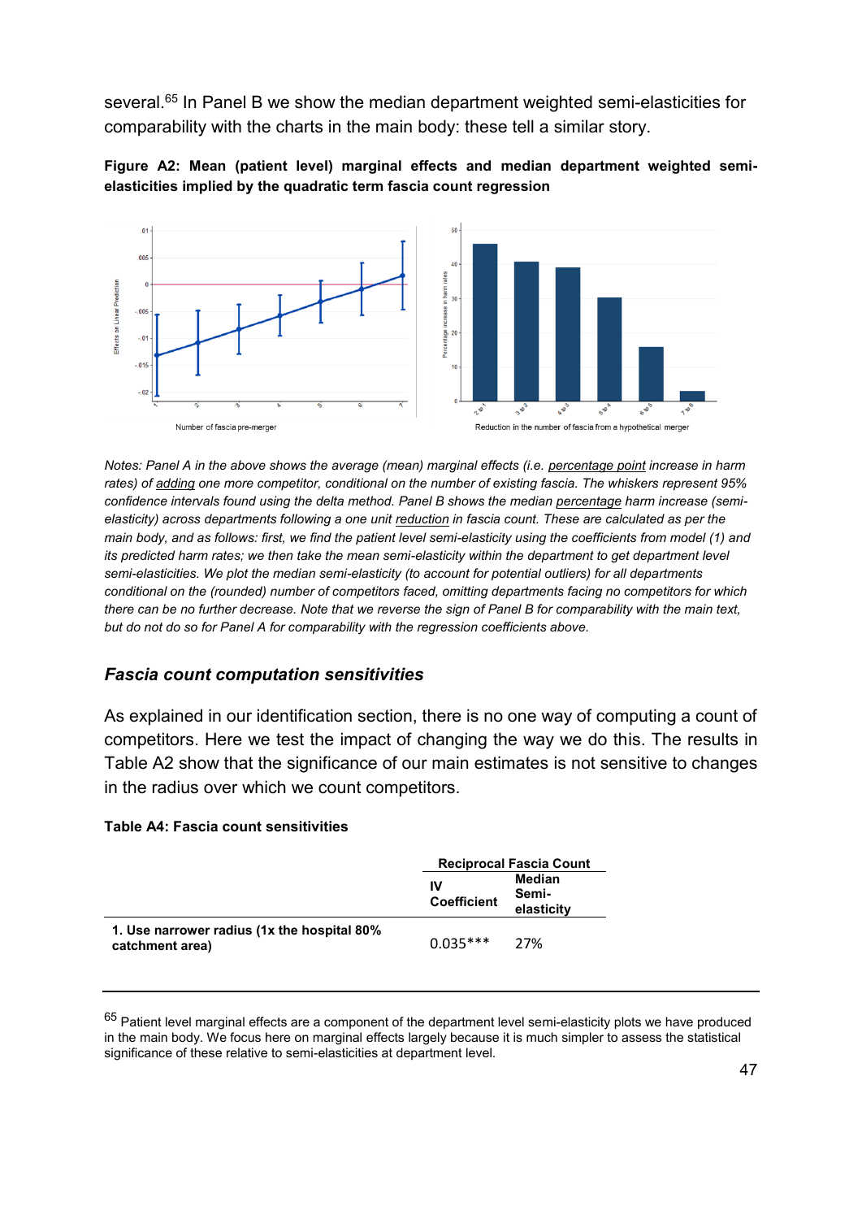several.[65] In Panel B we show the median department weighted semi-elasticities for comparability with the charts in the main body: these tell a similar story.

**Figure A2: Mean (patient level) marginal effects and median department weighted semi-elasticities implied by the quadratic term fascia count regression**

*Notes: Panel A in the above shows the average (mean) marginal effects (i.e. percentage point increase in harm rates) of adding one more competitor, conditional on the number of existing fascia. The whiskers represent 95% confidence intervals found using the delta method. Panel B shows the median percentage harm increase (semi-elasticity) across departments following a one unit reduction in fascia count. These are calculated as per the main body, and as follows: first, we find the patient level semi-elasticity using the coefficients from model (1) and its predicted harm rates; we then take the mean semi-elasticity within the department to get department level semi-elasticities. We plot the median semi-elasticity (to account for potential outliers) for all departments conditional on the (rounded) number of competitors faced, omitting departments facing no competitors for which there can be no further decrease. Note that we reverse the sign of Panel B for comparability with the main text, but do not do so for Panel A for comparability with the regression coefficients above.*

### *Fascia count computation sensitivities*

As explained in our identification section, there is no one way of computing a count of competitors. Here we test the impact of changing the way we do this. The results in Table A2 show that the significance of our main estimates is not sensitive to changes in the radius over which we count competitors.

**Table A4: Fascia count sensitivities**

| | Reciprocal Fascia Count | |
|---|---|---|
| | **IV Coefficient** | **Median Semi-elasticity** |
| **1. Use narrower radius (1x the hospital 80% catchment area)** | 0.035*** | 27% |

[65] Patient level marginal effects are a component of the department level semi-elasticity plots we have produced in the main body. We focus here on marginal effects largely because it is much simpler to assess the statistical significance of these relative to semi-elasticities at department level.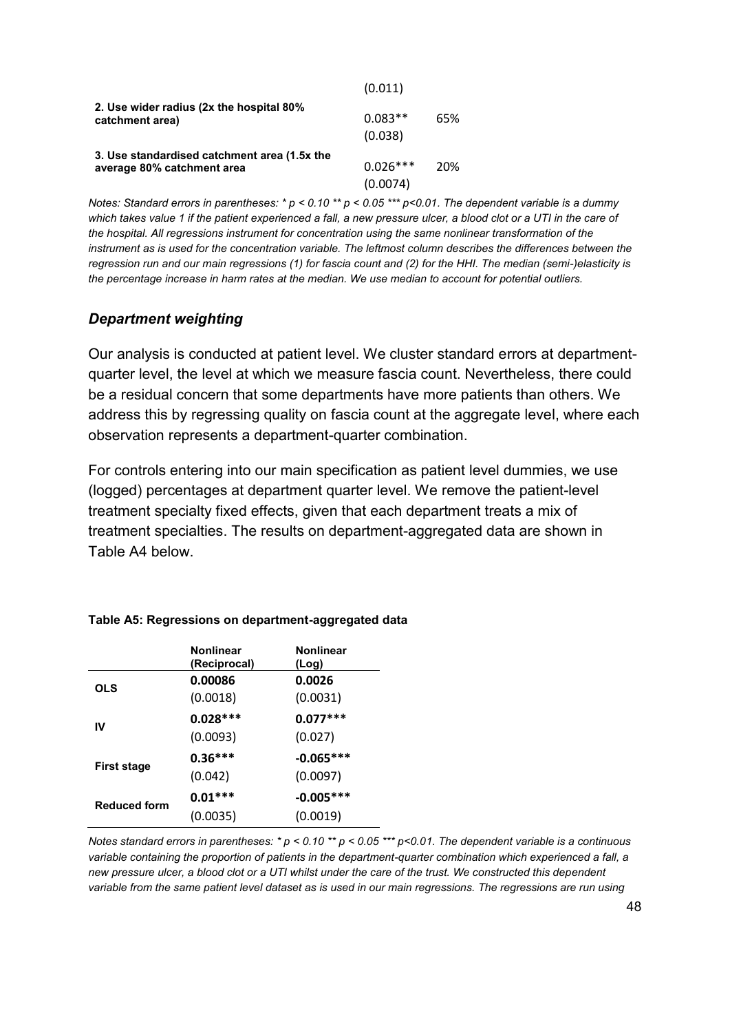| | | |
|---|---|---|
| | (0.011) | |
| **2. Use wider radius (2x the hospital 80% catchment area)** | 0.083** | 65% |
| | (0.038) | |
| **3. Use standardised catchment area (1.5x the average 80% catchment area** | 0.026*** | 20% |
| | (0.0074) | |

*Notes: Standard errors in parentheses: * p < 0.10 ** p < 0.05 *** p<0.01. The dependent variable is a dummy which takes value 1 if the patient experienced a fall, a new pressure ulcer, a blood clot or a UTI in the care of the hospital. All regressions instrument for concentration using the same nonlinear transformation of the instrument as is used for the concentration variable. The leftmost column describes the differences between the regression run and our main regressions (1) for fascia count and (2) for the HHI. The median (semi-)elasticity is the percentage increase in harm rates at the median. We use median to account for potential outliers.*

### *Department weighting*

Our analysis is conducted at patient level. We cluster standard errors at department-quarter level, the level at which we measure fascia count. Nevertheless, there could be a residual concern that some departments have more patients than others. We address this by regressing quality on fascia count at the aggregate level, where each observation represents a department-quarter combination.

For controls entering into our main specification as patient level dummies, we use (logged) percentages at department quarter level. We remove the patient-level treatment specialty fixed effects, given that each department treats a mix of treatment specialties. The results on department-aggregated data are shown in Table A4 below.

**Table A5: Regressions on department-aggregated data**

| | Nonlinear (Reciprocal) | Nonlinear (Log) |
|---|---|---|
| **OLS** | **0.00086** | **0.0026** |
| | (0.0018) | (0.0031) |
| **IV** | **0.028*** ** | **0.077*** ** |
| | (0.0093) | (0.027) |
| **First stage** | **0.36*** ** | **-0.065*** ** |
| | (0.042) | (0.0097) |
| **Reduced form** | **0.01*** ** | **-0.005*** ** |
| | (0.0035) | (0.0019) |

*Notes standard errors in parentheses: * p < 0.10 ** p < 0.05 *** p<0.01. The dependent variable is a continuous variable containing the proportion of patients in the department-quarter combination which experienced a fall, a new pressure ulcer, a blood clot or a UTI whilst under the care of the trust. We constructed this dependent variable from the same patient level dataset as is used in our main regressions. The regressions are run using*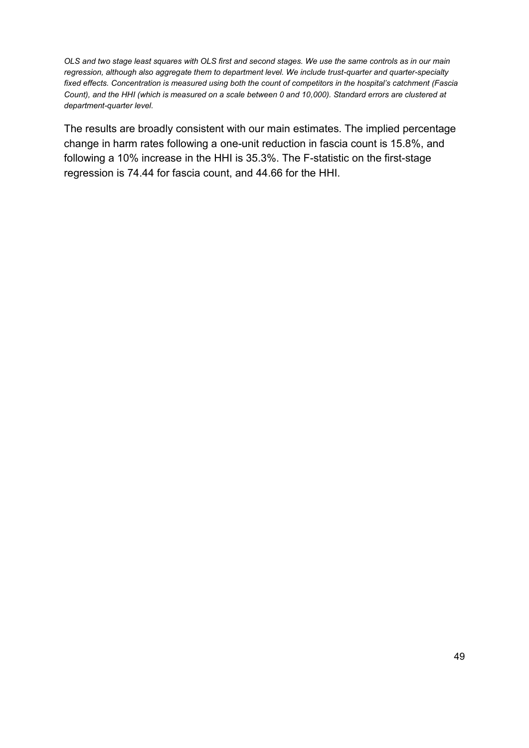*OLS and two stage least squares with OLS first and second stages. We use the same controls as in our main regression, although also aggregate them to department level. We include trust-quarter and quarter-specialty fixed effects. Concentration is measured using both the count of competitors in the hospital's catchment (Fascia Count), and the HHI (which is measured on a scale between 0 and 10,000). Standard errors are clustered at department-quarter level.*

The results are broadly consistent with our main estimates. The implied percentage change in harm rates following a one-unit reduction in fascia count is 15.8%, and following a 10% increase in the HHI is 35.3%. The F-statistic on the first-stage regression is 74.44 for fascia count, and 44.66 for the HHI.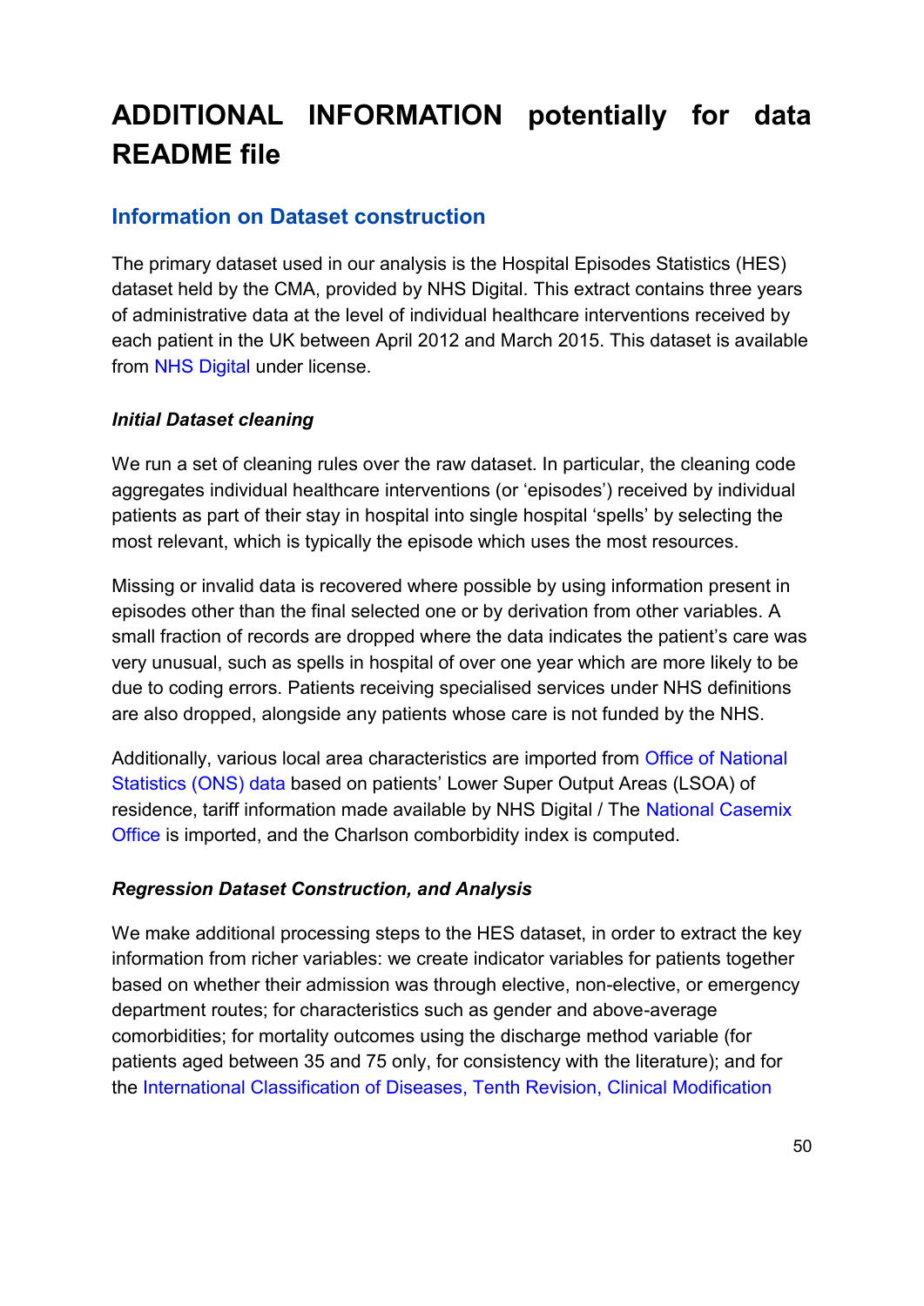# ADDITIONAL INFORMATION potentially for data README file

## Information on Dataset construction

The primary dataset used in our analysis is the Hospital Episodes Statistics (HES) dataset held by the CMA, provided by NHS Digital. This extract contains three years of administrative data at the level of individual healthcare interventions received by each patient in the UK between April 2012 and March 2015. This dataset is available from NHS Digital under license.

### *Initial Dataset cleaning*

We run a set of cleaning rules over the raw dataset. In particular, the cleaning code aggregates individual healthcare interventions (or 'episodes') received by individual patients as part of their stay in hospital into single hospital 'spells' by selecting the most relevant, which is typically the episode which uses the most resources.

Missing or invalid data is recovered where possible by using information present in episodes other than the final selected one or by derivation from other variables. A small fraction of records are dropped where the data indicates the patient's care was very unusual, such as spells in hospital of over one year which are more likely to be due to coding errors. Patients receiving specialised services under NHS definitions are also dropped, alongside any patients whose care is not funded by the NHS.

Additionally, various local area characteristics are imported from Office of National Statistics (ONS) data based on patients' Lower Super Output Areas (LSOA) of residence, tariff information made available by NHS Digital / The National Casemix Office is imported, and the Charlson comborbidity index is computed.

### *Regression Dataset Construction, and Analysis*

We make additional processing steps to the HES dataset, in order to extract the key information from richer variables: we create indicator variables for patients together based on whether their admission was through elective, non-elective, or emergency department routes; for characteristics such as gender and above-average comorbidities; for mortality outcomes using the discharge method variable (for patients aged between 35 and 75 only, for consistency with the literature); and for the International Classification of Diseases, Tenth Revision, Clinical Modification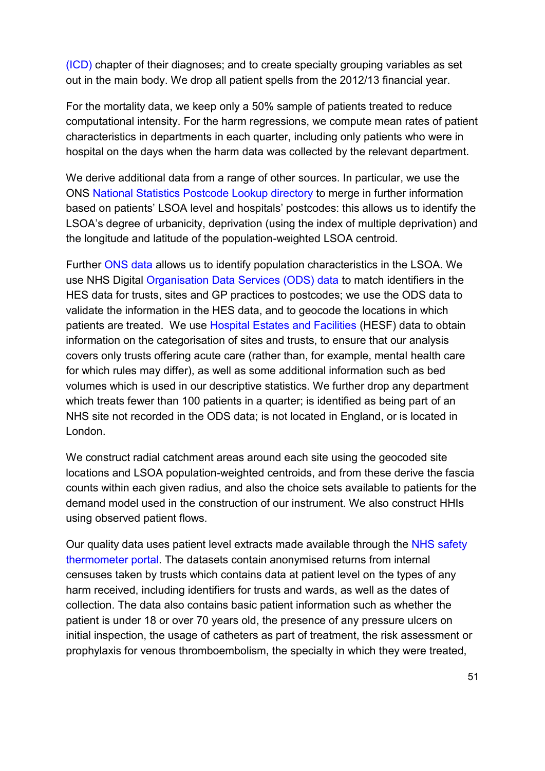(ICD) chapter of their diagnoses; and to create specialty grouping variables as set out in the main body. We drop all patient spells from the 2012/13 financial year.

For the mortality data, we keep only a 50% sample of patients treated to reduce computational intensity. For the harm regressions, we compute mean rates of patient characteristics in departments in each quarter, including only patients who were in hospital on the days when the harm data was collected by the relevant department.

We derive additional data from a range of other sources. In particular, we use the ONS National Statistics Postcode Lookup directory to merge in further information based on patients' LSOA level and hospitals' postcodes: this allows us to identify the LSOA's degree of urbanicity, deprivation (using the index of multiple deprivation) and the longitude and latitude of the population-weighted LSOA centroid.

Further ONS data allows us to identify population characteristics in the LSOA. We use NHS Digital Organisation Data Services (ODS) data to match identifiers in the HES data for trusts, sites and GP practices to postcodes; we use the ODS data to validate the information in the HES data, and to geocode the locations in which patients are treated. We use Hospital Estates and Facilities (HESF) data to obtain information on the categorisation of sites and trusts, to ensure that our analysis covers only trusts offering acute care (rather than, for example, mental health care for which rules may differ), as well as some additional information such as bed volumes which is used in our descriptive statistics. We further drop any department which treats fewer than 100 patients in a quarter; is identified as being part of an NHS site not recorded in the ODS data; is not located in England, or is located in London.

We construct radial catchment areas around each site using the geocoded site locations and LSOA population-weighted centroids, and from these derive the fascia counts within each given radius, and also the choice sets available to patients for the demand model used in the construction of our instrument. We also construct HHIs using observed patient flows.

Our quality data uses patient level extracts made available through the NHS safety thermometer portal. The datasets contain anonymised returns from internal censuses taken by trusts which contains data at patient level on the types of any harm received, including identifiers for trusts and wards, as well as the dates of collection. The data also contains basic patient information such as whether the patient is under 18 or over 70 years old, the presence of any pressure ulcers on initial inspection, the usage of catheters as part of treatment, the risk assessment or prophylaxis for venous thromboembolism, the specialty in which they were treated,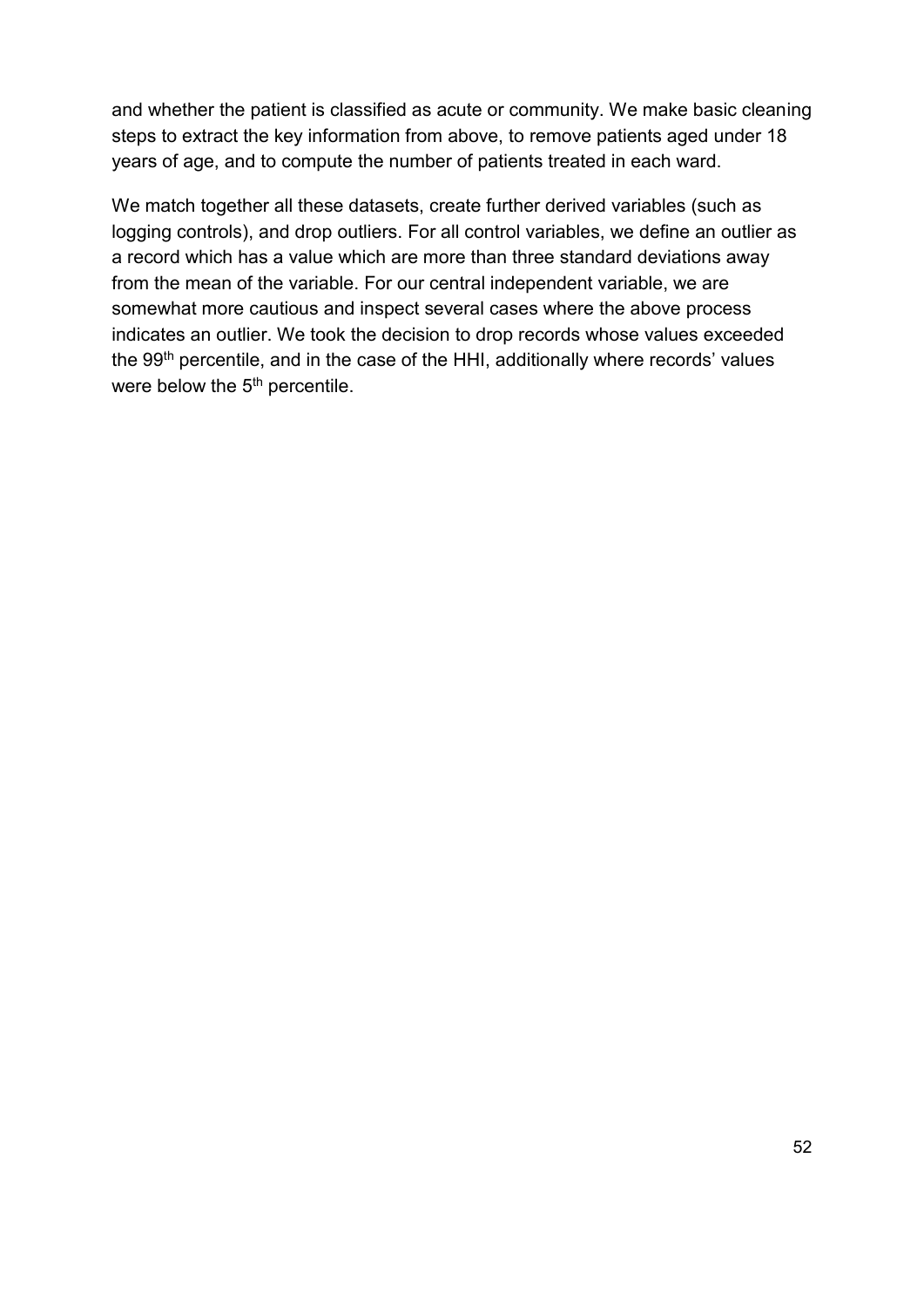and whether the patient is classified as acute or community. We make basic cleaning steps to extract the key information from above, to remove patients aged under 18 years of age, and to compute the number of patients treated in each ward.

We match together all these datasets, create further derived variables (such as logging controls), and drop outliers. For all control variables, we define an outlier as a record which has a value which are more than three standard deviations away from the mean of the variable. For our central independent variable, we are somewhat more cautious and inspect several cases where the above process indicates an outlier. We took the decision to drop records whose values exceeded the 99$^{th}$ percentile, and in the case of the HHI, additionally where records' values were below the 5$^{th}$ percentile.